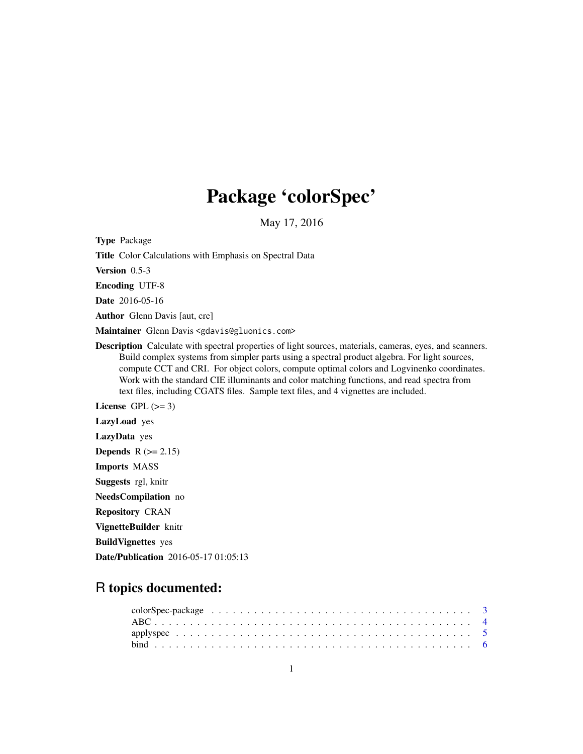# Package 'colorSpec'

May 17, 2016

**Type** Package

**Title** Color Calculations with Emphasis on Spectral Data

**Version** 0.5-3

**Encoding** UTF-8

**Date** 2016-05-16

**Author** Glenn Davis [aut, cre]

**Maintainer** Glenn Davis <gdavis@gluonics.com>

**Description** Calculate with spectral properties of light sources, materials, cameras, eyes, and scanners. Build complex systems from simpler parts using a spectral product algebra. For light sources, compute CCT and CRI. For object colors, compute optimal colors and Logvinenko coordinates. Work with the standard CIE illuminants and color matching functions, and read spectra from text files, including CGATS files. Sample text files, and 4 vignettes are included.

**License** GPL (>= 3)

**LazyLoad** yes

**LazyData** yes

**Depends** R (>= 2.15)

**Imports** MASS

**Suggests** rgl, knitr

**NeedsCompilation** no

**Repository** CRAN

**VignetteBuilder** knitr

**BuildVignettes** yes

**Date/Publication** 2016-05-17 01:05:13

## R topics documented:

| | |
|---|---|
| colorSpec-package | 3 |
| ABC | 4 |
| applyspec | 5 |
| bind | 6 |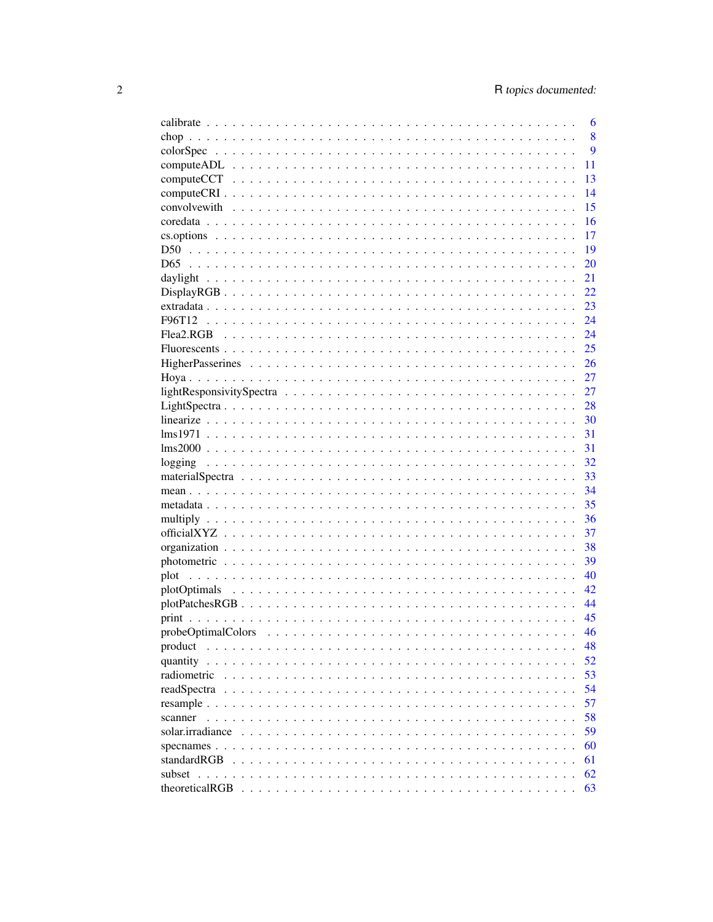| | |
|---|---|
| calibrate | 6 |
| chop | 8 |
| colorSpec | 9 |
| computeADL | 11 |
| computeCCT | 13 |
| computeCRI | 14 |
| convolvewith | 15 |
| coredata | 16 |
| cs.options | 17 |
| D50 | 19 |
| D65 | 20 |
| daylight | 21 |
| DisplayRGB | 22 |
| extradata | 23 |
| F96T12 | 24 |
| Flea2.RGB | 24 |
| Fluorescents | 25 |
| HigherPasserines | 26 |
| Hoya | 27 |
| lightResponsivitySpectra | 27 |
| LightSpectra | 28 |
| linearize | 30 |
| lms1971 | 31 |
| lms2000 | 31 |
| logging | 32 |
| materialSpectra | 33 |
| mean | 34 |
| metadata | 35 |
| multiply | 36 |
| officialXYZ | 37 |
| organization | 38 |
| photometric | 39 |
| plot | 40 |
| plotOptimals | 42 |
| plotPatchesRGB | 44 |
| print | 45 |
| probeOptimalColors | 46 |
| product | 48 |
| quantity | 52 |
| radiometric | 53 |
| readSpectra | 54 |
| resample | 57 |
| scanner | 58 |
| solar.irradiance | 59 |
| specnames | 60 |
| standardRGB | 61 |
| subset | 62 |
| theoreticalRGB | 63 |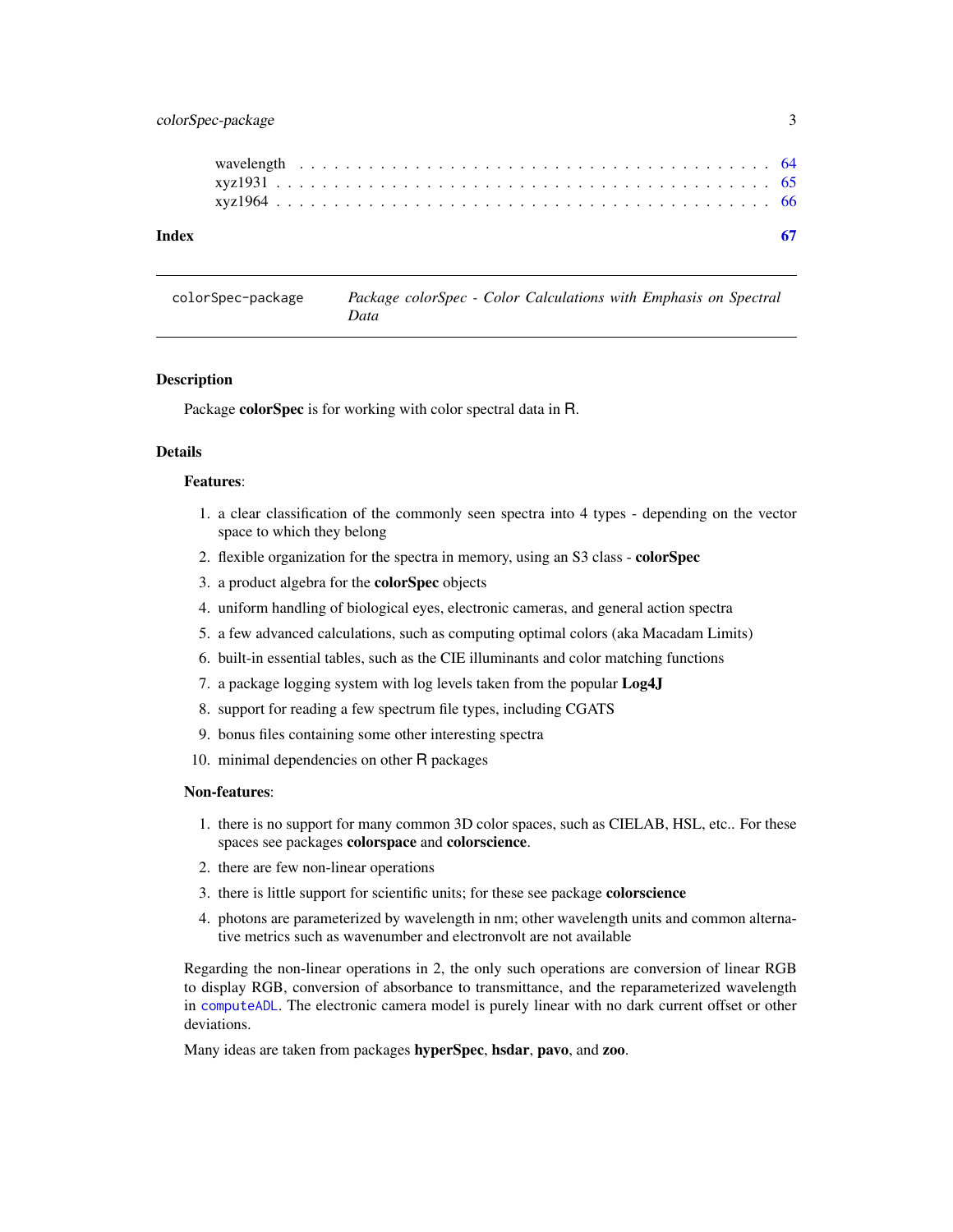wavelength . . . . . . . . . . . . . . . . . . . . . . . . . . . . . . . . . . . . . . 64
xyz1931 . . . . . . . . . . . . . . . . . . . . . . . . . . . . . . . . . . . . . . . 65
xyz1964 . . . . . . . . . . . . . . . . . . . . . . . . . . . . . . . . . . . . . . . 66

**Index** 67

---

`colorSpec-package` *Package colorSpec - Color Calculations with Emphasis on Spectral Data*

---

## Description

Package **colorSpec** is for working with color spectral data in R.

## Details

**Features**:

1. a clear classification of the commonly seen spectra into 4 types - depending on the vector space to which they belong
2. flexible organization for the spectra in memory, using an S3 class - **colorSpec**
3. a product algebra for the **colorSpec** objects
4. uniform handling of biological eyes, electronic cameras, and general action spectra
5. a few advanced calculations, such as computing optimal colors (aka Macadam Limits)
6. built-in essential tables, such as the CIE illuminants and color matching functions
7. a package logging system with log levels taken from the popular **Log4J**
8. support for reading a few spectrum file types, including CGATS
9. bonus files containing some other interesting spectra
10. minimal dependencies on other R packages

**Non-features**:

1. there is no support for many common 3D color spaces, such as CIELAB, HSL, etc.. For these spaces see packages **colorspace** and **colorscience**.
2. there are few non-linear operations
3. there is little support for scientific units; for these see package **colorscience**
4. photons are parameterized by wavelength in nm; other wavelength units and common alternative metrics such as wavenumber and electronvolt are not available

Regarding the non-linear operations in 2, the only such operations are conversion of linear RGB to display RGB, conversion of absorbance to transmittance, and the reparameterized wavelength in `computeADL`. The electronic camera model is purely linear with no dark current offset or other deviations.

Many ideas are taken from packages **hyperSpec**, **hsdar**, **pavo**, and **zoo**.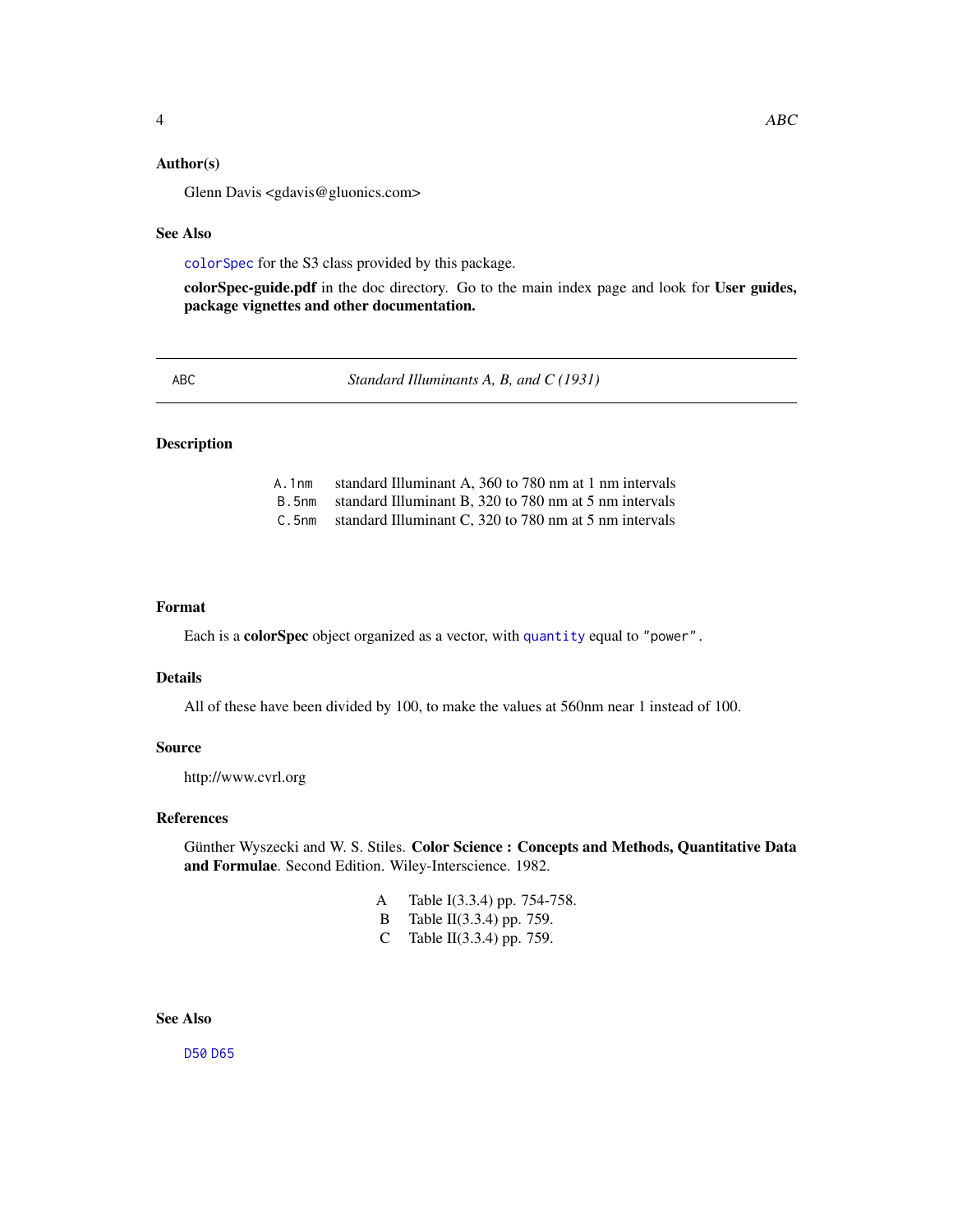### Author(s)

Glenn Davis <gdavis@gluonics.com>

### See Also

`colorSpec` for the S3 class provided by this package.

**colorSpec-guide.pdf** in the doc directory. Go to the main index page and look for **User guides, package vignettes and other documentation.**

---

## ABC — *Standard Illuminants A, B, and C (1931)*

---

### Description

| | |
|---|---|
| `A.1nm` | standard Illuminant A, 360 to 780 nm at 1 nm intervals |
| `B.5nm` | standard Illuminant B, 320 to 780 nm at 5 nm intervals |
| `C.5nm` | standard Illuminant C, 320 to 780 nm at 5 nm intervals |

### Format

Each is a **colorSpec** object organized as a vector, with `quantity` equal to `"power"`.

### Details

All of these have been divided by 100, to make the values at 560nm near 1 instead of 100.

### Source

http://www.cvrl.org

### References

Günther Wyszecki and W. S. Stiles. **Color Science : Concepts and Methods, Quantitative Data and Formulae**. Second Edition. Wiley-Interscience. 1982.

| | |
|---|---|
| A | Table I(3.3.4) pp. 754-758. |
| B | Table II(3.3.4) pp. 759. |
| C | Table II(3.3.4) pp. 759. |

### See Also

`D50` `D65`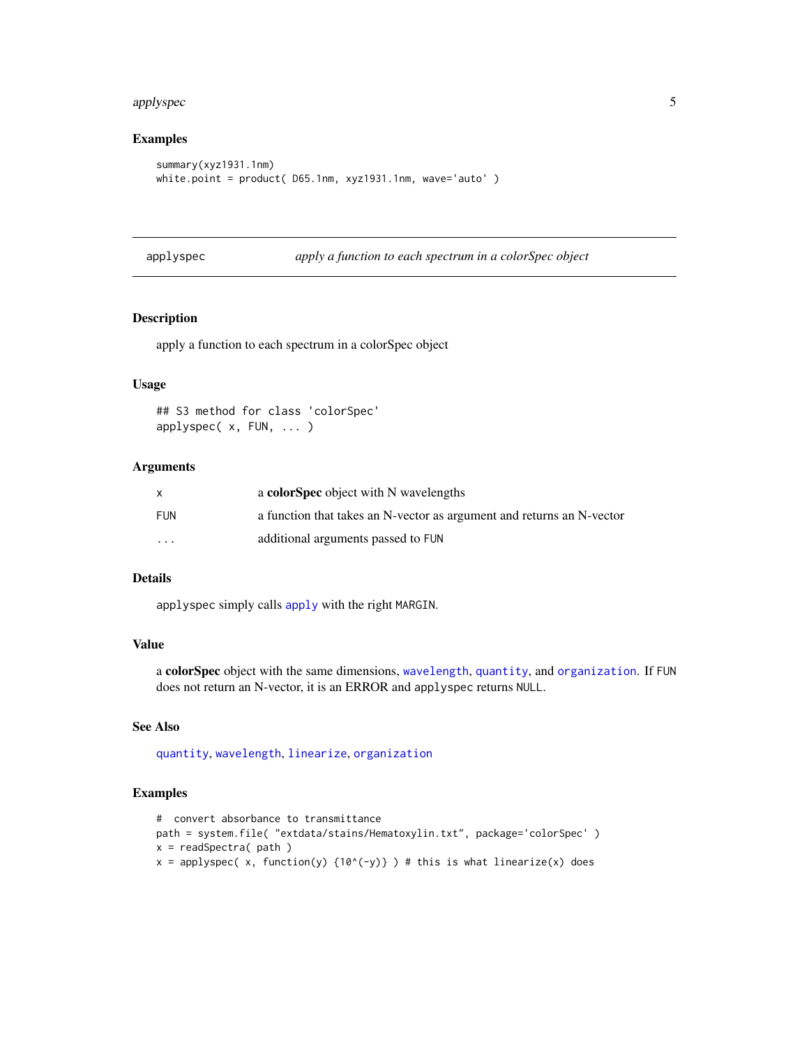## Examples

```
summary(xyz1931.1nm)
white.point = product( D65.1nm, xyz1931.1nm, wave='auto' )
```

---

# applyspec — *apply a function to each spectrum in a colorSpec object*

---

### Description

apply a function to each spectrum in a colorSpec object

### Usage

```
## S3 method for class 'colorSpec'
applyspec( x, FUN, ... )
```

### Arguments

| | |
|---|---|
| x | a **colorSpec** object with N wavelengths |
| FUN | a function that takes an N-vector as argument and returns an N-vector |
| ... | additional arguments passed to FUN |

### Details

applyspec simply calls apply with the right MARGIN.

### Value

a **colorSpec** object with the same dimensions, wavelength, quantity, and organization. If FUN does not return an N-vector, it is an ERROR and applyspec returns NULL.

### See Also

quantity, wavelength, linearize, organization

### Examples

```
#  convert absorbance to transmittance
path = system.file( "extdata/stains/Hematoxylin.txt", package='colorSpec' )
x = readSpectra( path )
x = applyspec( x, function(y) {10^(-y)} ) # this is what linearize(x) does
```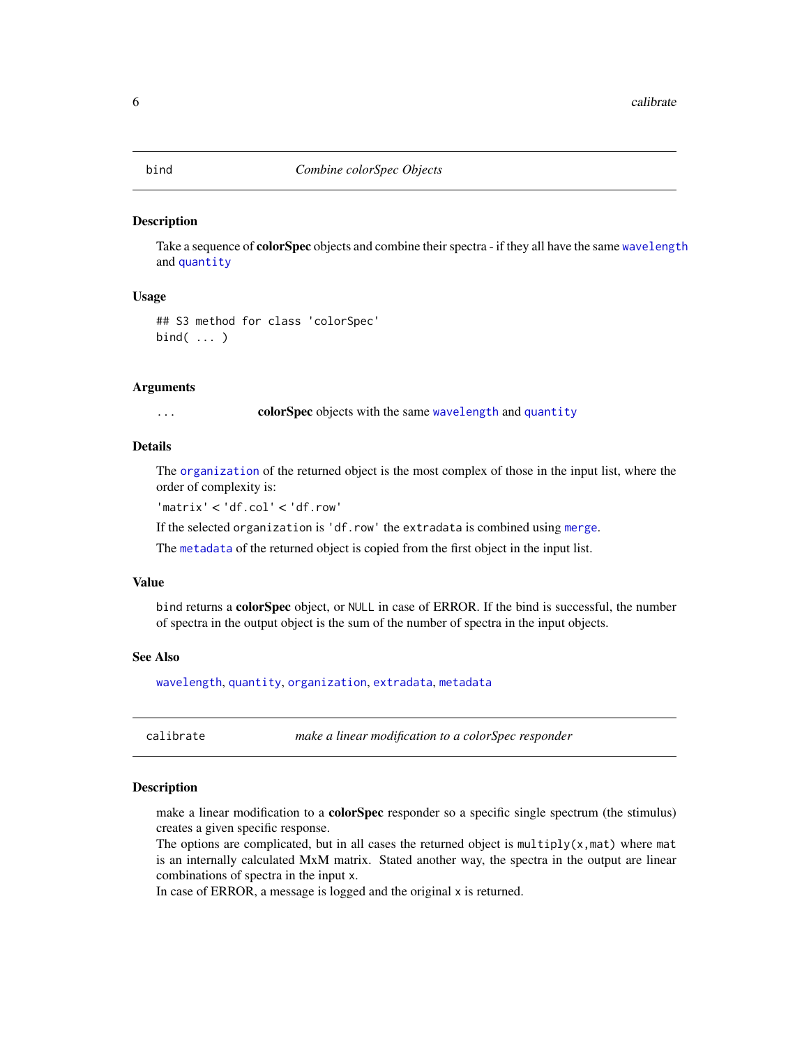## bind — *Combine colorSpec Objects*

### Description

Take a sequence of **colorSpec** objects and combine their spectra - if they all have the same wavelength and quantity

### Usage

```
## S3 method for class 'colorSpec'
bind( ... )
```

### Arguments

`...` **colorSpec** objects with the same wavelength and quantity

### Details

The organization of the returned object is the most complex of those in the input list, where the order of complexity is:

`'matrix'` < `'df.col'` < `'df.row'`

If the selected `organization` is `'df.row'` the `extradata` is combined using merge.

The metadata of the returned object is copied from the first object in the input list.

### Value

`bind` returns a **colorSpec** object, or `NULL` in case of ERROR. If the bind is successful, the number of spectra in the output object is the sum of the number of spectra in the input objects.

### See Also

wavelength, quantity, organization, extradata, metadata

## calibrate — *make a linear modification to a colorSpec responder*

### Description

make a linear modification to a **colorSpec** responder so a specific single spectrum (the stimulus) creates a given specific response.
The options are complicated, but in all cases the returned object is `multiply(x,mat)` where `mat` is an internally calculated MxM matrix. Stated another way, the spectra in the output are linear combinations of spectra in the input `x`.
In case of ERROR, a message is logged and the original `x` is returned.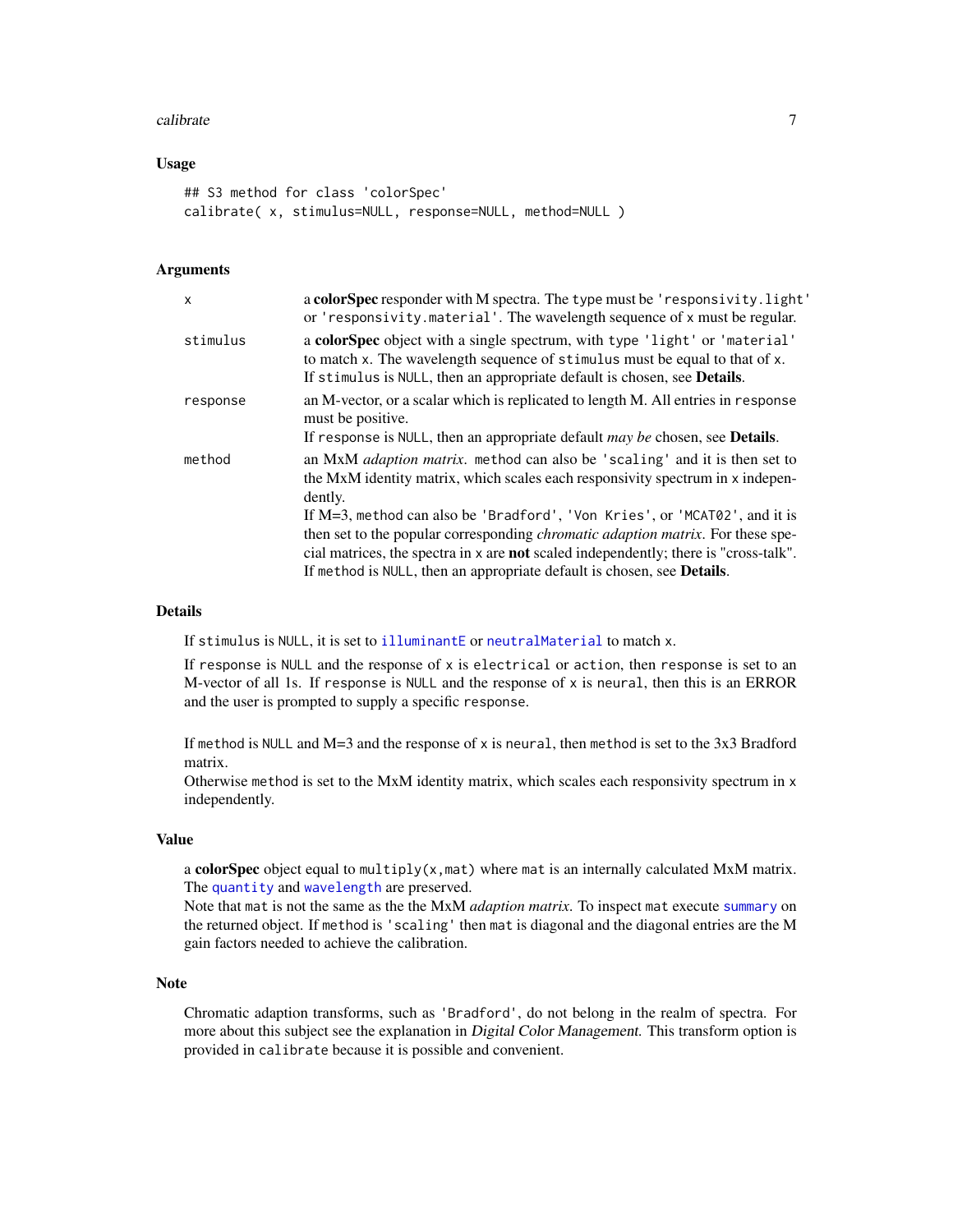### Usage

```
## S3 method for class 'colorSpec'
calibrate( x, stimulus=NULL, response=NULL, method=NULL )
```

### Arguments

| | |
|---|---|
| x | a **colorSpec** responder with M spectra. The type must be 'responsivity.light' or 'responsivity.material'. The wavelength sequence of x must be regular. |
| stimulus | a **colorSpec** object with a single spectrum, with type 'light' or 'material' to match x. The wavelength sequence of stimulus must be equal to that of x. If stimulus is NULL, then an appropriate default is chosen, see **Details**. |
| response | an M-vector, or a scalar which is replicated to length M. All entries in response must be positive. If response is NULL, then an appropriate default *may be* chosen, see **Details**. |
| method | an MxM *adaption matrix*. method can also be 'scaling' and it is then set to the MxM identity matrix, which scales each responsivity spectrum in x independently. If M=3, method can also be 'Bradford', 'Von Kries', or 'MCAT02', and it is then set to the popular corresponding *chromatic adaption matrix*. For these special matrices, the spectra in x are **not** scaled independently; there is "cross-talk". If method is NULL, then an appropriate default is chosen, see **Details**. |

### Details

If stimulus is NULL, it is set to illuminantE or neutralMaterial to match x.

If response is NULL and the response of x is electrical or action, then response is set to an M-vector of all 1s. If response is NULL and the response of x is neural, then this is an ERROR and the user is prompted to supply a specific response.

If method is NULL and M=3 and the response of x is neural, then method is set to the 3x3 Bradford matrix.
Otherwise method is set to the MxM identity matrix, which scales each responsivity spectrum in x independently.

### Value

a **colorSpec** object equal to multiply(x,mat) where mat is an internally calculated MxM matrix. The quantity and wavelength are preserved.
Note that mat is not the same as the the MxM *adaption matrix*. To inspect mat execute summary on the returned object. If method is 'scaling' then mat is diagonal and the diagonal entries are the M gain factors needed to achieve the calibration.

### Note

Chromatic adaption transforms, such as 'Bradford', do not belong in the realm of spectra. For more about this subject see the explanation in *Digital Color Management*. This transform option is provided in calibrate because it is possible and convenient.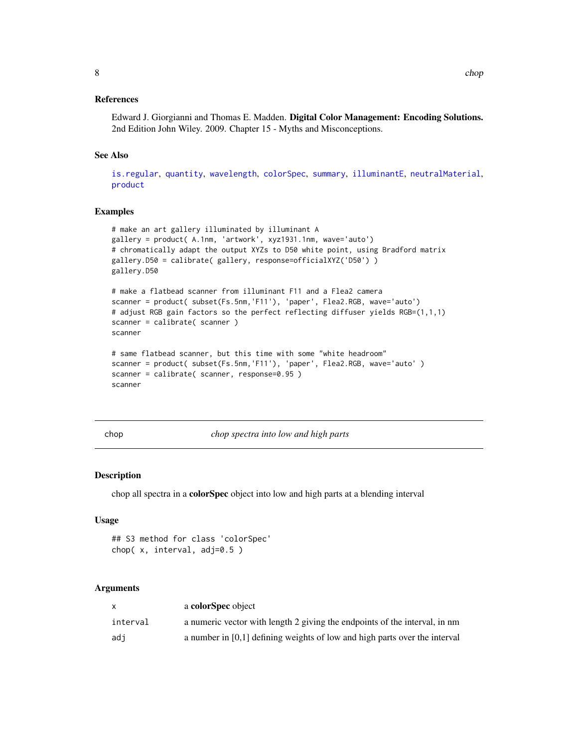### References

Edward J. Giorgianni and Thomas E. Madden. **Digital Color Management: Encoding Solutions.** 2nd Edition John Wiley. 2009. Chapter 15 - Myths and Misconceptions.

### See Also

`is.regular`, `quantity`, `wavelength`, `colorSpec`, `summary`, `illuminantE`, `neutralMaterial`, `product`

### Examples

```
# make an art gallery illuminated by illuminant A
gallery = product( A.1nm, 'artwork', xyz1931.1nm, wave='auto')
# chromatically adapt the output XYZs to D50 white point, using Bradford matrix
gallery.D50 = calibrate( gallery, response=officialXYZ('D50') )
gallery.D50

# make a flatbead scanner from illuminant F11 and a Flea2 camera
scanner = product( subset(Fs.5nm,'F11'), 'paper', Flea2.RGB, wave='auto')
# adjust RGB gain factors so the perfect reflecting diffuser yields RGB=(1,1,1)
scanner = calibrate( scanner )
scanner

# same flatbead scanner, but this time with some "white headroom"
scanner = product( subset(Fs.5nm,'F11'), 'paper', Flea2.RGB, wave='auto' )
scanner = calibrate( scanner, response=0.95 )
scanner
```

---

## chop — *chop spectra into low and high parts*

---

### Description

chop all spectra in a **colorSpec** object into low and high parts at a blending interval

### Usage

```
## S3 method for class 'colorSpec'
chop( x, interval, adj=0.5 )
```

### Arguments

| | |
|---|---|
| `x` | a **colorSpec** object |
| `interval` | a numeric vector with length 2 giving the endpoints of the interval, in nm |
| `adj` | a number in [0,1] defining weights of low and high parts over the interval |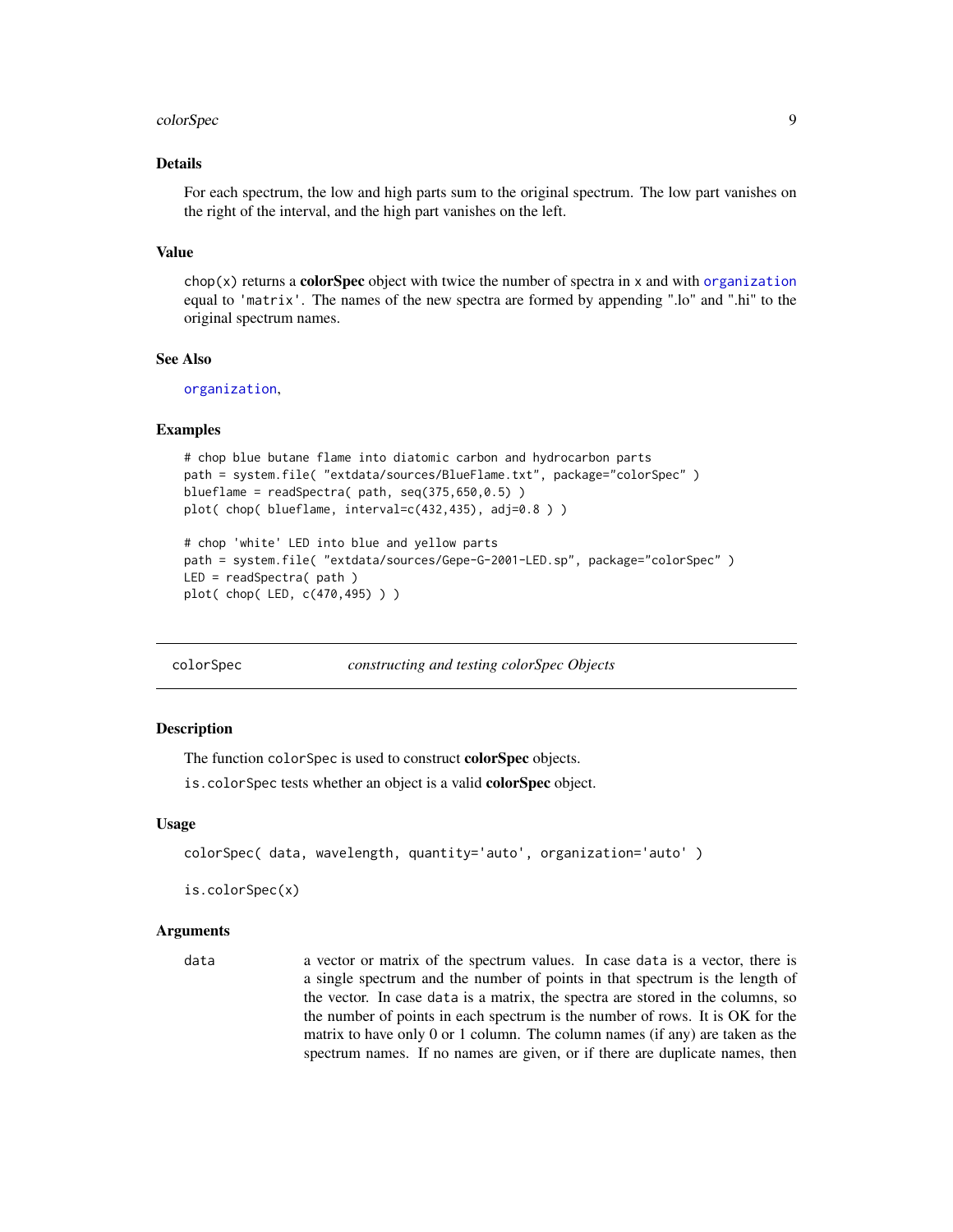### Details

For each spectrum, the low and high parts sum to the original spectrum. The low part vanishes on the right of the interval, and the high part vanishes on the left.

### Value

`chop(x)` returns a **colorSpec** object with twice the number of spectra in x and with organization equal to `'matrix'`. The names of the new spectra are formed by appending ".lo" and ".hi" to the original spectrum names.

### See Also

organization,

### Examples

```
# chop blue butane flame into diatomic carbon and hydrocarbon parts
path = system.file( "extdata/sources/BlueFlame.txt", package="colorSpec" )
blueflame = readSpectra( path, seq(375,650,0.5) )
plot( chop( blueflame, interval=c(432,435), adj=0.8 ) )

# chop 'white' LED into blue and yellow parts
path = system.file( "extdata/sources/Gepe-G-2001-LED.sp", package="colorSpec" )
LED = readSpectra( path )
plot( chop( LED, c(470,495) ) )
```

---

## colorSpec — *constructing and testing colorSpec Objects*

### Description

The function `colorSpec` is used to construct **colorSpec** objects.

`is.colorSpec` tests whether an object is a valid **colorSpec** object.

### Usage

```
colorSpec( data, wavelength, quantity='auto', organization='auto' )

is.colorSpec(x)
```

### Arguments

`data` — a vector or matrix of the spectrum values. In case `data` is a vector, there is a single spectrum and the number of points in that spectrum is the length of the vector. In case `data` is a matrix, the spectra are stored in the columns, so the number of points in each spectrum is the number of rows. It is OK for the matrix to have only 0 or 1 column. The column names (if any) are taken as the spectrum names. If no names are given, or if there are duplicate names, then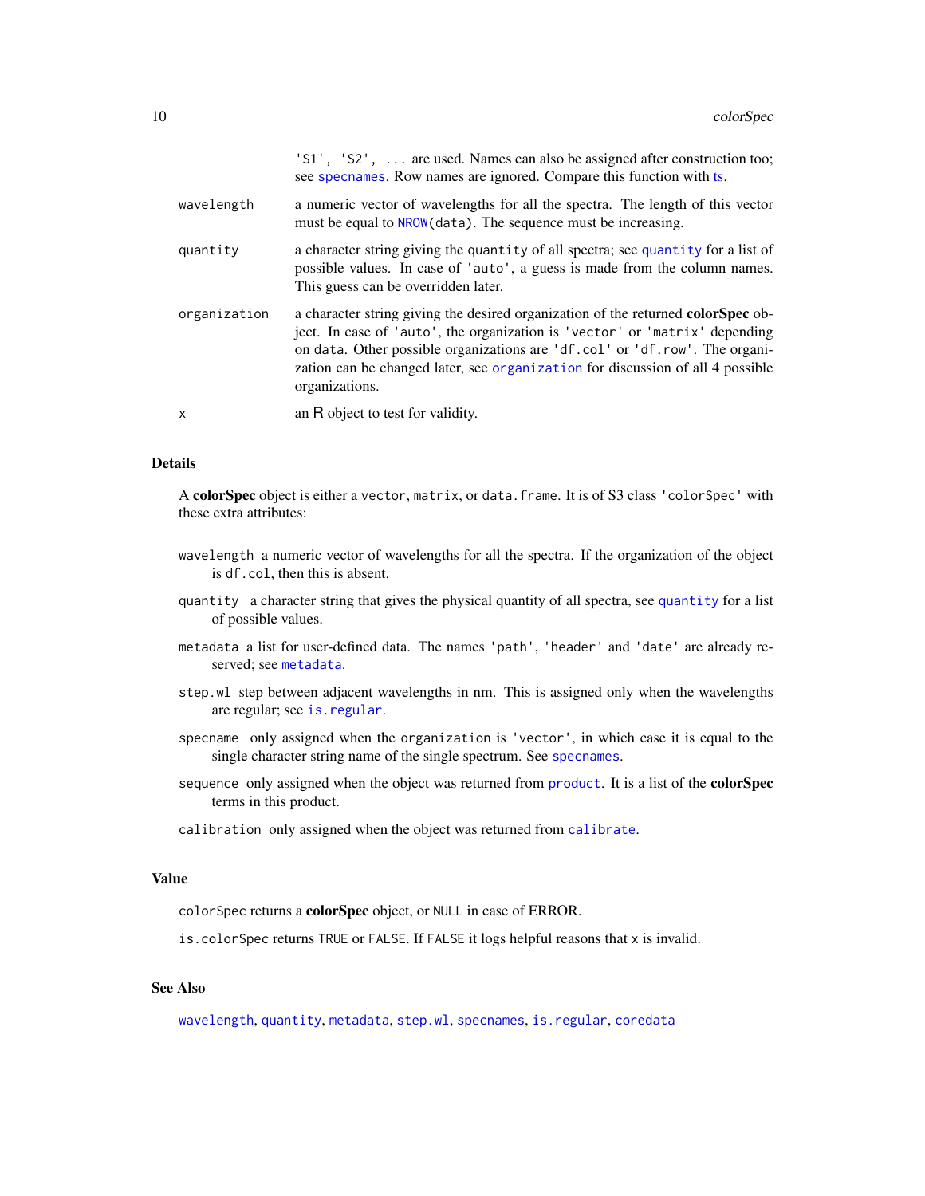'S1', 'S2', ... are used. Names can also be assigned after construction too; see `specnames`. Row names are ignored. Compare this function with `ts`.

`wavelength`
: a numeric vector of wavelengths for all the spectra. The length of this vector must be equal to `NROW(data)`. The sequence must be increasing.

`quantity`
: a character string giving the `quantity` of all spectra; see `quantity` for a list of possible values. In case of `'auto'`, a guess is made from the column names. This guess can be overridden later.

`organization`
: a character string giving the desired organization of the returned **colorSpec** object. In case of `'auto'`, the organization is `'vector'` or `'matrix'` depending on `data`. Other possible organizations are `'df.col'` or `'df.row'`. The organization can be changed later, see `organization` for discussion of all 4 possible organizations.

`x`
: an R object to test for validity.

### Details

A **colorSpec** object is either a `vector`, `matrix`, or `data.frame`. It is of S3 class `'colorSpec'` with these extra attributes:

`wavelength` a numeric vector of wavelengths for all the spectra. If the organization of the object is `df.col`, then this is absent.

`quantity` a character string that gives the physical quantity of all spectra, see `quantity` for a list of possible values.

`metadata` a list for user-defined data. The names `'path'`, `'header'` and `'date'` are already reserved; see `metadata`.

`step.wl` step between adjacent wavelengths in nm. This is assigned only when the wavelengths are regular; see `is.regular`.

`specname` only assigned when the `organization` is `'vector'`, in which case it is equal to the single character string name of the single spectrum. See `specnames`.

`sequence` only assigned when the object was returned from `product`. It is a list of the **colorSpec** terms in this product.

`calibration` only assigned when the object was returned from `calibrate`.

### Value

`colorSpec` returns a **colorSpec** object, or `NULL` in case of ERROR.

`is.colorSpec` returns `TRUE` or `FALSE`. If `FALSE` it logs helpful reasons that `x` is invalid.

### See Also

`wavelength`, `quantity`, `metadata`, `step.wl`, `specnames`, `is.regular`, `coredata`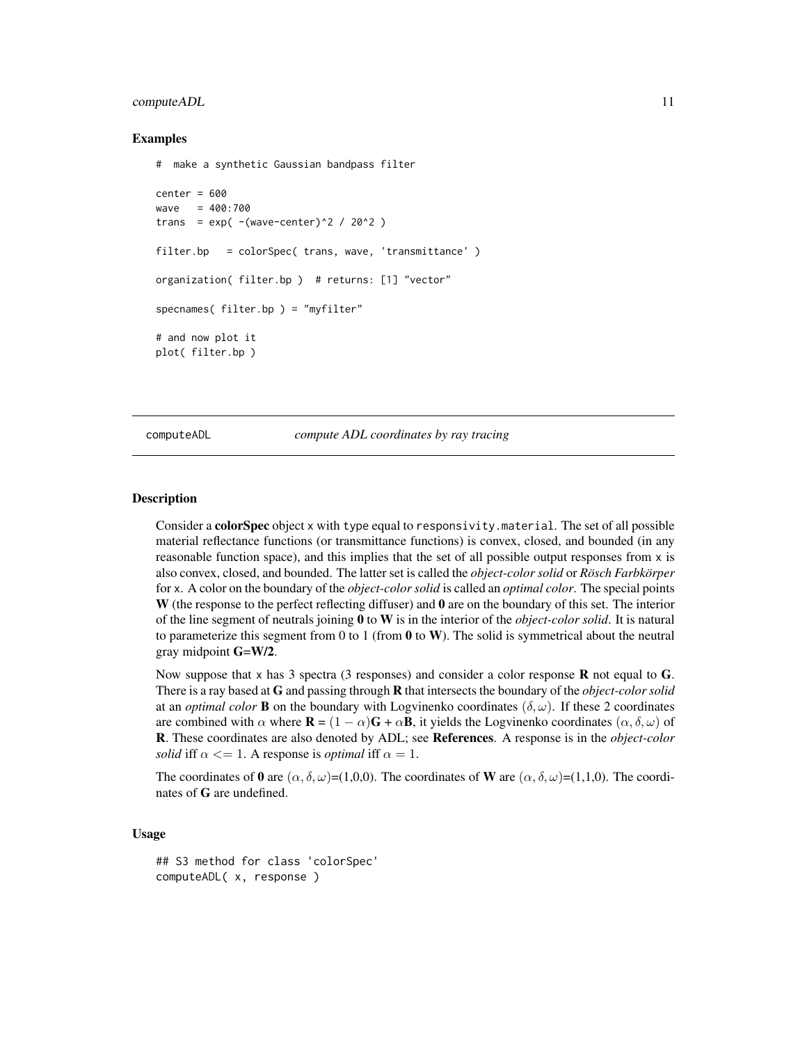### Examples

```
#  make a synthetic Gaussian bandpass filter

center = 600
wave   = 400:700
trans  = exp( -(wave-center)^2 / 20^2 )

filter.bp   = colorSpec( trans, wave, 'transmittance' )

organization( filter.bp )  # returns: [1] "vector"

specnames( filter.bp ) = "myfilter"

# and now plot it
plot( filter.bp )
```

---

## computeADL *compute ADL coordinates by ray tracing*

---

### Description

Consider a **colorSpec** object x with type equal to responsivity.material. The set of all possible material reflectance functions (or transmittance functions) is convex, closed, and bounded (in any reasonable function space), and this implies that the set of all possible output responses from x is also convex, closed, and bounded. The latter set is called the *object-color solid* or *Rösch Farbkörper* for x. A color on the boundary of the *object-color solid* is called an *optimal color*. The special points **W** (the response to the perfect reflecting diffuser) and **0** are on the boundary of this set. The interior of the line segment of neutrals joining **0** to **W** is in the interior of the *object-color solid*. It is natural to parameterize this segment from 0 to 1 (from **0** to **W**). The solid is symmetrical about the neutral gray midpoint **G=W/2**.

Now suppose that x has 3 spectra (3 responses) and consider a color response **R** not equal to **G**. There is a ray based at **G** and passing through **R** that intersects the boundary of the *object-color solid* at an *optimal color* **B** on the boundary with Logvinenko coordinates $(\delta, \omega)$. If these 2 coordinates are combined with $\alpha$ where **R** = $(1-\alpha)$**G** + $\alpha$**B**, it yields the Logvinenko coordinates $(\alpha, \delta, \omega)$ of **R**. These coordinates are also denoted by ADL; see **References**. A response is in the *object-color solid* iff $\alpha <= 1$. A response is *optimal* iff $\alpha = 1$.

The coordinates of **0** are $(\alpha, \delta, \omega)$=(1,0,0). The coordinates of **W** are $(\alpha, \delta, \omega)$=(1,1,0). The coordinates of **G** are undefined.

### Usage

```
## S3 method for class 'colorSpec'
computeADL( x, response )
```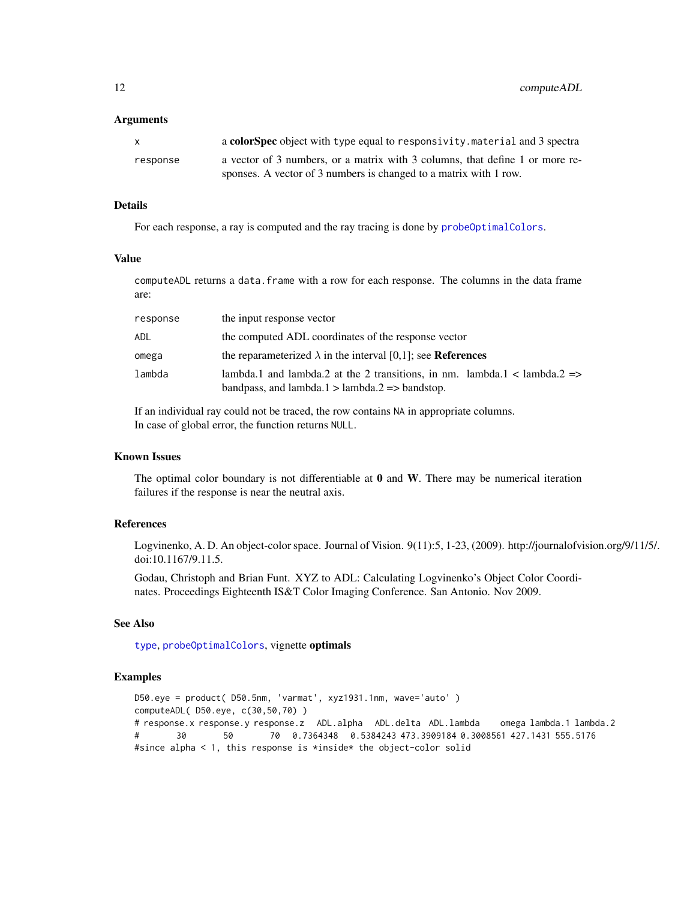### Arguments

| | |
|---|---|
| x | a **colorSpec** object with type equal to `responsivity.material` and 3 spectra |
| response | a vector of 3 numbers, or a matrix with 3 columns, that define 1 or more responses. A vector of 3 numbers is changed to a matrix with 1 row. |

### Details

For each response, a ray is computed and the ray tracing is done by `probeOptimalColors`.

### Value

`computeADL` returns a `data.frame` with a row for each response. The columns in the data frame are:

| | |
|---|---|
| response | the input response vector |
| ADL | the computed ADL coordinates of the response vector |
| omega | the reparameterized $\lambda$ in the interval [0,1]; see **References** |
| lambda | lambda.1 and lambda.2 at the 2 transitions, in nm. lambda.1 < lambda.2 => bandpass, and lambda.1 > lambda.2 => bandstop. |

If an individual ray could not be traced, the row contains `NA` in appropriate columns.
In case of global error, the function returns `NULL`.

### Known Issues

The optimal color boundary is not differentiable at **0** and **W**. There may be numerical iteration failures if the response is near the neutral axis.

### References

Logvinenko, A. D. An object-color space. Journal of Vision. 9(11):5, 1-23, (2009). http://journalofvision.org/9/11/5/. doi:10.1167/9.11.5.

Godau, Christoph and Brian Funt. XYZ to ADL: Calculating Logvinenko's Object Color Coordinates. Proceedings Eighteenth IS&T Color Imaging Conference. San Antonio. Nov 2009.

### See Also

`type`, `probeOptimalColors`, vignette **optimals**

### Examples

```
D50.eye = product( D50.5nm, 'varmat', xyz1931.1nm, wave='auto' )
computeADL( D50.eye, c(30,50,70) )
# response.x response.y response.z   ADL.alpha   ADL.delta  ADL.lambda    omega lambda.1 lambda.2
#       30       50       70   0.7364348   0.5384243 473.3909184 0.3008561 427.1431 555.5176
#since alpha < 1, this response is *inside* the object-color solid
```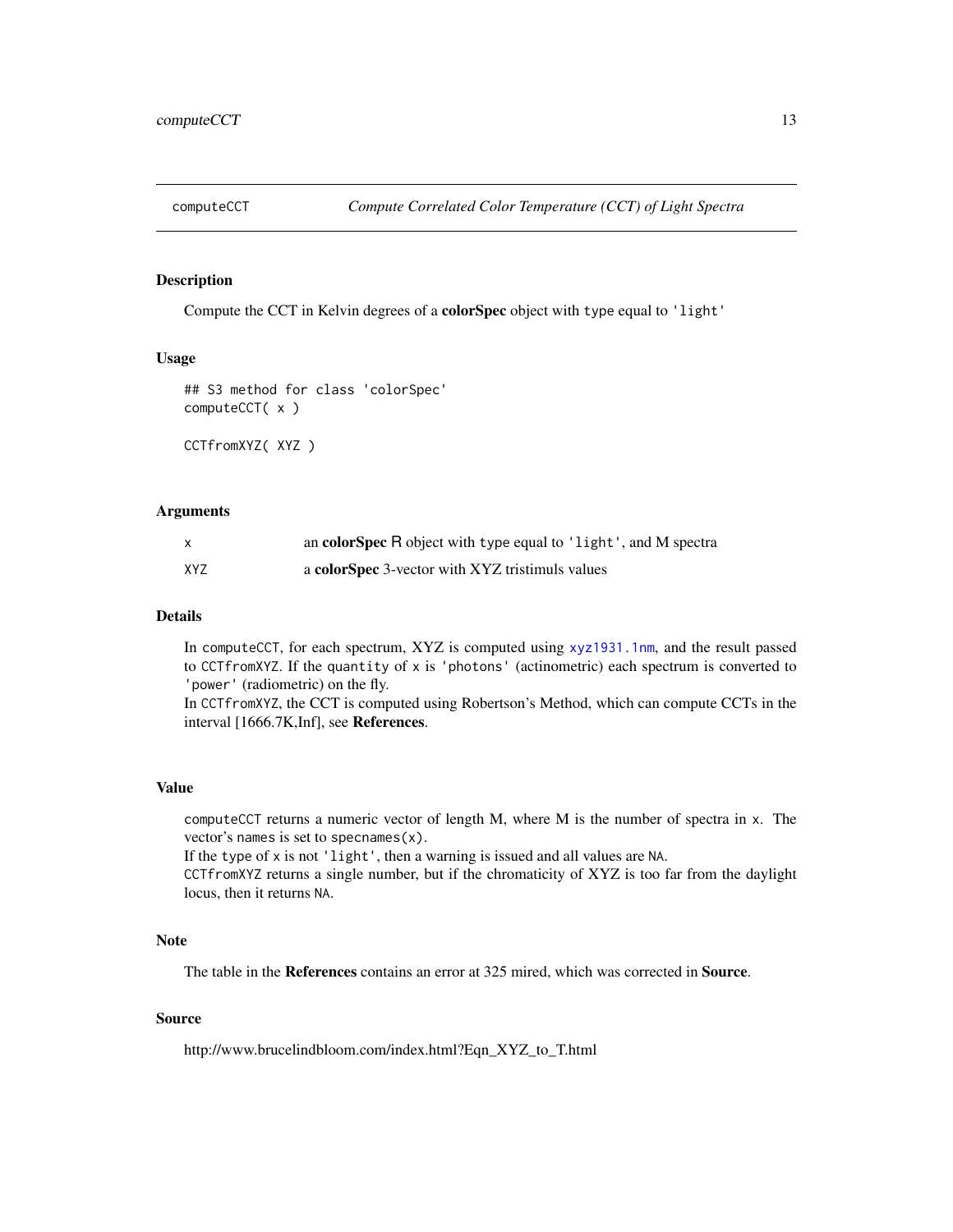computeCCT *Compute Correlated Color Temperature (CCT) of Light Spectra*

### Description

Compute the CCT in Kelvin degrees of a **colorSpec** object with type equal to 'light'

### Usage

```
## S3 method for class 'colorSpec'
computeCCT( x )

CCTfromXYZ( XYZ )
```

### Arguments

| | |
|---|---|
| x | an **colorSpec** R object with type equal to 'light', and M spectra |
| XYZ | a **colorSpec** 3-vector with XYZ tristimuls values |

### Details

In computeCCT, for each spectrum, XYZ is computed using xyz1931.1nm, and the result passed to CCTfromXYZ. If the quantity of x is 'photons' (actinometric) each spectrum is converted to 'power' (radiometric) on the fly.

In CCTfromXYZ, the CCT is computed using Robertson's Method, which can compute CCTs in the interval [1666.7K,Inf], see **References**.

### Value

computeCCT returns a numeric vector of length M, where M is the number of spectra in x. The vector's names is set to specnames(x).

If the type of x is not 'light', then a warning is issued and all values are NA.

CCTfromXYZ returns a single number, but if the chromaticity of XYZ is too far from the daylight locus, then it returns NA.

### Note

The table in the **References** contains an error at 325 mired, which was corrected in **Source**.

### Source

http://www.brucelindbloom.com/index.html?Eqn_XYZ_to_T.html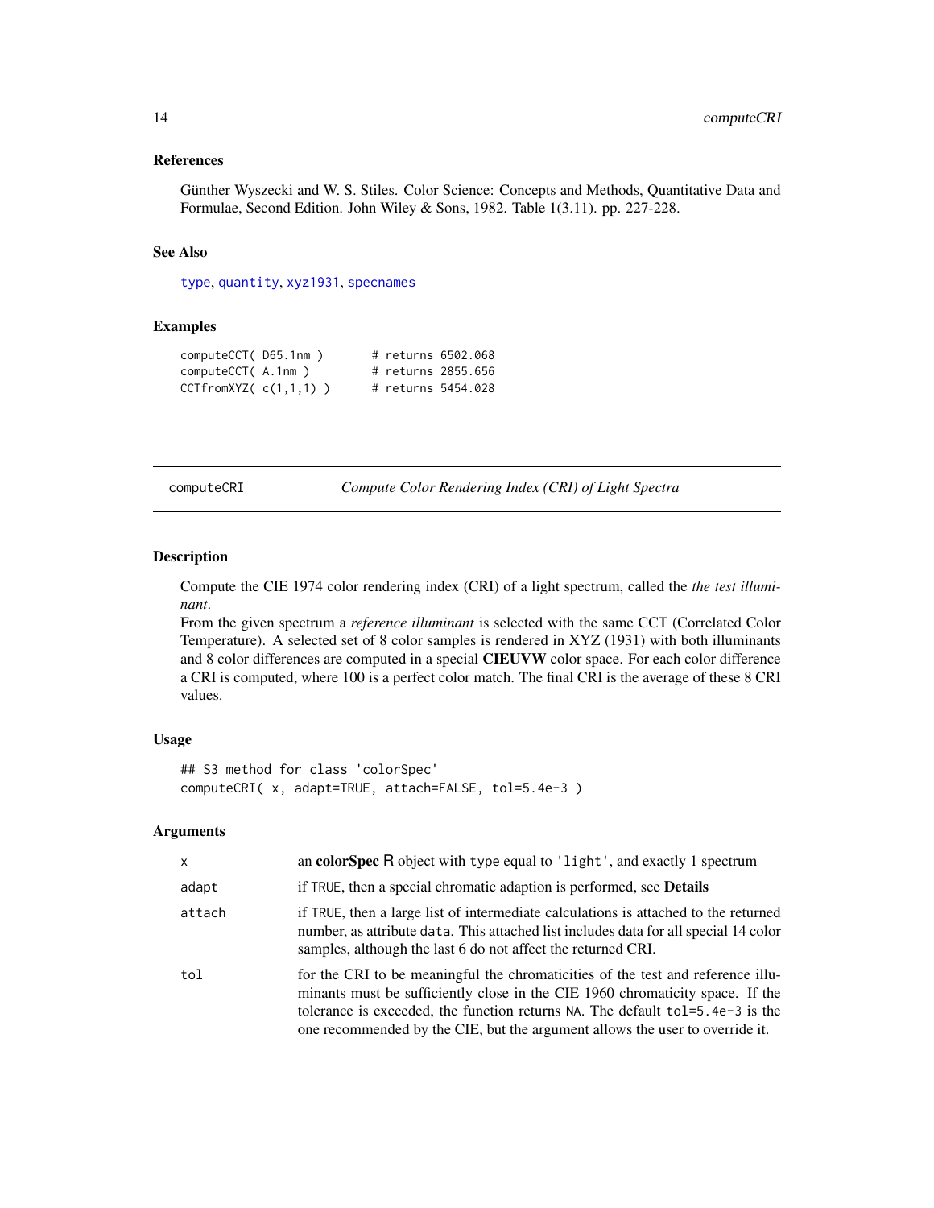### References

Günther Wyszecki and W. S. Stiles. Color Science: Concepts and Methods, Quantitative Data and Formulae, Second Edition. John Wiley & Sons, 1982. Table 1(3.11). pp. 227-228.

### See Also

type, quantity, xyz1931, specnames

### Examples

```
computeCCT( D65.1nm )       # returns 6502.068
computeCCT( A.1nm )         # returns 2855.656
CCTfromXYZ( c(1,1,1) )      # returns 5454.028
```

---

## computeCRI — *Compute Color Rendering Index (CRI) of Light Spectra*

### Description

Compute the CIE 1974 color rendering index (CRI) of a light spectrum, called the *the test illuminant*.

From the given spectrum a *reference illuminant* is selected with the same CCT (Correlated Color Temperature). A selected set of 8 color samples is rendered in XYZ (1931) with both illuminants and 8 color differences are computed in a special **CIEUVW** color space. For each color difference a CRI is computed, where 100 is a perfect color match. The final CRI is the average of these 8 CRI values.

### Usage

```
## S3 method for class 'colorSpec'
computeCRI( x, adapt=TRUE, attach=FALSE, tol=5.4e-3 )
```

### Arguments

| | |
|---|---|
| x | an **colorSpec** R object with type equal to 'light', and exactly 1 spectrum |
| adapt | if TRUE, then a special chromatic adaption is performed, see **Details** |
| attach | if TRUE, then a large list of intermediate calculations is attached to the returned number, as attribute data. This attached list includes data for all special 14 color samples, although the last 6 do not affect the returned CRI. |
| tol | for the CRI to be meaningful the chromaticities of the test and reference illuminants must be sufficiently close in the CIE 1960 chromaticity space. If the tolerance is exceeded, the function returns NA. The default tol=5.4e-3 is the one recommended by the CIE, but the argument allows the user to override it. |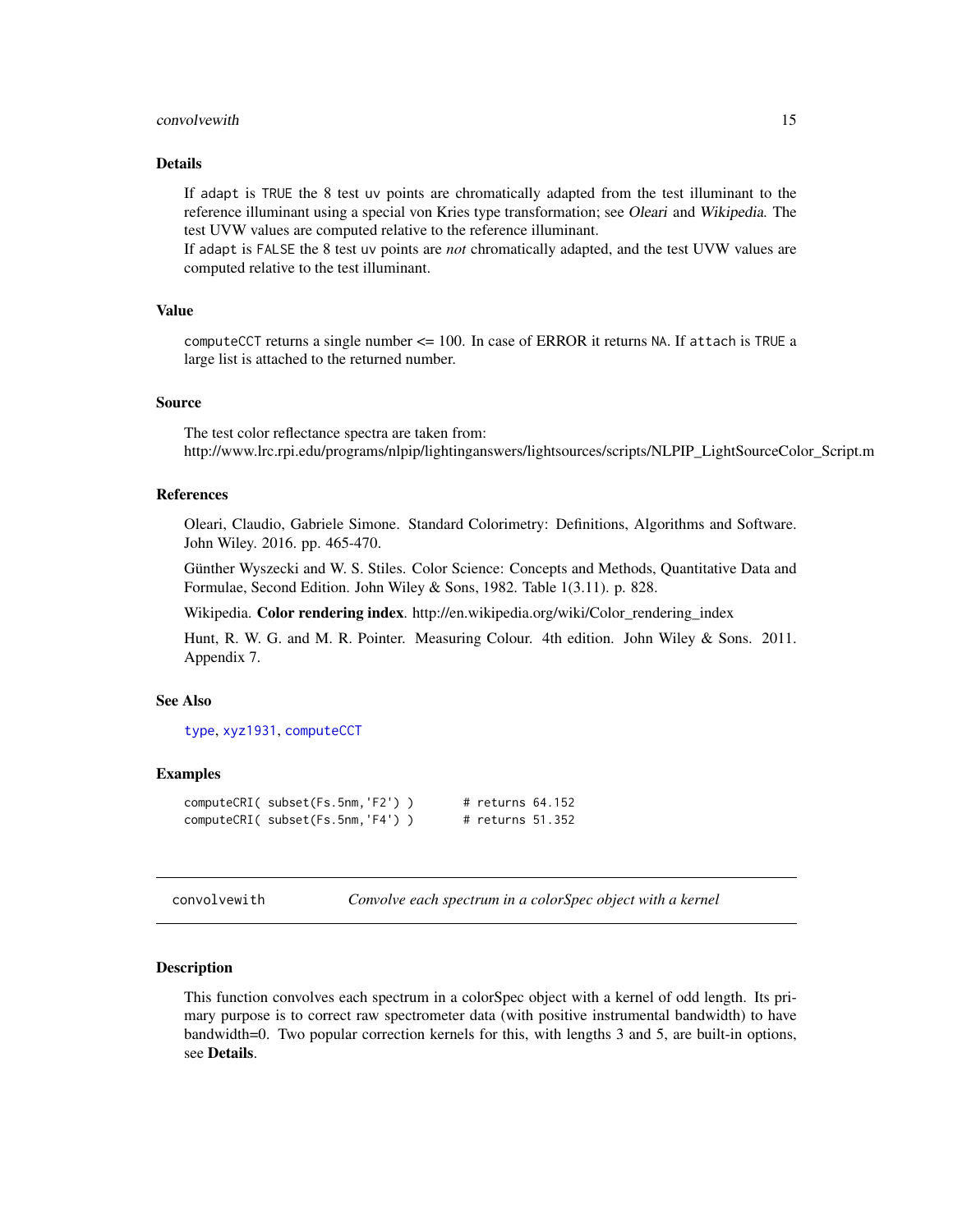### Details

If adapt is TRUE the 8 test uv points are chromatically adapted from the test illuminant to the reference illuminant using a special von Kries type transformation; see *Oleari* and *Wikipedia*. The test UVW values are computed relative to the reference illuminant.
If adapt is FALSE the 8 test uv points are *not* chromatically adapted, and the test UVW values are computed relative to the test illuminant.

### Value

computeCCT returns a single number <= 100. In case of ERROR it returns NA. If attach is TRUE a large list is attached to the returned number.

### Source

The test color reflectance spectra are taken from:
http://www.lrc.rpi.edu/programs/nlpip/lightinganswers/lightsources/scripts/NLPIP_LightSourceColor_Script.m

### References

Oleari, Claudio, Gabriele Simone. Standard Colorimetry: Definitions, Algorithms and Software. John Wiley. 2016. pp. 465-470.

Günther Wyszecki and W. S. Stiles. Color Science: Concepts and Methods, Quantitative Data and Formulae, Second Edition. John Wiley & Sons, 1982. Table 1(3.11). p. 828.

Wikipedia. **Color rendering index**. http://en.wikipedia.org/wiki/Color_rendering_index

Hunt, R. W. G. and M. R. Pointer. Measuring Colour. 4th edition. John Wiley & Sons. 2011. Appendix 7.

### See Also

type, xyz1931, computeCCT

### Examples

```
computeCRI( subset(Fs.5nm,'F2') )       # returns 64.152
computeCRI( subset(Fs.5nm,'F4') )       # returns 51.352
```

---

## convolvewith — *Convolve each spectrum in a colorSpec object with a kernel*

### Description

This function convolves each spectrum in a colorSpec object with a kernel of odd length. Its primary purpose is to correct raw spectrometer data (with positive instrumental bandwidth) to have bandwidth=0. Two popular correction kernels for this, with lengths 3 and 5, are built-in options, see **Details**.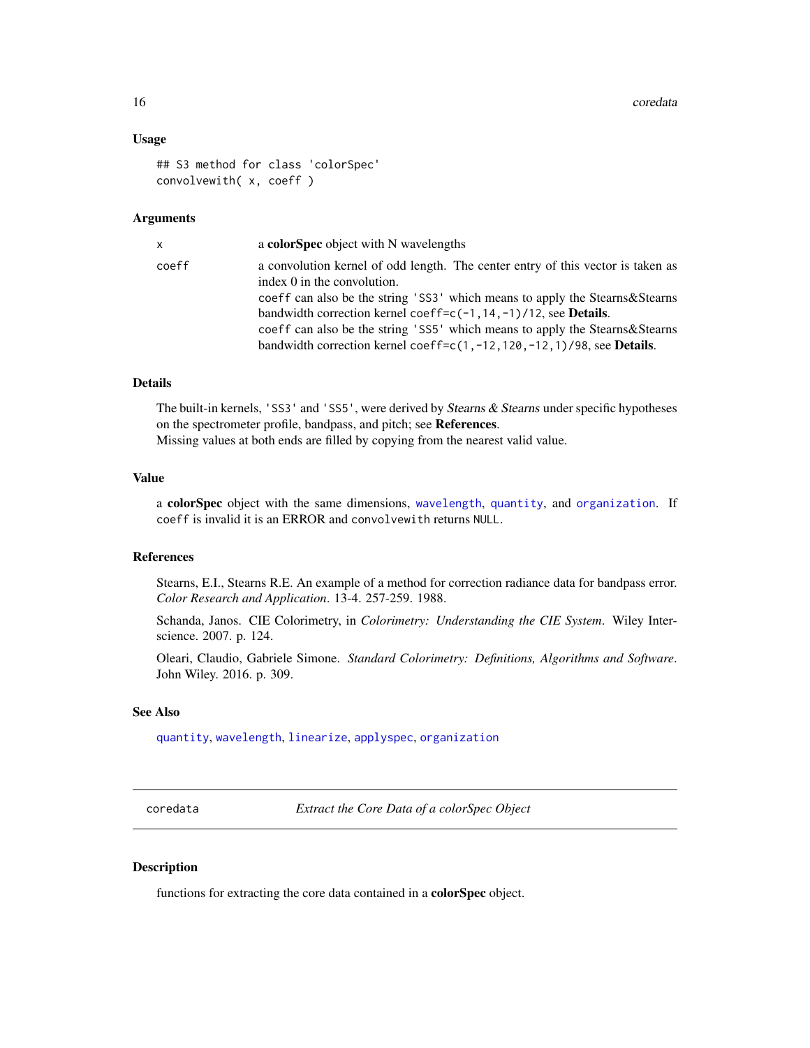### Usage

```
## S3 method for class 'colorSpec'
convolvewith( x, coeff )
```

### Arguments

| | |
|---|---|
| x | a **colorSpec** object with N wavelengths |
| coeff | a convolution kernel of odd length. The center entry of this vector is taken as index 0 in the convolution. `coeff` can also be the string `'SS3'` which means to apply the Stearns&Stearns bandwidth correction kernel `coeff=c(-1,14,-1)/12`, see **Details**. `coeff` can also be the string `'SS5'` which means to apply the Stearns&Stearns bandwidth correction kernel `coeff=c(1,-12,120,-12,1)/98`, see **Details**. |

### Details

The built-in kernels, `'SS3'` and `'SS5'`, were derived by *Stearns & Stearns* under specific hypotheses on the spectrometer profile, bandpass, and pitch; see **References**.
Missing values at both ends are filled by copying from the nearest valid value.

### Value

a **colorSpec** object with the same dimensions, `wavelength`, `quantity`, and `organization`. If `coeff` is invalid it is an ERROR and `convolvewith` returns `NULL`.

### References

Stearns, E.I., Stearns R.E. An example of a method for correction radiance data for bandpass error. *Color Research and Application*. 13-4. 257-259. 1988.

Schanda, Janos. CIE Colorimetry, in *Colorimetry: Understanding the CIE System*. Wiley Interscience. 2007. p. 124.

Oleari, Claudio, Gabriele Simone. *Standard Colorimetry: Definitions, Algorithms and Software*. John Wiley. 2016. p. 309.

### See Also

`quantity`, `wavelength`, `linearize`, `applyspec`, `organization`

---

## coredata — *Extract the Core Data of a colorSpec Object*

### Description

functions for extracting the core data contained in a **colorSpec** object.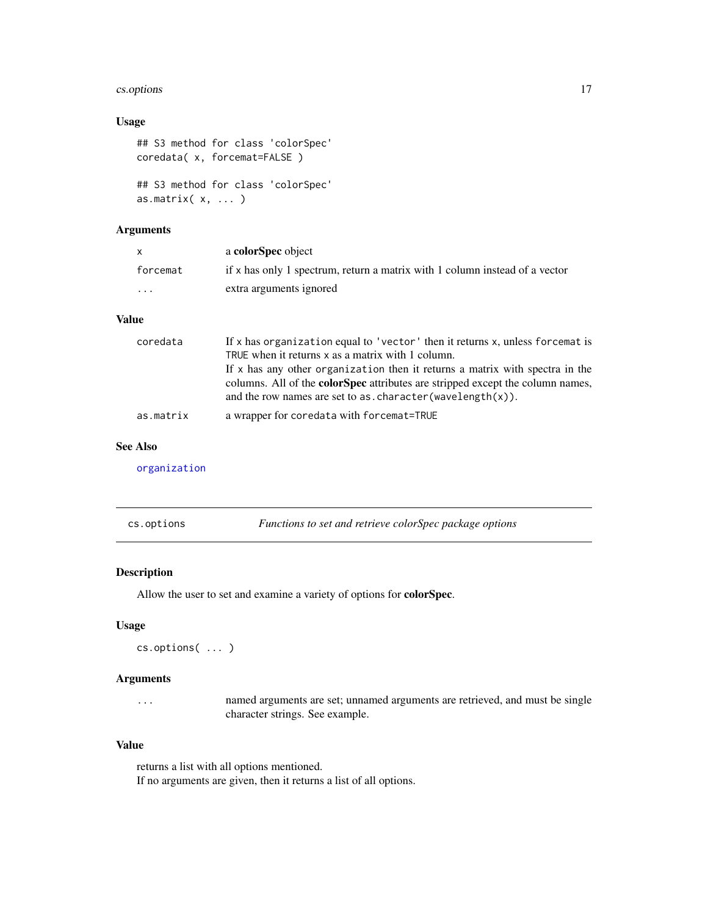### Usage

```
## S3 method for class 'colorSpec'
coredata( x, forcemat=FALSE )

## S3 method for class 'colorSpec'
as.matrix( x, ... )
```

### Arguments

| | |
|---|---|
| `x` | a **colorSpec** object |
| `forcemat` | if `x` has only 1 spectrum, return a matrix with 1 column instead of a vector |
| `...` | extra arguments ignored |

### Value

| | |
|---|---|
| `coredata` | If `x` has `organization` equal to `'vector'` then it returns `x`, unless `forcemat` is `TRUE` when it returns `x` as a matrix with 1 column. If `x` has any other `organization` then it returns a matrix with spectra in the columns. All of the **colorSpec** attributes are stripped except the column names, and the row names are set to `as.character(wavelength(x))`. |
| `as.matrix` | a wrapper for `coredata` with `forcemat=TRUE` |

### See Also

`organization`

---

## cs.options — *Functions to set and retrieve colorSpec package options*

### Description

Allow the user to set and examine a variety of options for **colorSpec**.

### Usage

```
cs.options( ... )
```

### Arguments

| | |
|---|---|
| `...` | named arguments are set; unnamed arguments are retrieved, and must be single character strings. See example. |

### Value

returns a list with all options mentioned.
If no arguments are given, then it returns a list of all options.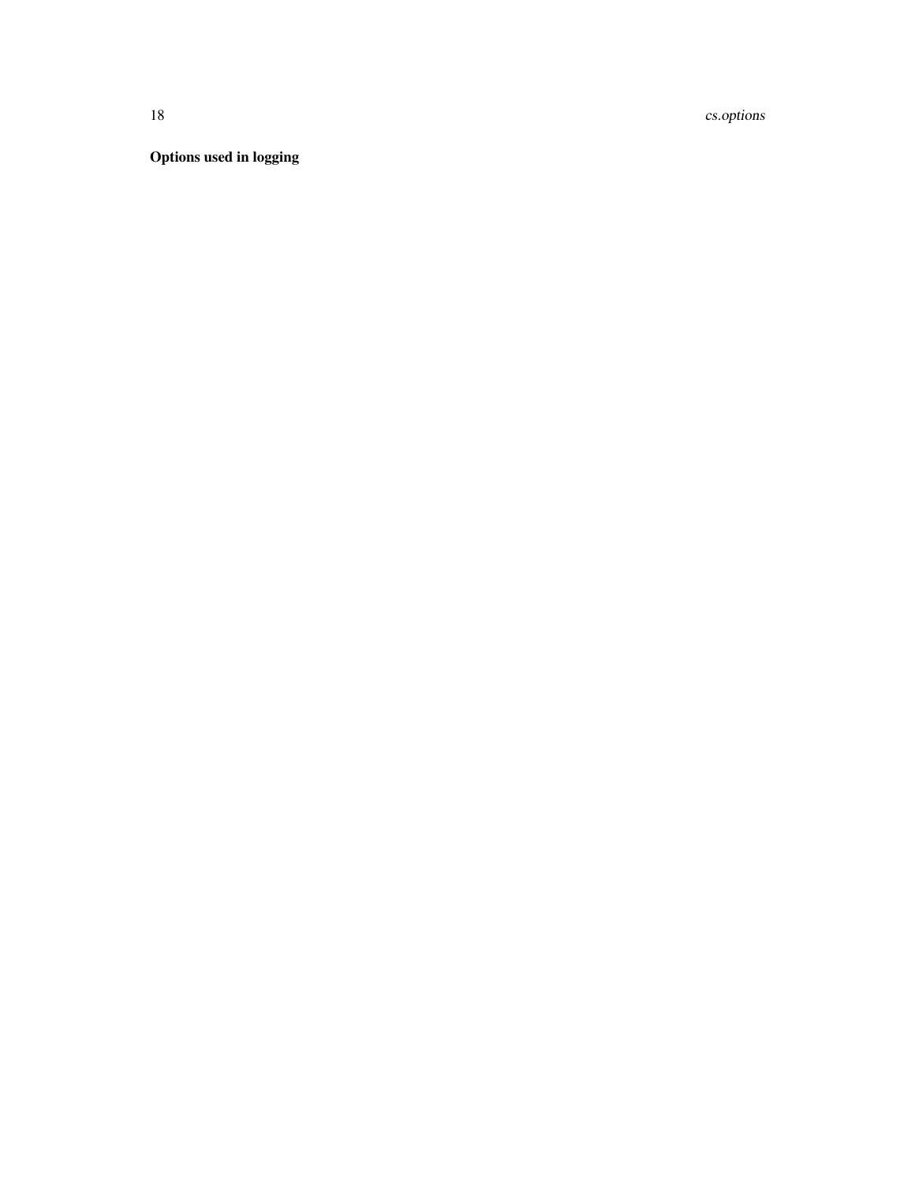**Options used in logging**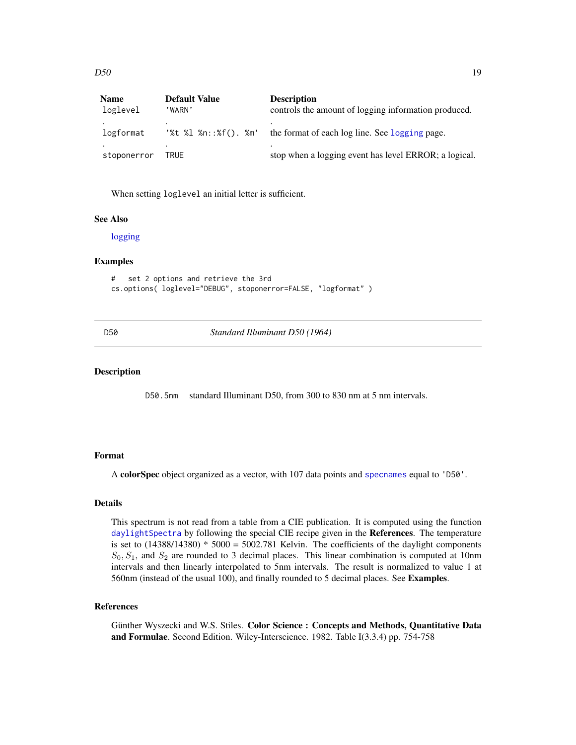| Name | Default Value | Description |
|---|---|---|
| loglevel | 'WARN' | controls the amount of logging information produced. |
| logformat | '%t %l %n::%f(). %m' | the format of each log line. See logging page. |
| stoponerror | TRUE | stop when a logging event has level ERROR; a logical. |

When setting loglevel an initial letter is sufficient.

### See Also

logging

### Examples

```
#   set 2 options and retrieve the 3rd
cs.options( loglevel="DEBUG", stoponerror=FALSE, "logformat" )
```

---

## D50 — *Standard Illuminant D50 (1964)*

### Description

D50.5nm   standard Illuminant D50, from 300 to 830 nm at 5 nm intervals.

### Format

A **colorSpec** object organized as a vector, with 107 data points and specnames equal to 'D50'.

### Details

This spectrum is not read from a table from a CIE publication. It is computed using the function daylightSpectra by following the special CIE recipe given in the **References**. The temperature is set to (14388/14380) * 5000 = 5002.781 Kelvin. The coefficients of the daylight components $S_0, S_1$, and $S_2$ are rounded to 3 decimal places. This linear combination is computed at 10nm intervals and then linearly interpolated to 5nm intervals. The result is normalized to value 1 at 560nm (instead of the usual 100), and finally rounded to 5 decimal places. See **Examples**.

### References

Günther Wyszecki and W.S. Stiles. **Color Science : Concepts and Methods, Quantitative Data and Formulae**. Second Edition. Wiley-Interscience. 1982. Table I(3.3.4) pp. 754-758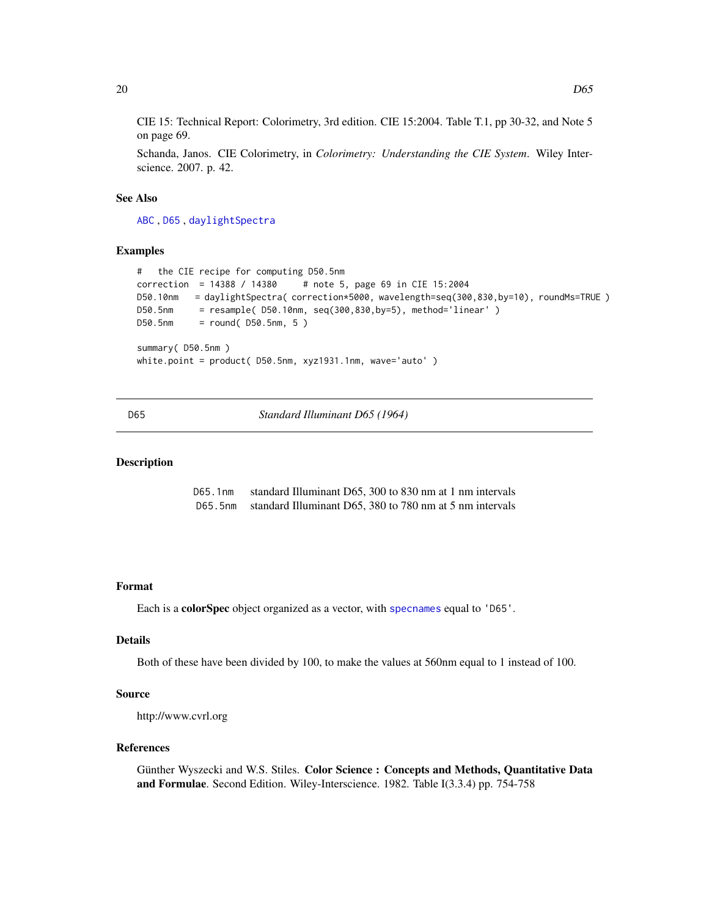CIE 15: Technical Report: Colorimetry, 3rd edition. CIE 15:2004. Table T.1, pp 30-32, and Note 5 on page 69.

Schanda, Janos. CIE Colorimetry, in *Colorimetry: Understanding the CIE System*. Wiley Interscience. 2007. p. 42.

### See Also

ABC , D65 , daylightSpectra

### Examples

```
#   the CIE recipe for computing D50.5nm
correction  = 14388 / 14380     # note 5, page 69 in CIE 15:2004
D50.10nm   = daylightSpectra( correction*5000, wavelength=seq(300,830,by=10), roundMs=TRUE )
D50.5nm     = resample( D50.10nm, seq(300,830,by=5), method='linear' )
D50.5nm     = round( D50.5nm, 5 )

summary( D50.5nm )
white.point = product( D50.5nm, xyz1931.1nm, wave='auto' )
```

---

## D65 — *Standard Illuminant D65 (1964)*

### Description

| | |
|---|---|
| D65.1nm | standard Illuminant D65, 300 to 830 nm at 1 nm intervals |
| D65.5nm | standard Illuminant D65, 380 to 780 nm at 5 nm intervals |

### Format

Each is a **colorSpec** object organized as a vector, with specnames equal to 'D65'.

### Details

Both of these have been divided by 100, to make the values at 560nm equal to 1 instead of 100.

### Source

http://www.cvrl.org

### References

Günther Wyszecki and W.S. Stiles. **Color Science : Concepts and Methods, Quantitative Data and Formulae**. Second Edition. Wiley-Interscience. 1982. Table I(3.3.4) pp. 754-758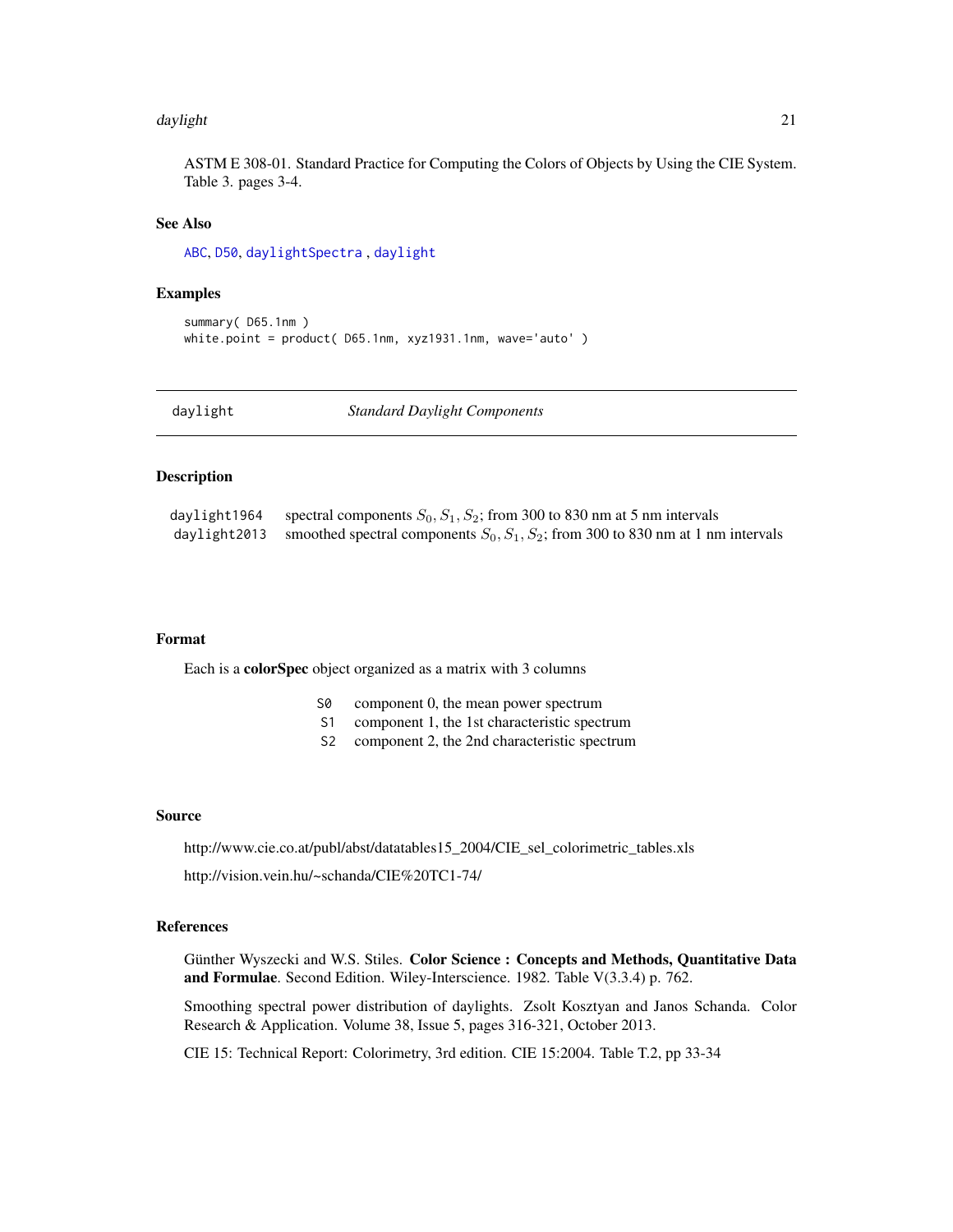ASTM E 308-01. Standard Practice for Computing the Colors of Objects by Using the CIE System. Table 3. pages 3-4.

### See Also

ABC, D50, daylightSpectra , daylight

### Examples

```
summary( D65.1nm )
white.point = product( D65.1nm, xyz1931.1nm, wave='auto' )
```

---

## daylight — *Standard Daylight Components*

---

### Description

| | |
|---|---|
| daylight1964 | spectral components $S_0, S_1, S_2$; from 300 to 830 nm at 5 nm intervals |
| daylight2013 | smoothed spectral components $S_0, S_1, S_2$; from 300 to 830 nm at 1 nm intervals |

### Format

Each is a **colorSpec** object organized as a matrix with 3 columns

| | |
|---|---|
| S0 | component 0, the mean power spectrum |
| S1 | component 1, the 1st characteristic spectrum |
| S2 | component 2, the 2nd characteristic spectrum |

### Source

http://www.cie.co.at/publ/abst/datatables15_2004/CIE_sel_colorimetric_tables.xls

http://vision.vein.hu/~schanda/CIE%20TC1-74/

### References

Günther Wyszecki and W.S. Stiles. **Color Science : Concepts and Methods, Quantitative Data and Formulae**. Second Edition. Wiley-Interscience. 1982. Table V(3.3.4) p. 762.

Smoothing spectral power distribution of daylights. Zsolt Kosztyan and Janos Schanda. Color Research & Application. Volume 38, Issue 5, pages 316-321, October 2013.

CIE 15: Technical Report: Colorimetry, 3rd edition. CIE 15:2004. Table T.2, pp 33-34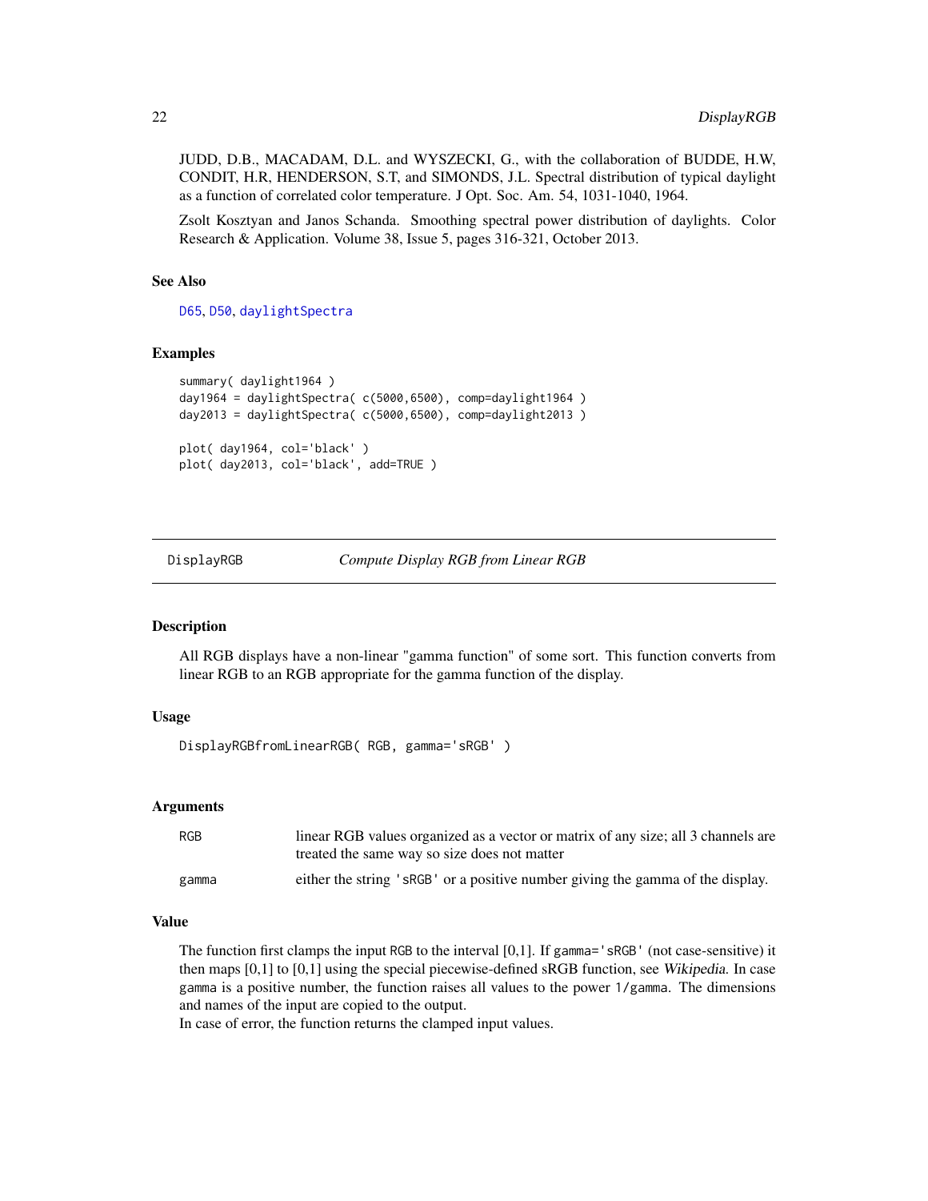JUDD, D.B., MACADAM, D.L. and WYSZECKI, G., with the collaboration of BUDDE, H.W, CONDIT, H.R, HENDERSON, S.T, and SIMONDS, J.L. Spectral distribution of typical daylight as a function of correlated color temperature. J Opt. Soc. Am. 54, 1031-1040, 1964.

Zsolt Kosztyan and Janos Schanda. Smoothing spectral power distribution of daylights. Color Research & Application. Volume 38, Issue 5, pages 316-321, October 2013.

### See Also

D65, D50, daylightSpectra

### Examples

```
summary( daylight1964 )
day1964 = daylightSpectra( c(5000,6500), comp=daylight1964 )
day2013 = daylightSpectra( c(5000,6500), comp=daylight2013 )

plot( day1964, col='black' )
plot( day2013, col='black', add=TRUE )
```

---

## DisplayRGB — *Compute Display RGB from Linear RGB*

### Description

All RGB displays have a non-linear "gamma function" of some sort. This function converts from linear RGB to an RGB appropriate for the gamma function of the display.

### Usage

```
DisplayRGBfromLinearRGB( RGB, gamma='sRGB' )
```

### Arguments

| | |
|---|---|
| RGB | linear RGB values organized as a vector or matrix of any size; all 3 channels are treated the same way so size does not matter |
| gamma | either the string 'sRGB' or a positive number giving the gamma of the display. |

### Value

The function first clamps the input RGB to the interval [0,1]. If gamma='sRGB' (not case-sensitive) it then maps [0,1] to [0,1] using the special piecewise-defined sRGB function, see *Wikipedia*. In case gamma is a positive number, the function raises all values to the power 1/gamma. The dimensions and names of the input are copied to the output.
In case of error, the function returns the clamped input values.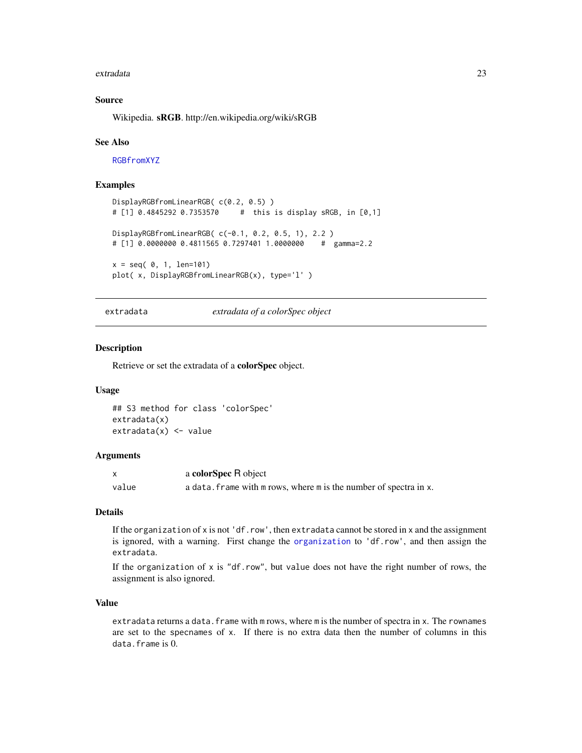### Source

Wikipedia. **sRGB**. http://en.wikipedia.org/wiki/sRGB

### See Also

RGBfromXYZ

### Examples

```
DisplayRGBfromLinearRGB( c(0.2, 0.5) )
# [1] 0.4845292 0.7353570     #  this is display sRGB, in [0,1]

DisplayRGBfromLinearRGB( c(-0.1, 0.2, 0.5, 1), 2.2 )
# [1] 0.0000000 0.4811565 0.7297401 1.0000000    #  gamma=2.2

x = seq( 0, 1, len=101)
plot( x, DisplayRGBfromLinearRGB(x), type='l' )
```

---

## extradata — *extradata of a colorSpec object*

### Description

Retrieve or set the extradata of a **colorSpec** object.

### Usage

```
## S3 method for class 'colorSpec'
extradata(x)
extradata(x) <- value
```

### Arguments

| | |
|---|---|
| x | a **colorSpec** R object |
| value | a data.frame with m rows, where m is the number of spectra in x. |

### Details

If the organization of x is not 'df.row', then extradata cannot be stored in x and the assignment is ignored, with a warning. First change the organization to 'df.row', and then assign the extradata.

If the organization of x is "df.row", but value does not have the right number of rows, the assignment is also ignored.

### Value

extradata returns a data.frame with m rows, where m is the number of spectra in x. The rownames are set to the specnames of x. If there is no extra data then the number of columns in this data.frame is 0.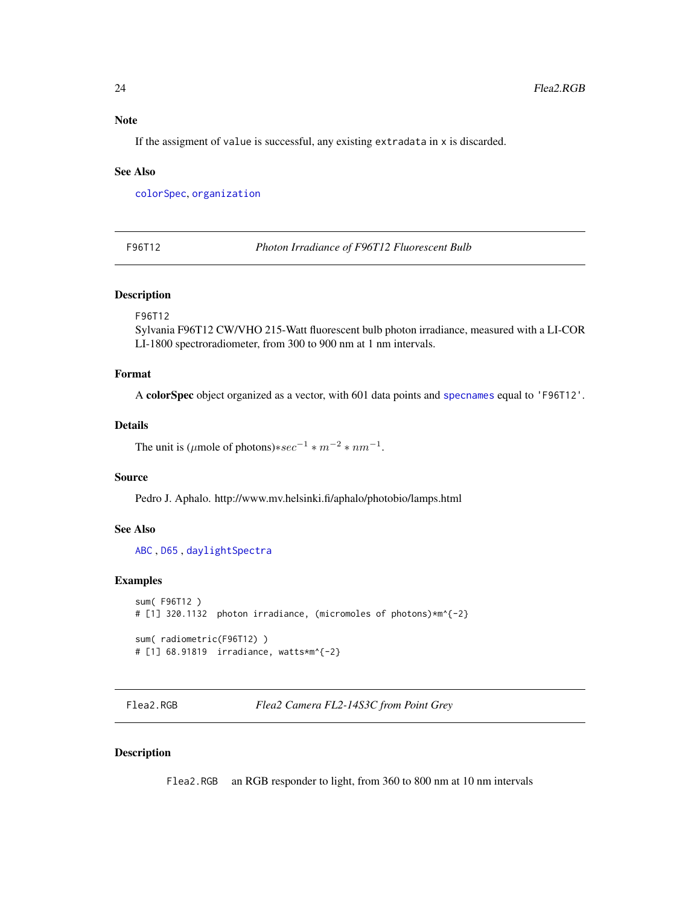### Note

If the assigment of `value` is successful, any existing `extradata` in `x` is discarded.

### See Also

`colorSpec`, `organization`

---

## F96T12 — *Photon Irradiance of F96T12 Fluorescent Bulb*

### Description

`F96T12`
Sylvania F96T12 CW/VHO 215-Watt fluorescent bulb photon irradiance, measured with a LI-COR LI-1800 spectroradiometer, from 300 to 900 nm at 1 nm intervals.

### Format

A **colorSpec** object organized as a vector, with 601 data points and `specnames` equal to `'F96T12'`.

### Details

The unit is ($\mu$mole of photons)$*sec^{-1} * m^{-2} * nm^{-1}$.

### Source

Pedro J. Aphalo. http://www.mv.helsinki.fi/aphalo/photobio/lamps.html

### See Also

`ABC` , `D65` , `daylightSpectra`

### Examples

```
sum( F96T12 )
# [1] 320.1132  photon irradiance, (micromoles of photons)*m^{-2}

sum( radiometric(F96T12) )
# [1] 68.91819  irradiance, watts*m^{-2}
```

---

## Flea2.RGB — *Flea2 Camera FL2-14S3C from Point Grey*

### Description

`Flea2.RGB` an RGB responder to light, from 360 to 800 nm at 10 nm intervals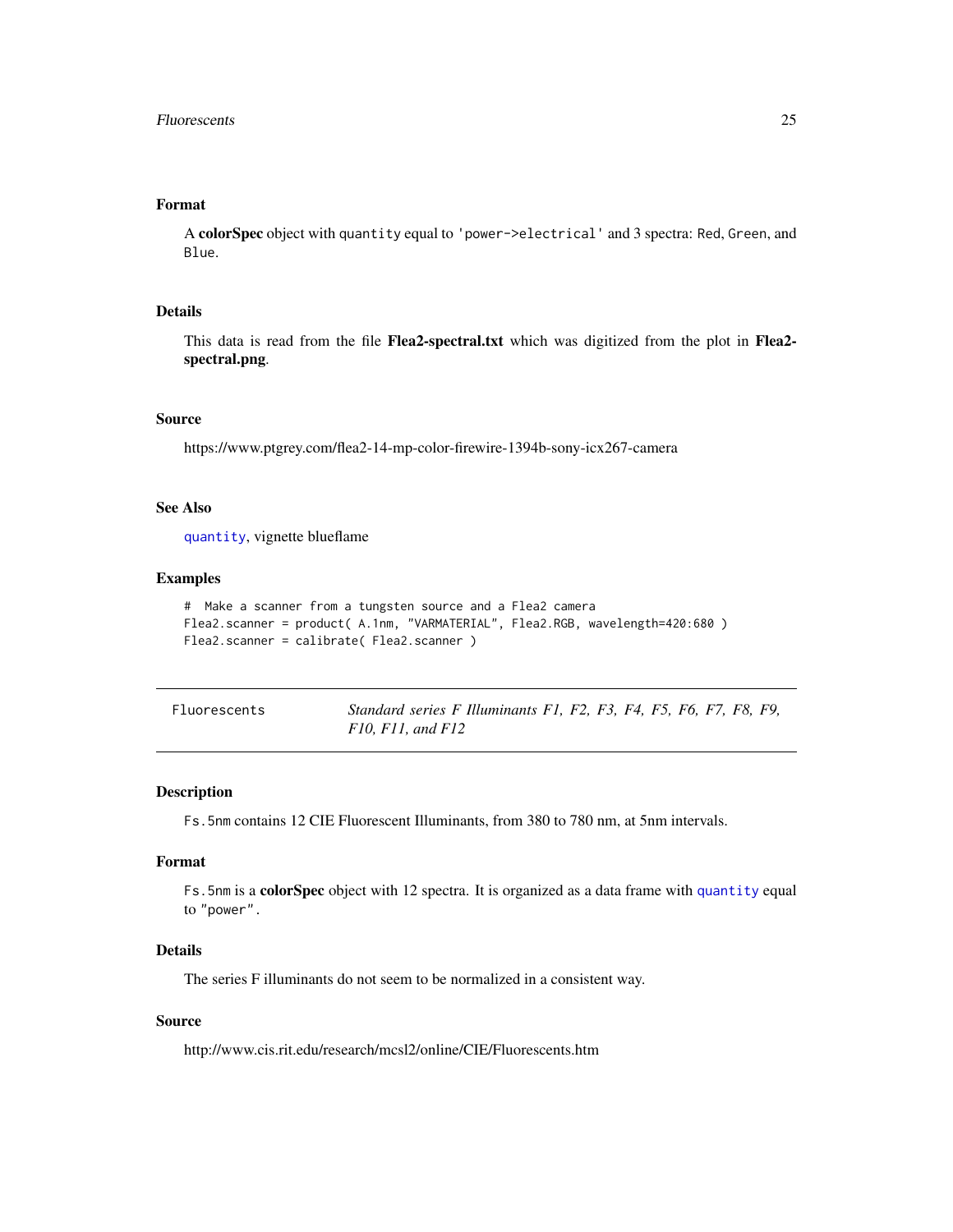### Format

A **colorSpec** object with `quantity` equal to `'power->electrical'` and 3 spectra: `Red`, `Green`, and `Blue`.

### Details

This data is read from the file **Flea2-spectral.txt** which was digitized from the plot in **Flea2-spectral.png**.

### Source

https://www.ptgrey.com/flea2-14-mp-color-firewire-1394b-sony-icx267-camera

### See Also

`quantity`, vignette blueflame

### Examples

```
#  Make a scanner from a tungsten source and a Flea2 camera
Flea2.scanner = product( A.1nm, "VARMATERIAL", Flea2.RGB, wavelength=420:680 )
Flea2.scanner = calibrate( Flea2.scanner )
```

---

## Fluorescents — *Standard series F Illuminants F1, F2, F3, F4, F5, F6, F7, F8, F9, F10, F11, and F12*

---

### Description

`Fs.5nm` contains 12 CIE Fluorescent Illuminants, from 380 to 780 nm, at 5nm intervals.

### Format

`Fs.5nm` is a **colorSpec** object with 12 spectra. It is organized as a data frame with `quantity` equal to `"power"`.

### Details

The series F illuminants do not seem to be normalized in a consistent way.

### Source

http://www.cis.rit.edu/research/mcsl2/online/CIE/Fluorescents.htm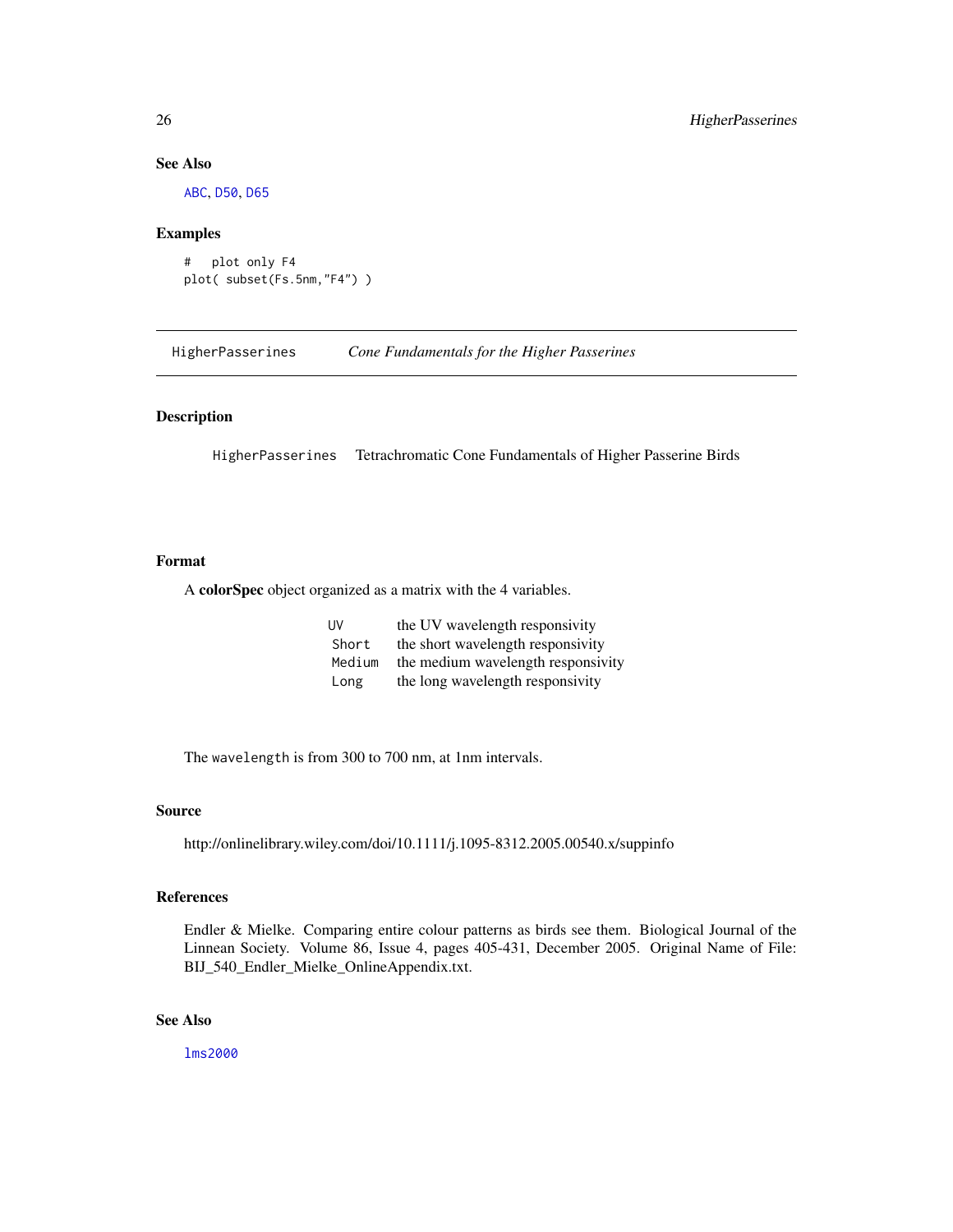## See Also

ABC, D50, D65

## Examples

```
#   plot only F4
plot( subset(Fs.5nm,"F4") )
```

---

HigherPasserines    *Cone Fundamentals for the Higher Passerines*

---

## Description

HigherPasserines    Tetrachromatic Cone Fundamentals of Higher Passerine Birds

## Format

A **colorSpec** object organized as a matrix with the 4 variables.

| | |
|---|---|
| UV | the UV wavelength responsivity |
| Short | the short wavelength responsivity |
| Medium | the medium wavelength responsivity |
| Long | the long wavelength responsivity |

The wavelength is from 300 to 700 nm, at 1nm intervals.

## Source

http://onlinelibrary.wiley.com/doi/10.1111/j.1095-8312.2005.00540.x/suppinfo

## References

Endler & Mielke. Comparing entire colour patterns as birds see them. Biological Journal of the Linnean Society. Volume 86, Issue 4, pages 405-431, December 2005. Original Name of File: BIJ_540_Endler_Mielke_OnlineAppendix.txt.

## See Also

lms2000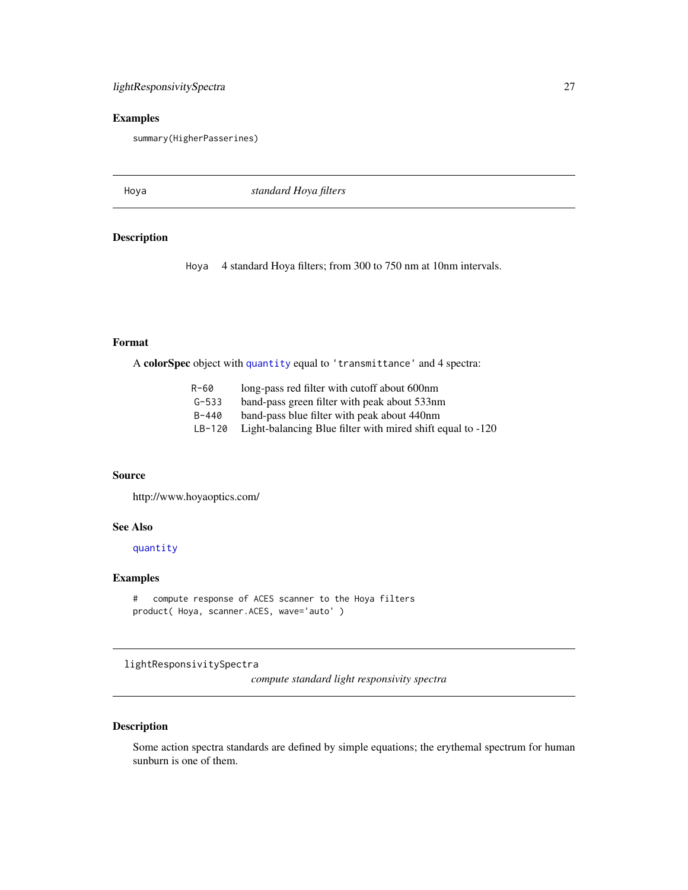## Examples

```
summary(HigherPasserines)
```

---

## Hoya — *standard Hoya filters*

### Description

`Hoya` 4 standard Hoya filters; from 300 to 750 nm at 10nm intervals.

### Format

A **colorSpec** object with `quantity` equal to `'transmittance'` and 4 spectra:

| | |
|---|---|
| `R-60` | long-pass red filter with cutoff about 600nm |
| `G-533` | band-pass green filter with peak about 533nm |
| `B-440` | band-pass blue filter with peak about 440nm |
| `LB-120` | Light-balancing Blue filter with mired shift equal to -120 |

### Source

http://www.hoyaoptics.com/

### See Also

`quantity`

### Examples

```
#   compute response of ACES scanner to the Hoya filters
product( Hoya, scanner.ACES, wave='auto' )
```

---

## lightResponsivitySpectra — *compute standard light responsivity spectra*

### Description

Some action spectra standards are defined by simple equations; the erythemal spectrum for human sunburn is one of them.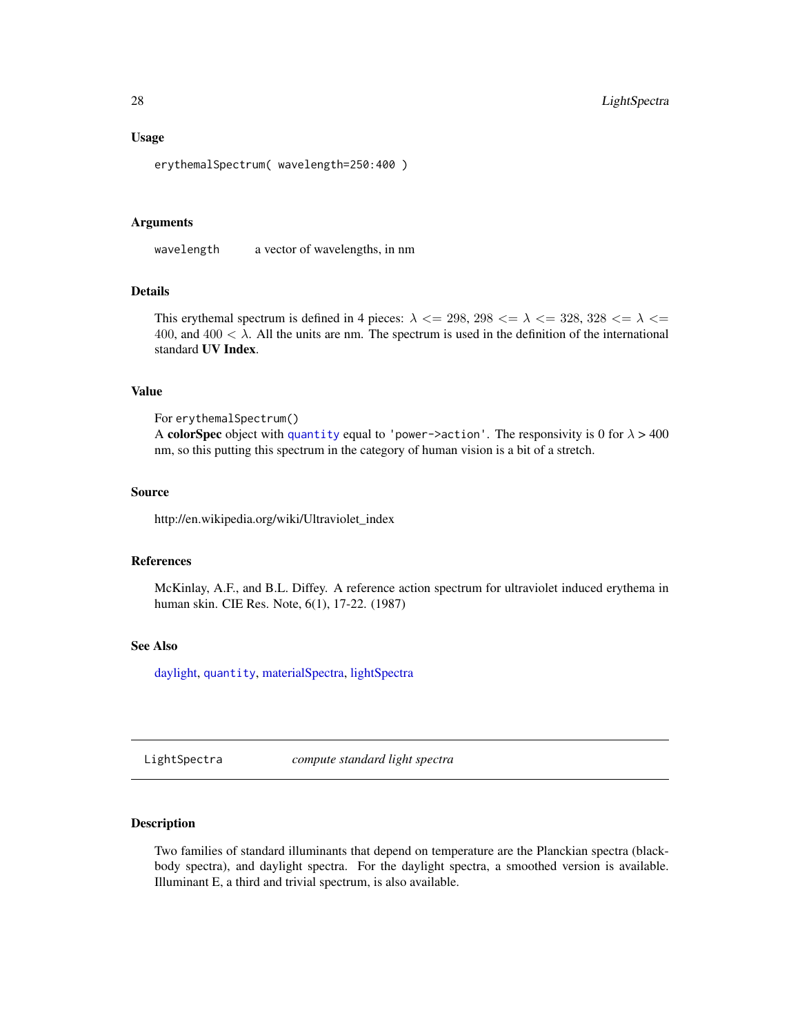### Usage

```
erythemalSpectrum( wavelength=250:400 )
```

### Arguments

wavelength    a vector of wavelengths, in nm

### Details

This erythemal spectrum is defined in 4 pieces: $\lambda <= 298$, $298 <= \lambda <= 328$, $328 <= \lambda <= 400$, and $400 < \lambda$. All the units are nm. The spectrum is used in the definition of the international standard **UV Index**.

### Value

For erythemalSpectrum()
A **colorSpec** object with quantity equal to 'power->action'. The responsivity is 0 for $\lambda > 400$ nm, so this putting this spectrum in the category of human vision is a bit of a stretch.

### Source

http://en.wikipedia.org/wiki/Ultraviolet_index

### References

McKinlay, A.F., and B.L. Diffey. A reference action spectrum for ultraviolet induced erythema in human skin. CIE Res. Note, 6(1), 17-22. (1987)

### See Also

daylight, quantity, materialSpectra, lightSpectra

---

## LightSpectra    *compute standard light spectra*

---

### Description

Two families of standard illuminants that depend on temperature are the Planckian spectra (black-body spectra), and daylight spectra. For the daylight spectra, a smoothed version is available. Illuminant E, a third and trivial spectrum, is also available.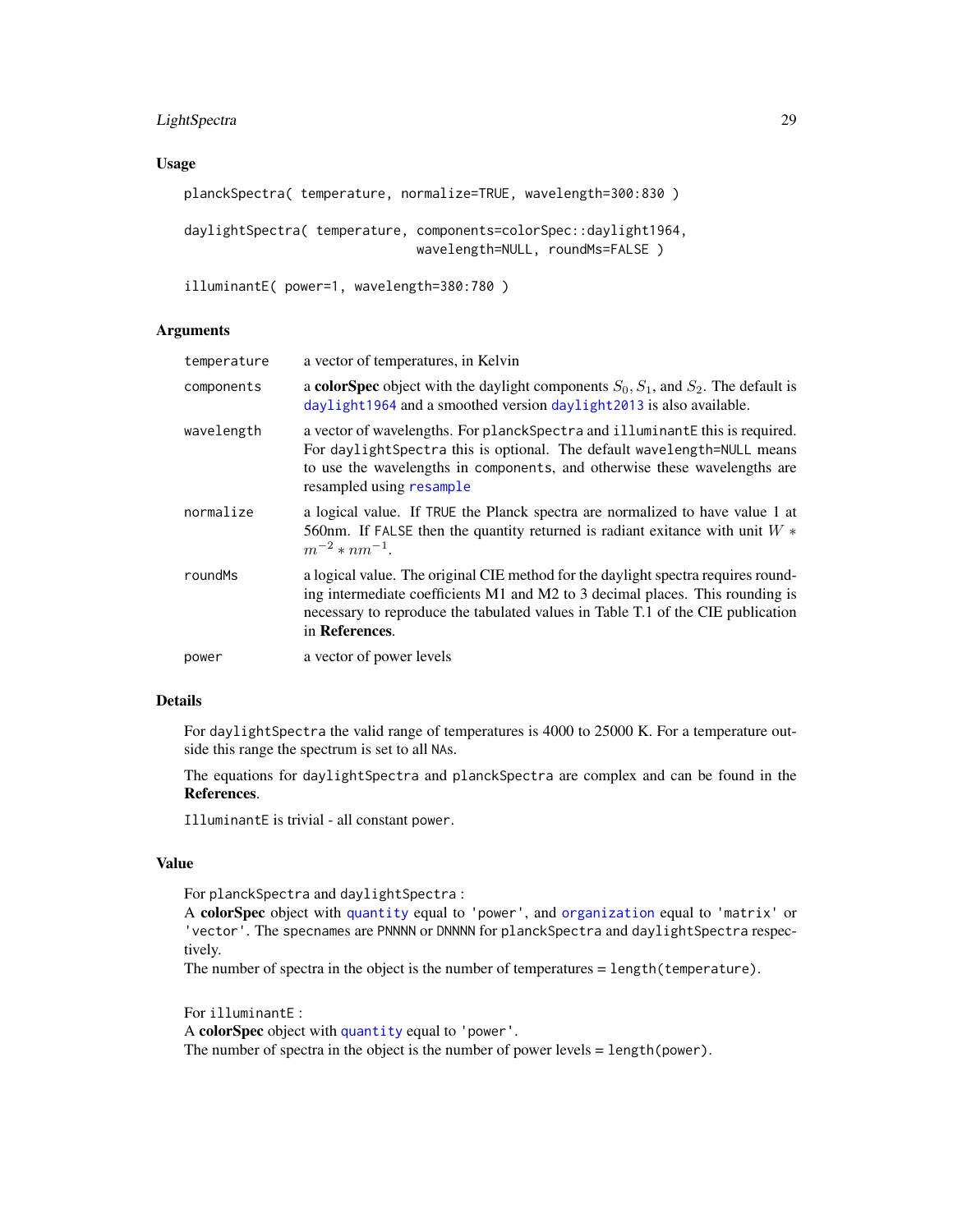## Usage

```
planckSpectra( temperature, normalize=TRUE, wavelength=300:830 )

daylightSpectra( temperature, components=colorSpec::daylight1964,
                              wavelength=NULL, roundMs=FALSE )

illuminantE( power=1, wavelength=380:780 )
```

## Arguments

| | |
|---|---|
| `temperature` | a vector of temperatures, in Kelvin |
| `components` | a **colorSpec** object with the daylight components $S_0, S_1$, and $S_2$. The default is `daylight1964` and a smoothed version `daylight2013` is also available. |
| `wavelength` | a vector of wavelengths. For `planckSpectra` and `illuminantE` this is required. For `daylightSpectra` this is optional. The default `wavelength=NULL` means to use the wavelengths in `components`, and otherwise these wavelengths are resampled using `resample` |
| `normalize` | a logical value. If `TRUE` the Planck spectra are normalized to have value 1 at 560nm. If `FALSE` then the quantity returned is radiant exitance with unit $W * m^{-2} * nm^{-1}$. |
| `roundMs` | a logical value. The original CIE method for the daylight spectra requires rounding intermediate coefficients M1 and M2 to 3 decimal places. This rounding is necessary to reproduce the tabulated values in Table T.1 of the CIE publication in **References**. |
| `power` | a vector of power levels |

## Details

For `daylightSpectra` the valid range of temperatures is 4000 to 25000 K. For a temperature outside this range the spectrum is set to all `NA`s.

The equations for `daylightSpectra` and `planckSpectra` are complex and can be found in the **References**.

`IlluminantE` is trivial - all constant `power`.

## Value

For `planckSpectra` and `daylightSpectra` :
A **colorSpec** object with `quantity` equal to `'power'`, and `organization` equal to `'matrix'` or `'vector'`. The specnames are `PNNNN` or `DNNNN` for `planckSpectra` and `daylightSpectra` respectively.
The number of spectra in the object is the number of temperatures = `length(temperature)`.

For `illuminantE` :
A **colorSpec** object with `quantity` equal to `'power'`.
The number of spectra in the object is the number of power levels = `length(power)`.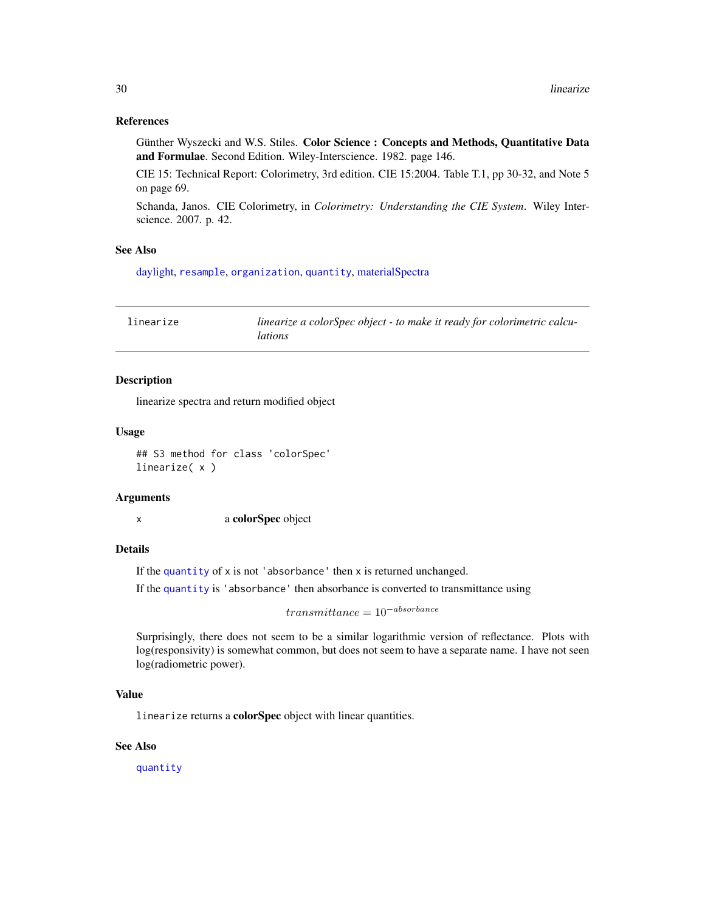### References

Günther Wyszecki and W.S. Stiles. **Color Science : Concepts and Methods, Quantitative Data and Formulae**. Second Edition. Wiley-Interscience. 1982. page 146.

CIE 15: Technical Report: Colorimetry, 3rd edition. CIE 15:2004. Table T.1, pp 30-32, and Note 5 on page 69.

Schanda, Janos. CIE Colorimetry, in *Colorimetry: Understanding the CIE System*. Wiley Interscience. 2007. p. 42.

### See Also

daylight, resample, organization, quantity, materialSpectra

---

## linearize — *linearize a colorSpec object - to make it ready for colorimetric calculations*

---

### Description

linearize spectra and return modified object

### Usage

```
## S3 method for class 'colorSpec'
linearize( x )
```

### Arguments

| | |
|---|---|
| x | a **colorSpec** object |

### Details

If the quantity of x is not 'absorbance' then x is returned unchanged.

If the quantity is 'absorbance' then absorbance is converted to transmittance using

$$transmittance = 10^{-absorbance}$$

Surprisingly, there does not seem to be a similar logarithmic version of reflectance. Plots with log(responsivity) is somewhat common, but does not seem to have a separate name. I have not seen log(radiometric power).

### Value

`linearize` returns a **colorSpec** object with linear quantities.

### See Also

quantity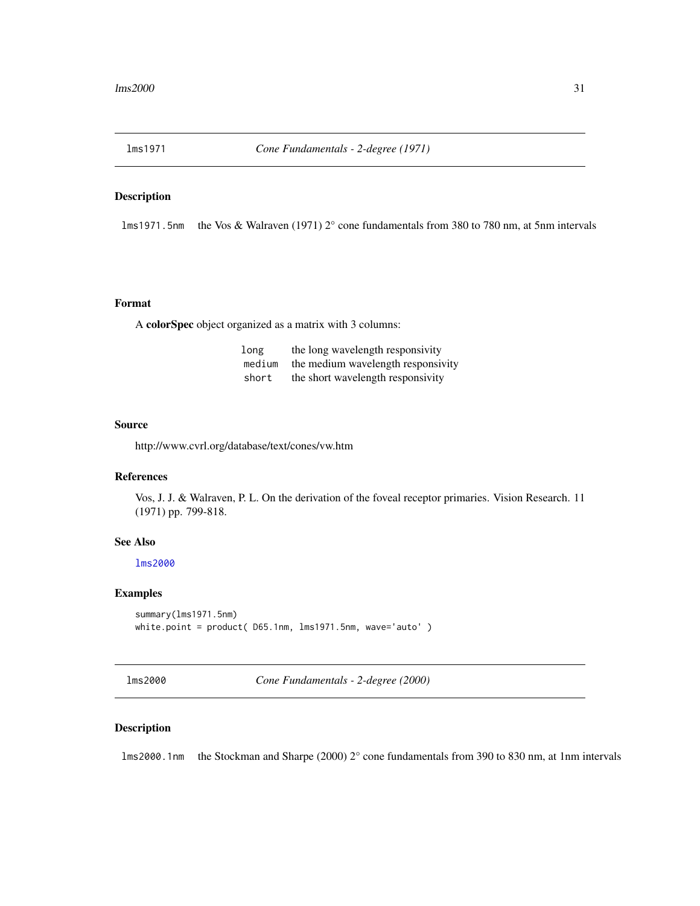## lms1971 — *Cone Fundamentals - 2-degree (1971)*

### Description

`lms1971.5nm` the Vos & Walraven (1971) 2° cone fundamentals from 380 to 780 nm, at 5nm intervals

### Format

A **colorSpec** object organized as a matrix with 3 columns:

| | |
|---|---|
| `long` | the long wavelength responsivity |
| `medium` | the medium wavelength responsivity |
| `short` | the short wavelength responsivity |

### Source

http://www.cvrl.org/database/text/cones/vw.htm

### References

Vos, J. J. & Walraven, P. L. On the derivation of the foveal receptor primaries. Vision Research. 11 (1971) pp. 799-818.

### See Also

`lms2000`

### Examples

```
summary(lms1971.5nm)
white.point = product( D65.1nm, lms1971.5nm, wave='auto' )
```

## lms2000 — *Cone Fundamentals - 2-degree (2000)*

### Description

`lms2000.1nm` the Stockman and Sharpe (2000) 2° cone fundamentals from 390 to 830 nm, at 1nm intervals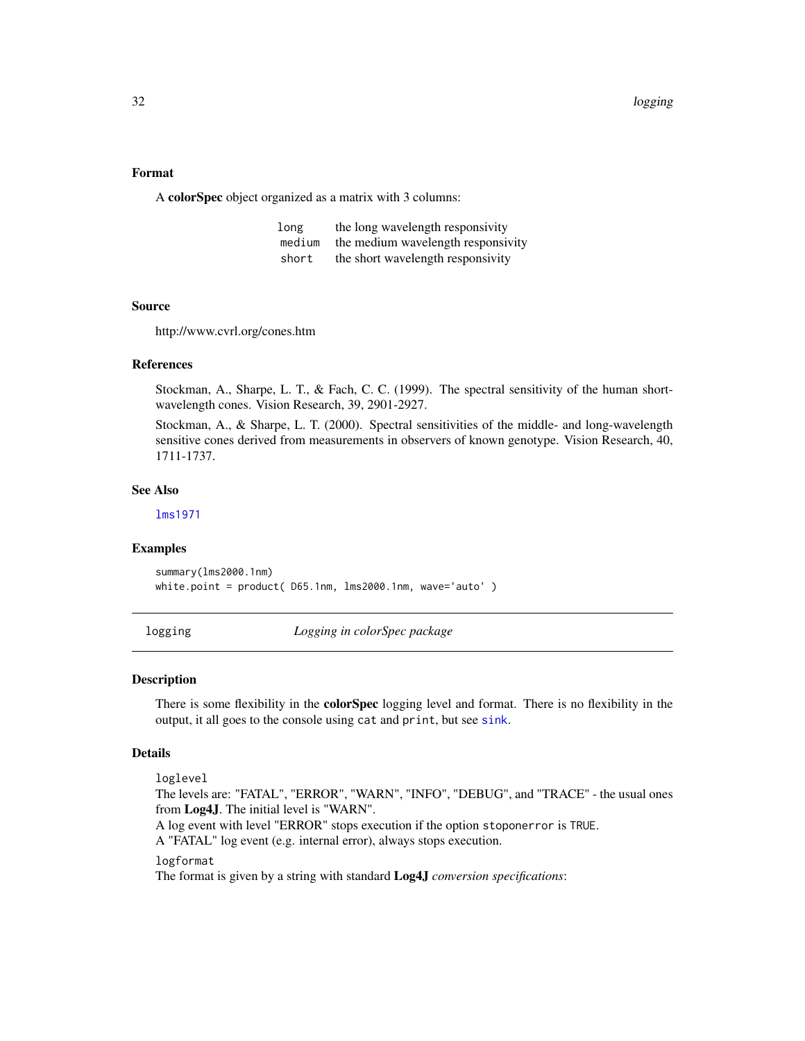### Format

A **colorSpec** object organized as a matrix with 3 columns:

| | |
|---|---|
| `long` | the long wavelength responsivity |
| `medium` | the medium wavelength responsivity |
| `short` | the short wavelength responsivity |

### Source

http://www.cvrl.org/cones.htm

### References

Stockman, A., Sharpe, L. T., & Fach, C. C. (1999). The spectral sensitivity of the human short-wavelength cones. Vision Research, 39, 2901-2927.

Stockman, A., & Sharpe, L. T. (2000). Spectral sensitivities of the middle- and long-wavelength sensitive cones derived from measurements in observers of known genotype. Vision Research, 40, 1711-1737.

### See Also

`lms1971`

### Examples

```
summary(lms2000.1nm)
white.point = product( D65.1nm, lms2000.1nm, wave='auto' )
```

---

## `logging` *Logging in colorSpec package*

---

### Description

There is some flexibility in the **colorSpec** logging level and format. There is no flexibility in the output, it all goes to the console using `cat` and `print`, but see `sink`.

### Details

`loglevel`
The levels are: "FATAL", "ERROR", "WARN", "INFO", "DEBUG", and "TRACE" - the usual ones from **Log4J**. The initial level is "WARN".
A log event with level "ERROR" stops execution if the option `stoponerror` is `TRUE`.
A "FATAL" log event (e.g. internal error), always stops execution.

`logformat`
The format is given by a string with standard **Log4J** *conversion specifications*: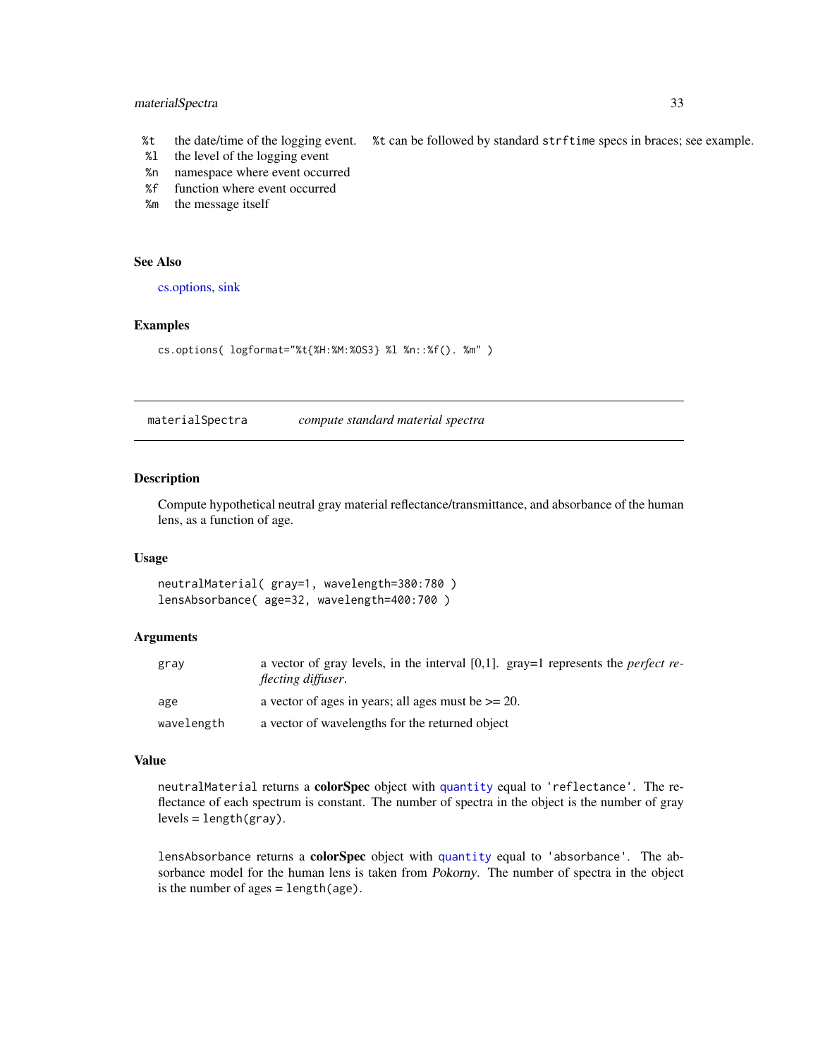| | |
|---|---|
| %t | the date/time of the logging event. %t can be followed by standard strftime specs in braces; see example. |
| %l | the level of the logging event |
| %n | namespace where event occurred |
| %f | function where event occurred |
| %m | the message itself |

### See Also

cs.options, sink

### Examples

```
cs.options( logformat="%t{%H:%M:%OS3} %l %n::%f(). %m" )
```

---

## materialSpectra *compute standard material spectra*

---

### Description

Compute hypothetical neutral gray material reflectance/transmittance, and absorbance of the human lens, as a function of age.

### Usage

```
neutralMaterial( gray=1, wavelength=380:780 )
lensAbsorbance( age=32, wavelength=400:700 )
```

### Arguments

| | |
|---|---|
| gray | a vector of gray levels, in the interval [0,1]. gray=1 represents the *perfect reflecting diffuser*. |
| age | a vector of ages in years; all ages must be >= 20. |
| wavelength | a vector of wavelengths for the returned object |

### Value

neutralMaterial returns a **colorSpec** object with quantity equal to 'reflectance'. The reflectance of each spectrum is constant. The number of spectra in the object is the number of gray levels = length(gray).

lensAbsorbance returns a **colorSpec** object with quantity equal to 'absorbance'. The absorbance model for the human lens is taken from *Pokorny*. The number of spectra in the object is the number of ages = length(age).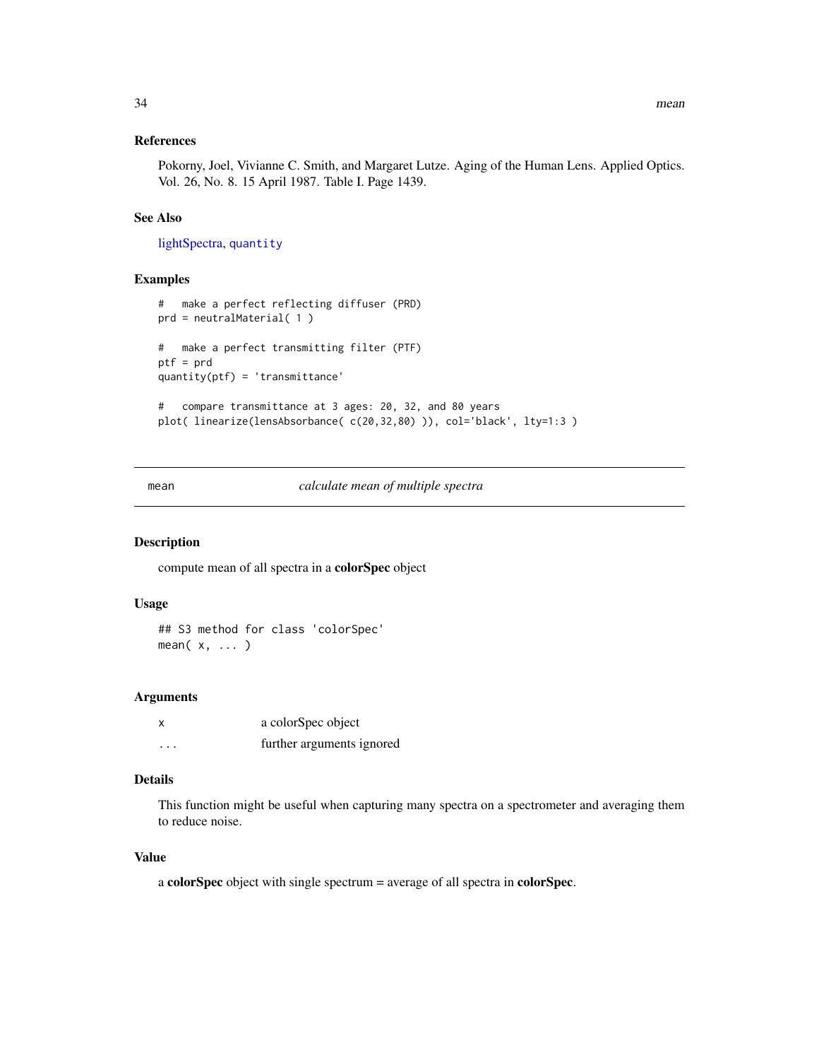### References

Pokorny, Joel, Vivianne C. Smith, and Margaret Lutze. Aging of the Human Lens. Applied Optics. Vol. 26, No. 8. 15 April 1987. Table I. Page 1439.

### See Also

lightSpectra, `quantity`

### Examples

```
#   make a perfect reflecting diffuser (PRD)
prd = neutralMaterial( 1 )

#   make a perfect transmitting filter (PTF)
ptf = prd
quantity(ptf) = 'transmittance'

#   compare transmittance at 3 ages: 20, 32, and 80 years
plot( linearize(lensAbsorbance( c(20,32,80) )), col='black', lty=1:3 )
```

---

## mean *calculate mean of multiple spectra*

---

### Description

compute mean of all spectra in a **colorSpec** object

### Usage

```
## S3 method for class 'colorSpec'
mean( x, ... )
```

### Arguments

| | |
|---|---|
| x | a colorSpec object |
| ... | further arguments ignored |

### Details

This function might be useful when capturing many spectra on a spectrometer and averaging them to reduce noise.

### Value

a **colorSpec** object with single spectrum = average of all spectra in **colorSpec**.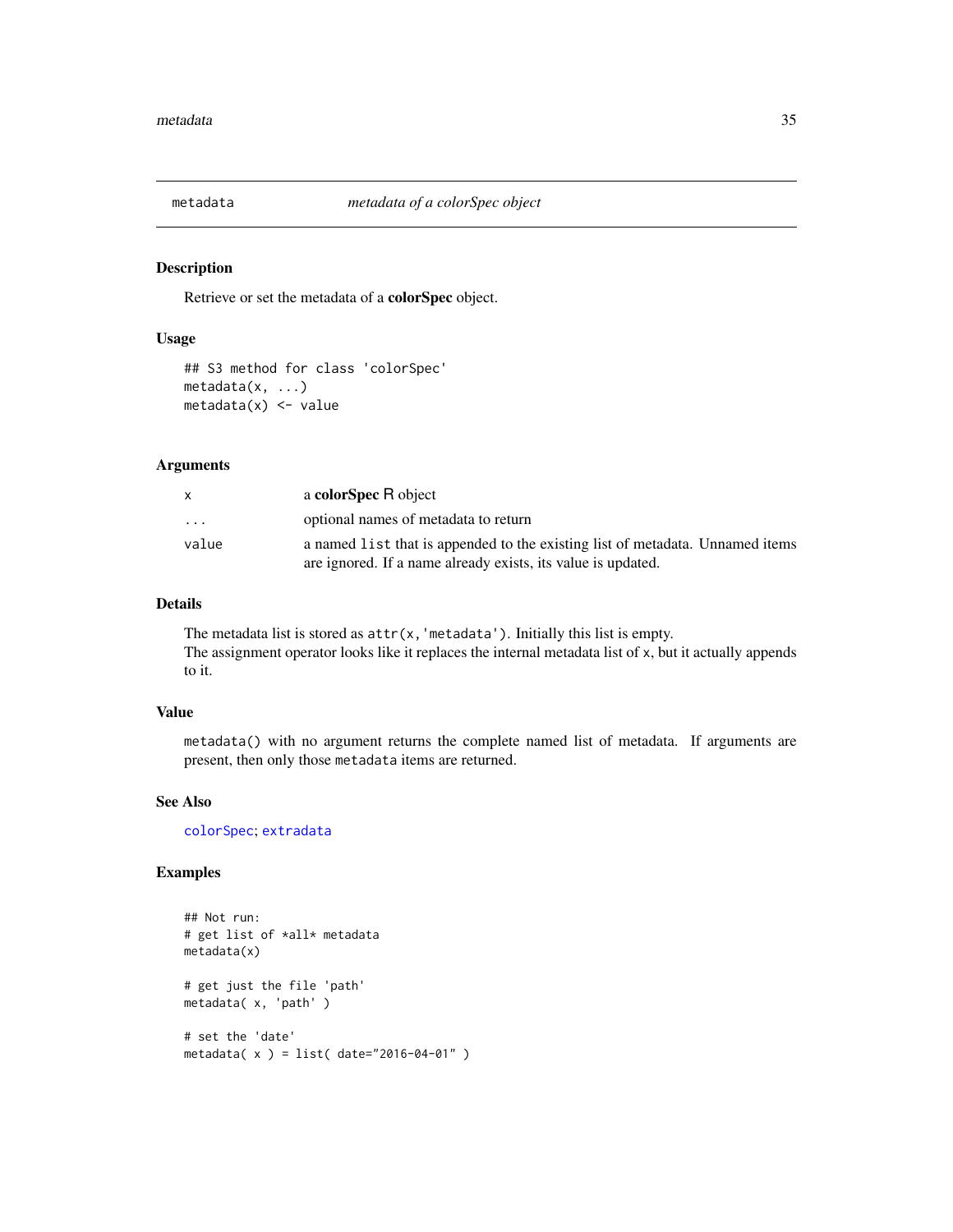metadata *metadata of a colorSpec object*

## Description

Retrieve or set the metadata of a **colorSpec** object.

## Usage

```
## S3 method for class 'colorSpec'
metadata(x, ...)
metadata(x) <- value
```

## Arguments

| | |
|---|---|
| x | a **colorSpec** R object |
| ... | optional names of metadata to return |
| value | a named `list` that is appended to the existing list of metadata. Unnamed items are ignored. If a name already exists, its value is updated. |

## Details

The metadata list is stored as `attr(x,'metadata')`. Initially this list is empty.
The assignment operator looks like it replaces the internal metadata list of `x`, but it actually appends to it.

## Value

`metadata()` with no argument returns the complete named list of metadata. If arguments are present, then only those `metadata` items are returned.

## See Also

colorSpec; extradata

## Examples

```
## Not run:
# get list of *all* metadata
metadata(x)

# get just the file 'path'
metadata( x, 'path' )

# set the 'date'
metadata( x ) = list( date="2016-04-01" )
```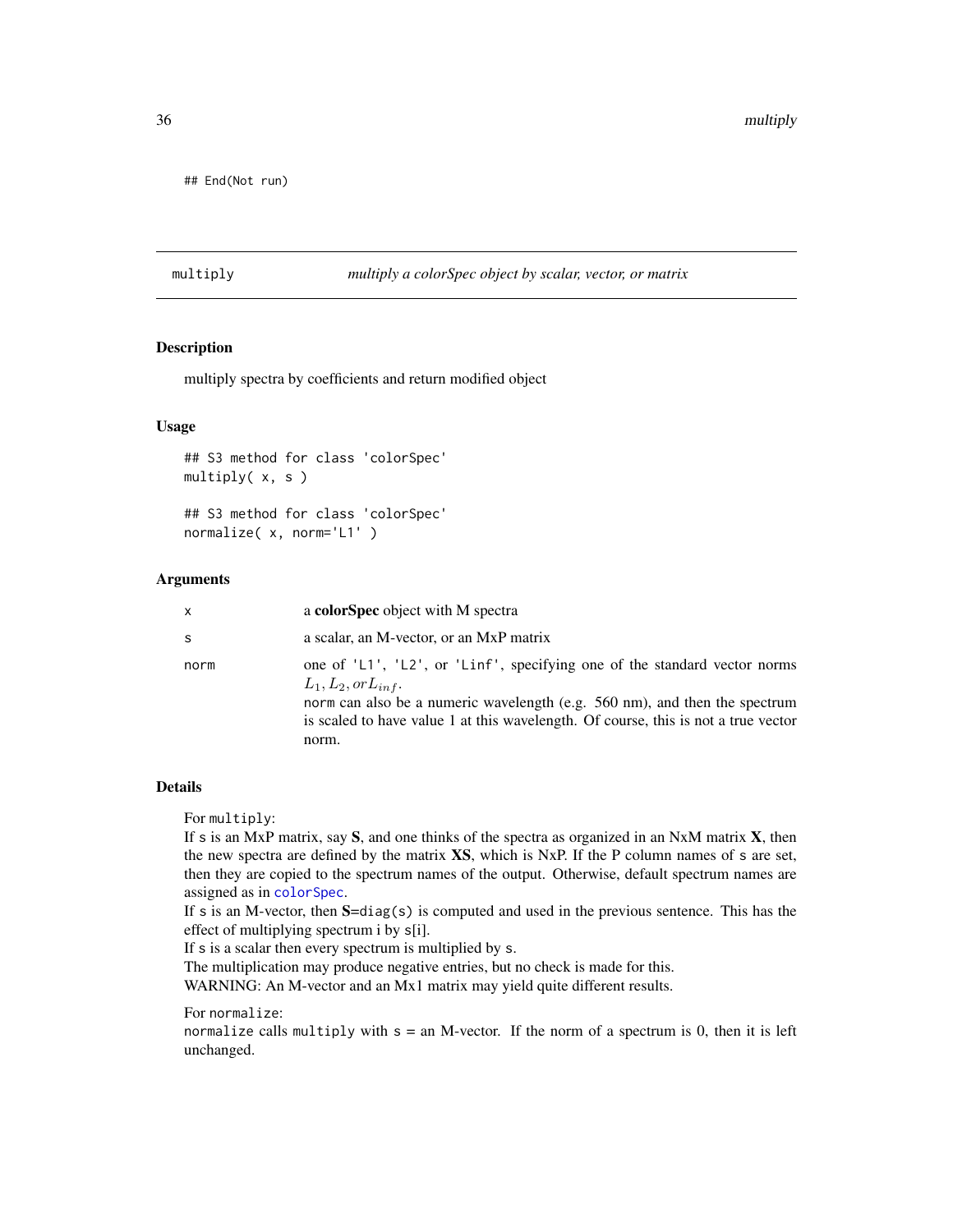```
## End(Not run)
```

---

multiply — *multiply a colorSpec object by scalar, vector, or matrix*

---

### Description

multiply spectra by coefficients and return modified object

### Usage

```
## S3 method for class 'colorSpec'
multiply( x, s )

## S3 method for class 'colorSpec'
normalize( x, norm='L1' )
```

### Arguments

| | |
|---|---|
| x | a **colorSpec** object with M spectra |
| s | a scalar, an M-vector, or an MxP matrix |
| norm | one of 'L1', 'L2', or 'Linf', specifying one of the standard vector norms $L_1, L_2, or L_{inf}$.<br>norm can also be a numeric wavelength (e.g. 560 nm), and then the spectrum is scaled to have value 1 at this wavelength. Of course, this is not a true vector norm. |

### Details

For multiply:
If s is an MxP matrix, say **S**, and one thinks of the spectra as organized in an NxM matrix **X**, then the new spectra are defined by the matrix **XS**, which is NxP. If the P column names of s are set, then they are copied to the spectrum names of the output. Otherwise, default spectrum names are assigned as in colorSpec.
If s is an M-vector, then **S**=diag(s) is computed and used in the previous sentence. This has the effect of multiplying spectrum i by s[i].
If s is a scalar then every spectrum is multiplied by s.
The multiplication may produce negative entries, but no check is made for this.
WARNING: An M-vector and an Mx1 matrix may yield quite different results.

For normalize:
normalize calls multiply with s = an M-vector. If the norm of a spectrum is 0, then it is left unchanged.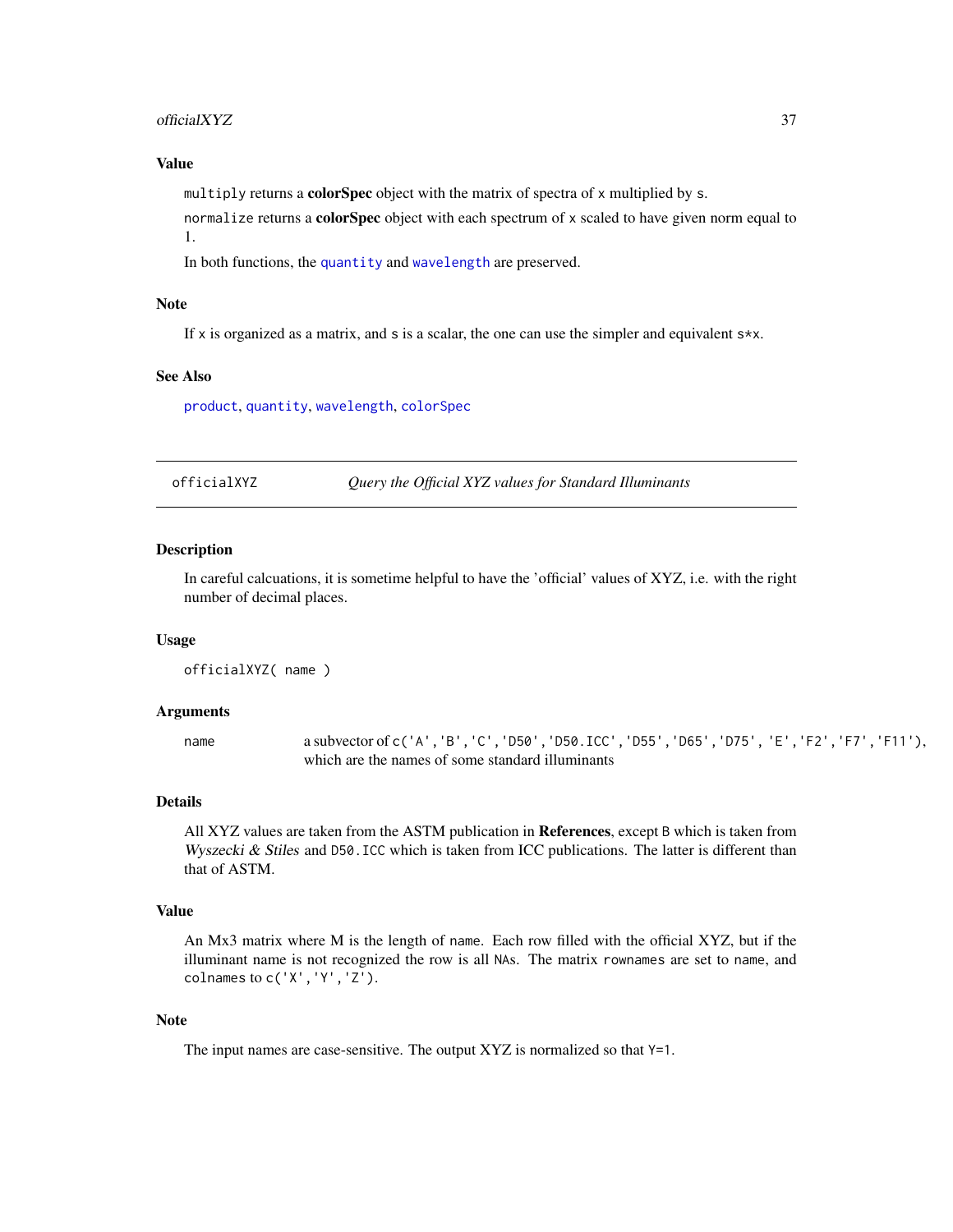### Value

`multiply` returns a **colorSpec** object with the matrix of spectra of `x` multiplied by `s`.

`normalize` returns a **colorSpec** object with each spectrum of `x` scaled to have given norm equal to `1`.

In both functions, the `quantity` and `wavelength` are preserved.

### Note

If `x` is organized as a matrix, and `s` is a scalar, the one can use the simpler and equivalent `s*x`.

### See Also

`product`, `quantity`, `wavelength`, `colorSpec`

---

## officialXYZ — *Query the Official XYZ values for Standard Illuminants*

---

### Description

In careful calcuations, it is sometime helpful to have the 'official' values of XYZ, i.e. with the right number of decimal places.

### Usage

```
officialXYZ( name )
```

### Arguments

| | |
|---|---|
| `name` | a subvector of `c('A','B','C','D50','D50.ICC','D55','D65','D75', 'E','F2','F7','F11')`, which are the names of some standard illuminants |

### Details

All XYZ values are taken from the ASTM publication in **References**, except `B` which is taken from *Wyszecki & Stiles* and `D50.ICC` which is taken from ICC publications. The latter is different than that of ASTM.

### Value

An Mx3 matrix where M is the length of `name`. Each row filled with the official XYZ, but if the illuminant name is not recognized the row is all `NA`s. The matrix `rownames` are set to `name`, and `colnames` to `c('X','Y','Z')`.

### Note

The input names are case-sensitive. The output XYZ is normalized so that `Y=1`.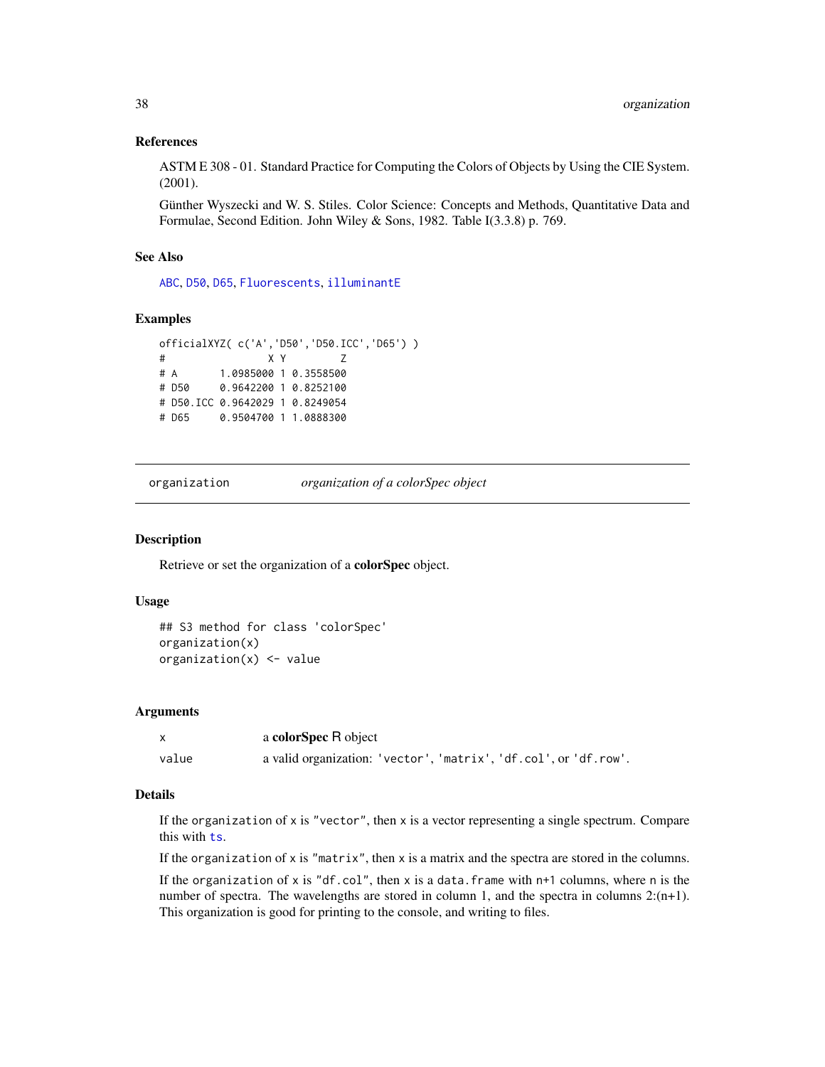### References

ASTM E 308 - 01. Standard Practice for Computing the Colors of Objects by Using the CIE System. (2001).

Günther Wyszecki and W. S. Stiles. Color Science: Concepts and Methods, Quantitative Data and Formulae, Second Edition. John Wiley & Sons, 1982. Table I(3.3.8) p. 769.

### See Also

ABC, D50, D65, Fluorescents, illuminantE

### Examples

```
officialXYZ( c('A','D50','D50.ICC','D65') )
#                X Y         Z
# A       1.0985000 1 0.3558500
# D50     0.9642200 1 0.8252100
# D50.ICC 0.9642029 1 0.8249054
# D65     0.9504700 1 1.0888300
```

---

## organization &nbsp;&nbsp;&nbsp; *organization of a colorSpec object*

### Description

Retrieve or set the organization of a **colorSpec** object.

### Usage

```
## S3 method for class 'colorSpec'
organization(x)
organization(x) <- value
```

### Arguments

| | |
|---|---|
| `x` | a **colorSpec** R object |
| `value` | a valid organization: `'vector'`, `'matrix'`, `'df.col'`, or `'df.row'`. |

### Details

If the `organization` of `x` is `"vector"`, then `x` is a vector representing a single spectrum. Compare this with `ts`.

If the `organization` of `x` is `"matrix"`, then `x` is a matrix and the spectra are stored in the columns.

If the `organization` of `x` is `"df.col"`, then `x` is a `data.frame` with `n+1` columns, where `n` is the number of spectra. The wavelengths are stored in column 1, and the spectra in columns 2:(n+1). This organization is good for printing to the console, and writing to files.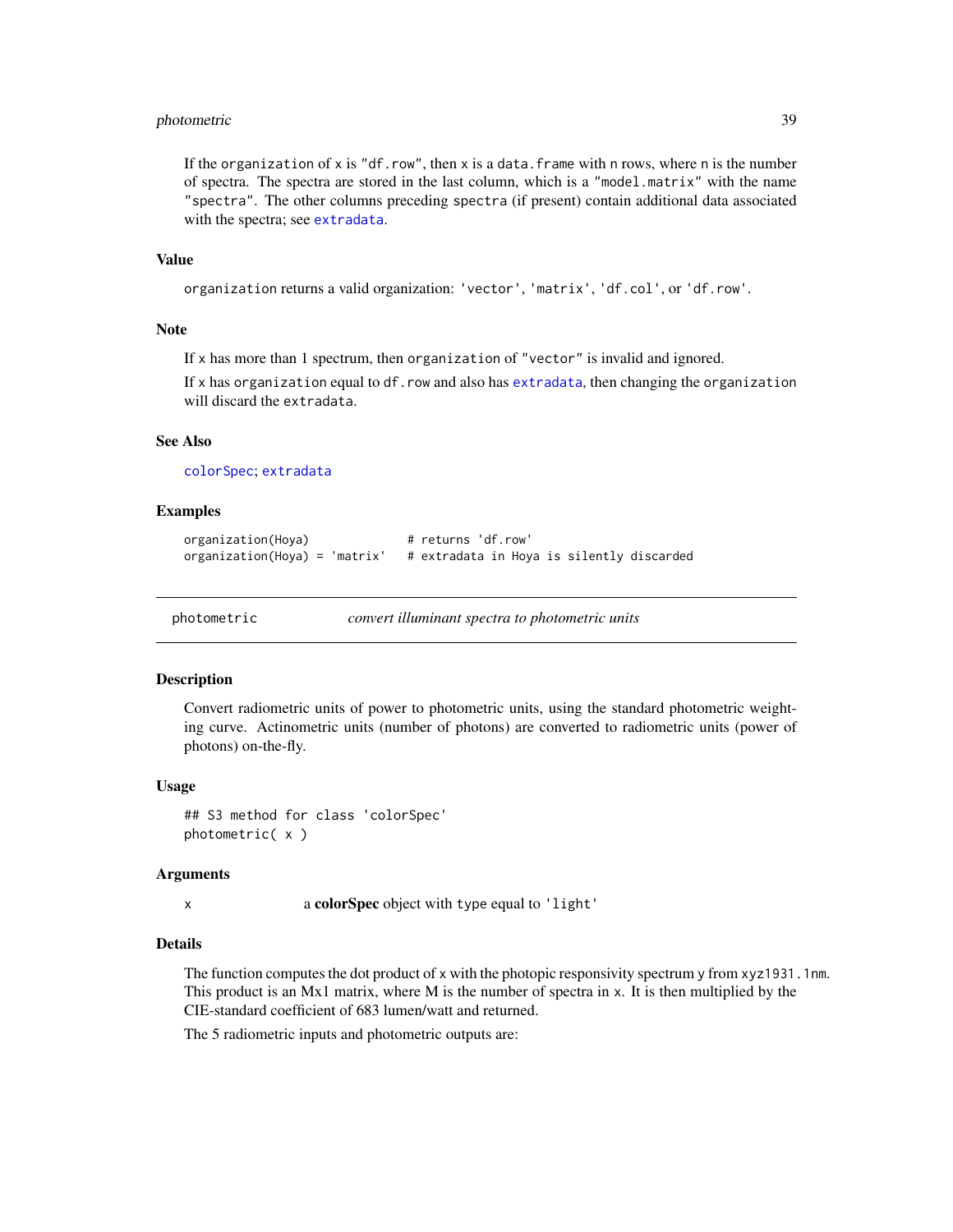If the organization of x is "df.row", then x is a data.frame with n rows, where n is the number of spectra. The spectra are stored in the last column, which is a "model.matrix" with the name "spectra". The other columns preceding spectra (if present) contain additional data associated with the spectra; see extradata.

### Value

organization returns a valid organization: 'vector', 'matrix', 'df.col', or 'df.row'.

### Note

If x has more than 1 spectrum, then organization of "vector" is invalid and ignored.

If x has organization equal to df.row and also has extradata, then changing the organization will discard the extradata.

### See Also

colorSpec; extradata

### Examples

```
organization(Hoya)              # returns 'df.row'
organization(Hoya) = 'matrix'   # extradata in Hoya is silently discarded
```

---

## photometric — *convert illuminant spectra to photometric units*

### Description

Convert radiometric units of power to photometric units, using the standard photometric weighting curve. Actinometric units (number of photons) are converted to radiometric units (power of photons) on-the-fly.

### Usage

```
## S3 method for class 'colorSpec'
photometric( x )
```

### Arguments

| | |
|---|---|
| x | a **colorSpec** object with type equal to 'light' |

### Details

The function computes the dot product of x with the photopic responsivity spectrum y from xyz1931.1nm. This product is an Mx1 matrix, where M is the number of spectra in x. It is then multiplied by the CIE-standard coefficient of 683 lumen/watt and returned.

The 5 radiometric inputs and photometric outputs are: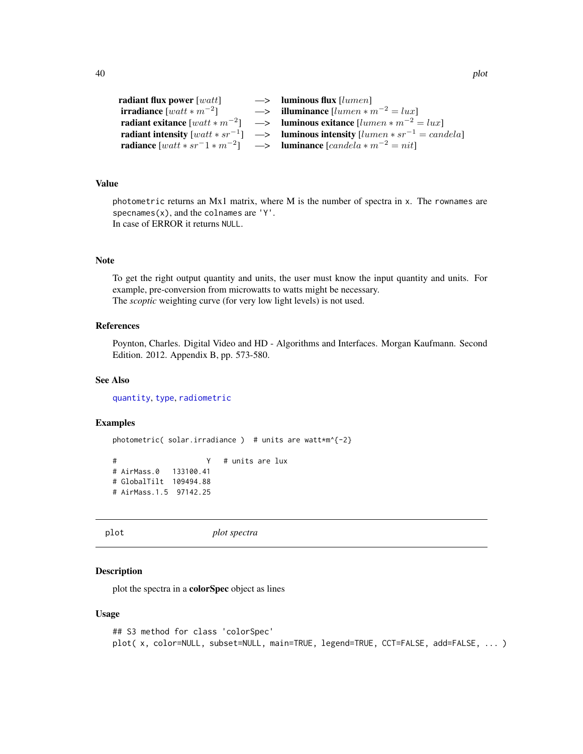| | | |
|---|---|---|
| **radiant flux power** $[watt]$ | —> | **luminous flux** $[lumen]$ |
| **irradiance** $[watt * m^{-2}]$ | —> | **illuminance** $[lumen * m^{-2} = lux]$ |
| **radiant exitance** $[watt * m^{-2}]$ | —> | **luminous exitance** $[lumen * m^{-2} = lux]$ |
| **radiant intensity** $[watt * sr^{-1}]$ | —> | **luminous intensity** $[lumen * sr^{-1} = candela]$ |
| **radiance** $[watt * sr^{-}1 * m^{-2}]$ | —> | **luminance** $[candela * m^{-2} = nit]$ |

## Value

photometric returns an Mx1 matrix, where M is the number of spectra in x. The rownames are specnames(x), and the colnames are 'Y'.
In case of ERROR it returns NULL.

## Note

To get the right output quantity and units, the user must know the input quantity and units. For example, pre-conversion from microwatts to watts might be necessary.
The *scoptic* weighting curve (for very low light levels) is not used.

## References

Poynton, Charles. Digital Video and HD - Algorithms and Interfaces. Morgan Kaufmann. Second Edition. 2012. Appendix B, pp. 573-580.

## See Also

quantity, type, radiometric

## Examples

```
photometric( solar.irradiance )  # units are watt*m^{-2}

#                    Y   # units are lux
# AirMass.0   133100.41
# GlobalTilt  109494.88
# AirMass.1.5  97142.25
```

---

# plot — *plot spectra*

## Description

plot the spectra in a **colorSpec** object as lines

## Usage

```
## S3 method for class 'colorSpec'
plot( x, color=NULL, subset=NULL, main=TRUE, legend=TRUE, CCT=FALSE, add=FALSE, ... )
```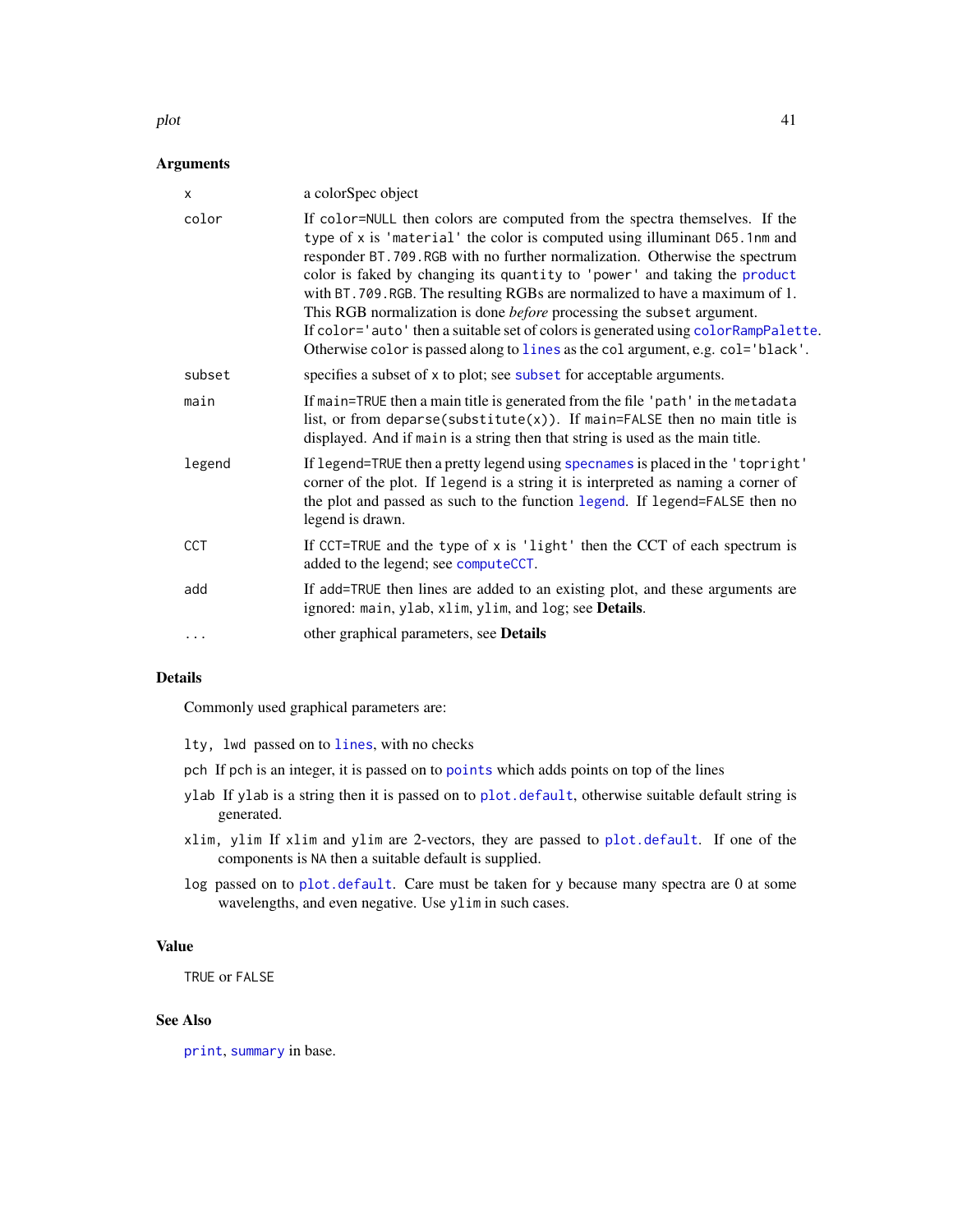## Arguments

| | |
|---|---|
| `x` | a colorSpec object |
| `color` | If `color=NULL` then colors are computed from the spectra themselves. If the type of `x` is `'material'` the color is computed using illuminant `D65.1nm` and responder `BT.709.RGB` with no further normalization. Otherwise the spectrum color is faked by changing its quantity to `'power'` and taking the `product` with `BT.709.RGB`. The resulting RGBs are normalized to have a maximum of 1. This RGB normalization is done *before* processing the `subset` argument. If `color='auto'` then a suitable set of colors is generated using `colorRampPalette`. Otherwise `color` is passed along to `lines` as the `col` argument, e.g. `col='black'`. |
| `subset` | specifies a subset of `x` to plot; see `subset` for acceptable arguments. |
| `main` | If `main=TRUE` then a main title is generated from the file `'path'` in the `metadata` list, or from `deparse(substitute(x))`. If `main=FALSE` then no main title is displayed. And if `main` is a string then that string is used as the main title. |
| `legend` | If `legend=TRUE` then a pretty legend using `specnames` is placed in the `'topright'` corner of the plot. If `legend` is a string it is interpreted as naming a corner of the plot and passed as such to the function `legend`. If `legend=FALSE` then no legend is drawn. |
| `CCT` | If `CCT=TRUE` and the `type` of `x` is `'light'` then the CCT of each spectrum is added to the legend; see `computeCCT`. |
| `add` | If `add=TRUE` then lines are added to an existing plot, and these arguments are ignored: `main`, `ylab`, `xlim`, `ylim`, and `log`; see **Details**. |
| `...` | other graphical parameters, see **Details** |

## Details

Commonly used graphical parameters are:

`lty, lwd` passed on to `lines`, with no checks

`pch` If `pch` is an integer, it is passed on to `points` which adds points on top of the lines

`ylab` If `ylab` is a string then it is passed on to `plot.default`, otherwise suitable default string is generated.

`xlim, ylim` If `xlim` and `ylim` are 2-vectors, they are passed to `plot.default`. If one of the components is `NA` then a suitable default is supplied.

`log` passed on to `plot.default`. Care must be taken for y because many spectra are 0 at some wavelengths, and even negative. Use `ylim` in such cases.

## Value

`TRUE` or `FALSE`

## See Also

`print`, `summary` in base.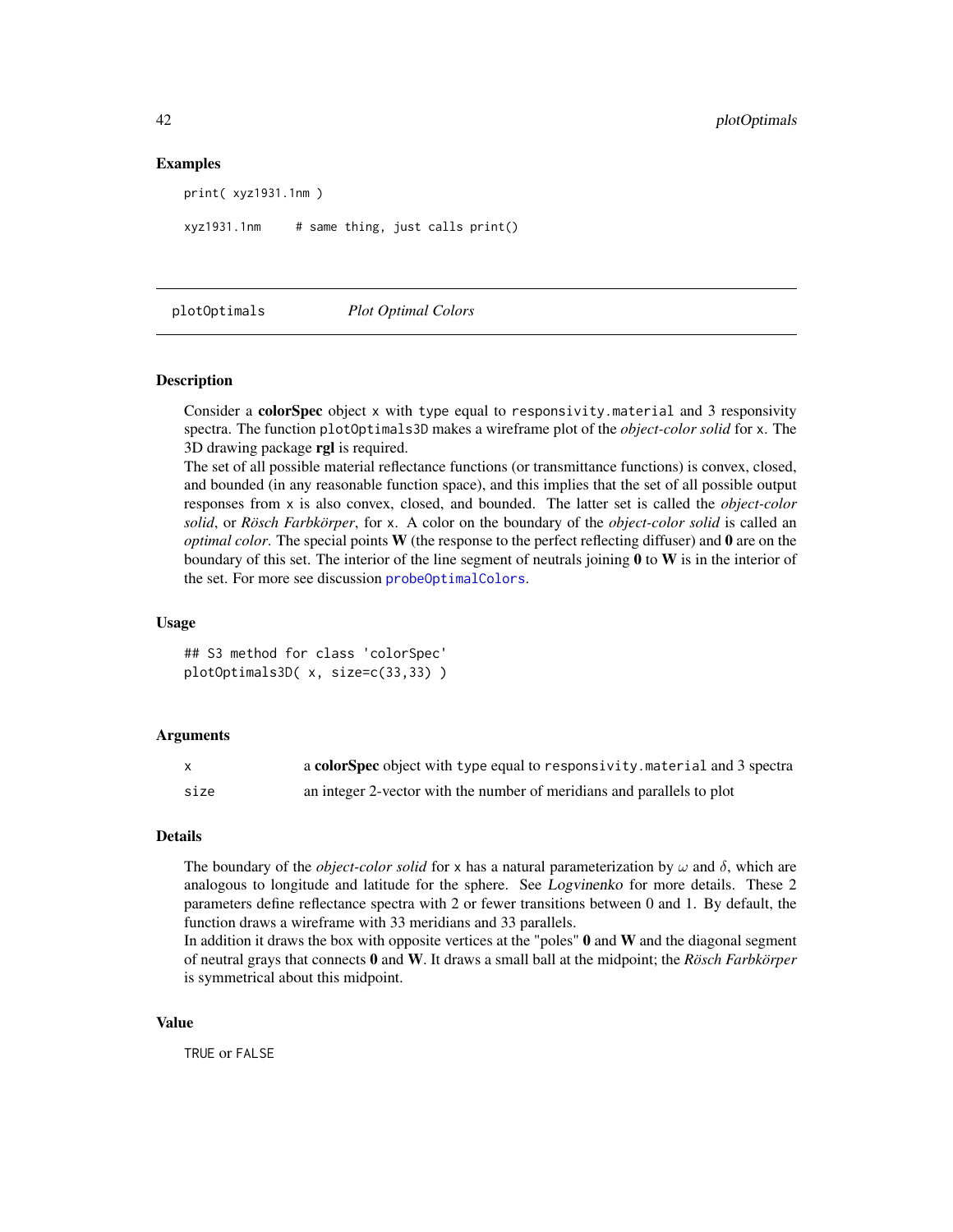## Examples

```
print( xyz1931.1nm )

xyz1931.1nm     # same thing, just calls print()
```

---

# plotOptimals *Plot Optimal Colors*

## Description

Consider a **colorSpec** object x with type equal to responsivity.material and 3 responsivity spectra. The function plotOptimals3D makes a wireframe plot of the *object-color solid* for x. The 3D drawing package **rgl** is required.

The set of all possible material reflectance functions (or transmittance functions) is convex, closed, and bounded (in any reasonable function space), and this implies that the set of all possible output responses from x is also convex, closed, and bounded. The latter set is called the *object-color solid*, or *Rösch Farbkörper*, for x. A color on the boundary of the *object-color solid* is called an *optimal color*. The special points **W** (the response to the perfect reflecting diffuser) and **0** are on the boundary of this set. The interior of the line segment of neutrals joining **0** to **W** is in the interior of the set. For more see discussion probeOptimalColors.

## Usage

```
## S3 method for class 'colorSpec'
plotOptimals3D( x, size=c(33,33) )
```

## Arguments

| | |
|---|---|
| x | a **colorSpec** object with type equal to responsivity.material and 3 spectra |
| size | an integer 2-vector with the number of meridians and parallels to plot |

## Details

The boundary of the *object-color solid* for x has a natural parameterization by $\omega$ and $\delta$, which are analogous to longitude and latitude for the sphere. See Logvinenko for more details. These 2 parameters define reflectance spectra with 2 or fewer transitions between 0 and 1. By default, the function draws a wireframe with 33 meridians and 33 parallels.

In addition it draws the box with opposite vertices at the "poles" **0** and **W** and the diagonal segment of neutral grays that connects **0** and **W**. It draws a small ball at the midpoint; the *Rösch Farbkörper* is symmetrical about this midpoint.

## Value

TRUE or FALSE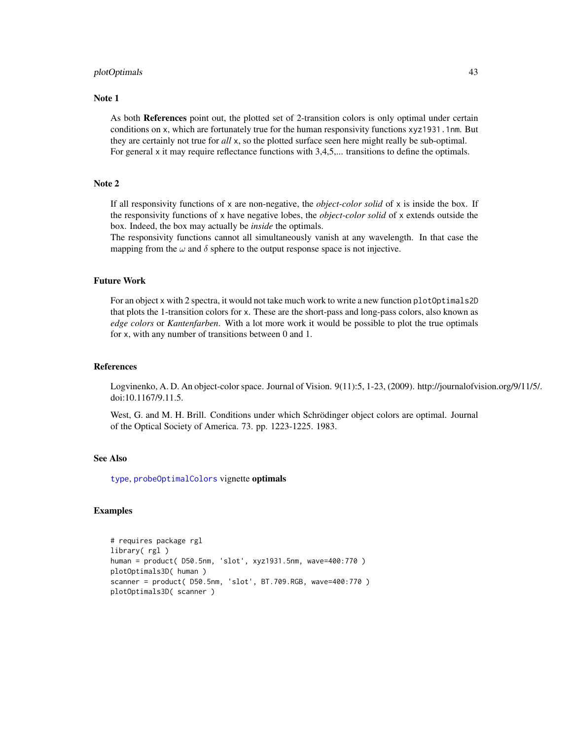## Note 1

As both **References** point out, the plotted set of 2-transition colors is only optimal under certain conditions on x, which are fortunately true for the human responsivity functions xyz1931.1nm. But they are certainly not true for *all* x, so the plotted surface seen here might really be sub-optimal. For general x it may require reflectance functions with 3,4,5,... transitions to define the optimals.

## Note 2

If all responsivity functions of x are non-negative, the *object-color solid* of x is inside the box. If the responsivity functions of x have negative lobes, the *object-color solid* of x extends outside the box. Indeed, the box may actually be *inside* the optimals.
The responsivity functions cannot all simultaneously vanish at any wavelength. In that case the mapping from the $\omega$ and $\delta$ sphere to the output response space is not injective.

## Future Work

For an object x with 2 spectra, it would not take much work to write a new function plotOptimals2D that plots the 1-transition colors for x. These are the short-pass and long-pass colors, also known as *edge colors* or *Kantenfarben*. With a lot more work it would be possible to plot the true optimals for x, with any number of transitions between 0 and 1.

## References

Logvinenko, A. D. An object-color space. Journal of Vision. 9(11):5, 1-23, (2009). http://journalofvision.org/9/11/5/. doi:10.1167/9.11.5.

West, G. and M. H. Brill. Conditions under which Schrödinger object colors are optimal. Journal of the Optical Society of America. 73. pp. 1223-1225. 1983.

## See Also

type, probeOptimalColors vignette **optimals**

## Examples

```
# requires package rgl
library( rgl )
human = product( D50.5nm, 'slot', xyz1931.5nm, wave=400:770 )
plotOptimals3D( human )
scanner = product( D50.5nm, 'slot', BT.709.RGB, wave=400:770 )
plotOptimals3D( scanner )
```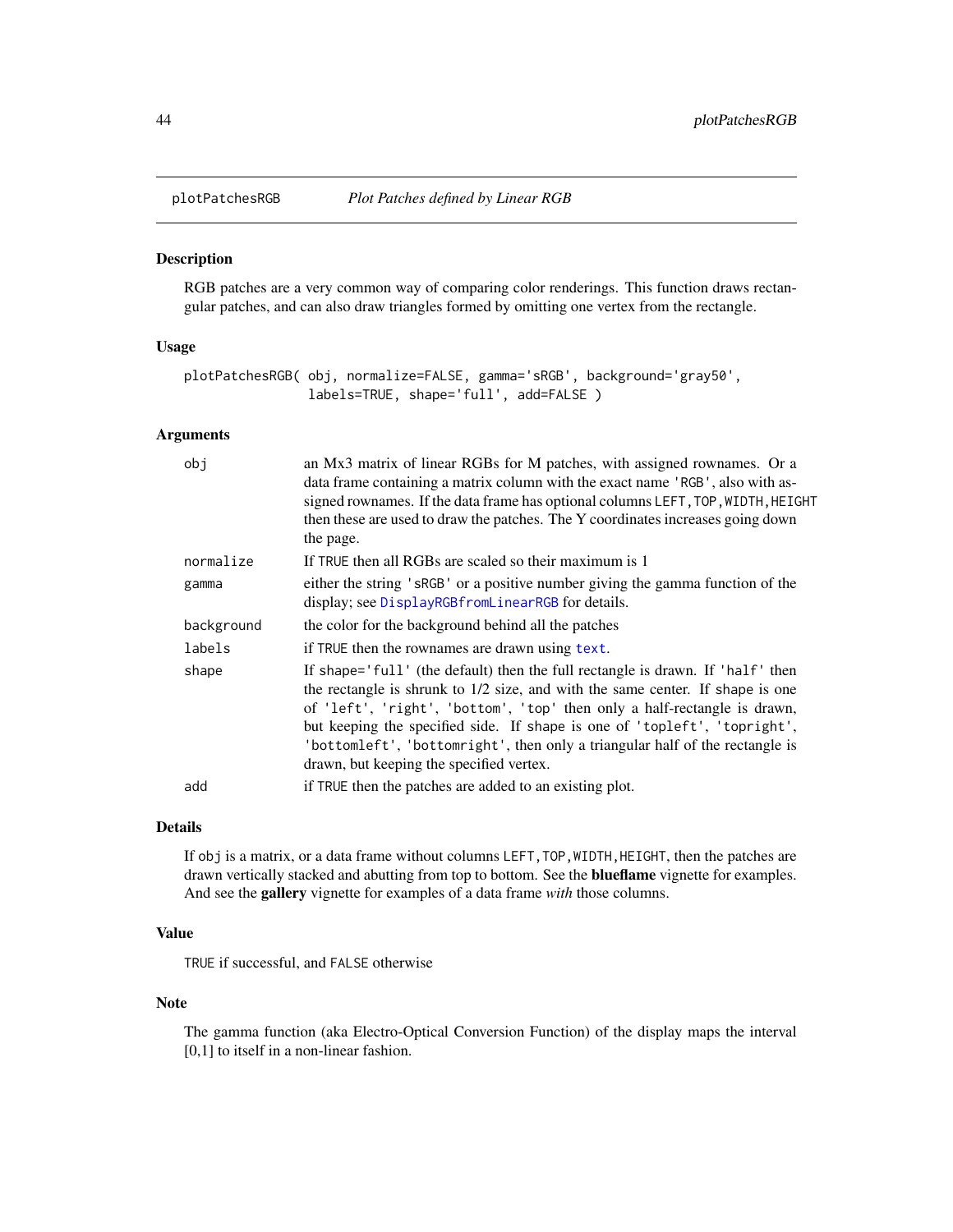## plotPatchesRGB — *Plot Patches defined by Linear RGB*

### Description

RGB patches are a very common way of comparing color renderings. This function draws rectangular patches, and can also draw triangles formed by omitting one vertex from the rectangle.

### Usage

```
plotPatchesRGB( obj, normalize=FALSE, gamma='sRGB', background='gray50',
                labels=TRUE, shape='full', add=FALSE )
```

### Arguments

| | |
|---|---|
| `obj` | an Mx3 matrix of linear RGBs for M patches, with assigned rownames. Or a data frame containing a matrix column with the exact name `'RGB'`, also with assigned rownames. If the data frame has optional columns `LEFT,TOP,WIDTH,HEIGHT` then these are used to draw the patches. The Y coordinates increases going down the page. |
| `normalize` | If `TRUE` then all RGBs are scaled so their maximum is 1 |
| `gamma` | either the string `'sRGB'` or a positive number giving the gamma function of the display; see `DisplayRGBfromLinearRGB` for details. |
| `background` | the color for the background behind all the patches |
| `labels` | if `TRUE` then the rownames are drawn using `text`. |
| `shape` | If `shape='full'` (the default) then the full rectangle is drawn. If `'half'` then the rectangle is shrunk to 1/2 size, and with the same center. If shape is one of `'left'`, `'right'`, `'bottom'`, `'top'` then only a half-rectangle is drawn, but keeping the specified side. If shape is one of `'topleft'`, `'topright'`, `'bottomleft'`, `'bottomright'`, then only a triangular half of the rectangle is drawn, but keeping the specified vertex. |
| `add` | if `TRUE` then the patches are added to an existing plot. |

### Details

If `obj` is a matrix, or a data frame without columns `LEFT,TOP,WIDTH,HEIGHT`, then the patches are drawn vertically stacked and abutting from top to bottom. See the **blueflame** vignette for examples. And see the **gallery** vignette for examples of a data frame *with* those columns.

### Value

`TRUE` if successful, and `FALSE` otherwise

### Note

The gamma function (aka Electro-Optical Conversion Function) of the display maps the interval [0,1] to itself in a non-linear fashion.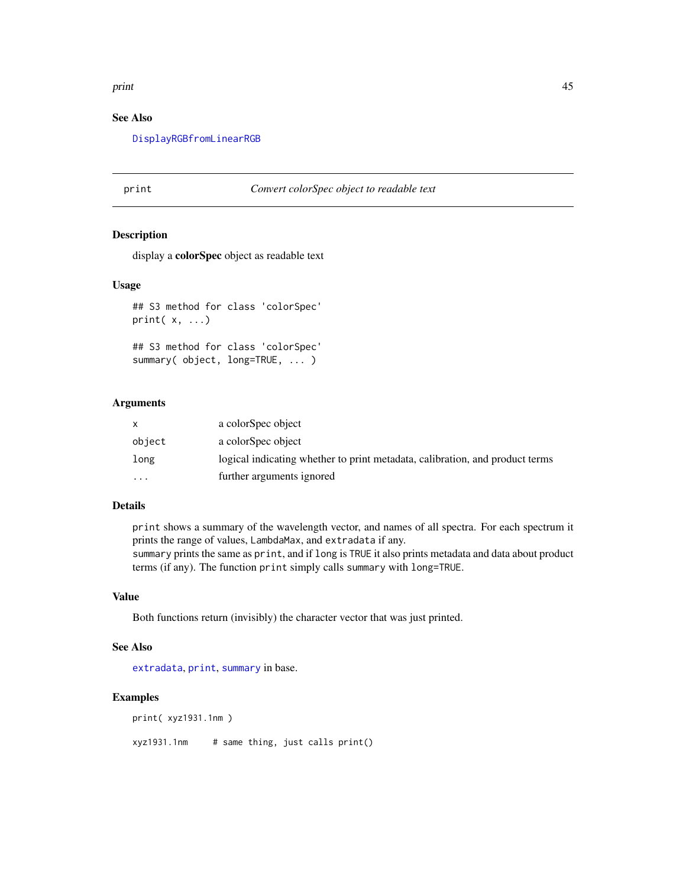### See Also

DisplayRGBfromLinearRGB

---

## print — *Convert colorSpec object to readable text*

### Description

display a **colorSpec** object as readable text

### Usage

```
## S3 method for class 'colorSpec'
print( x, ...)

## S3 method for class 'colorSpec'
summary( object, long=TRUE, ... )
```

### Arguments

| | |
|---|---|
| `x` | a colorSpec object |
| `object` | a colorSpec object |
| `long` | logical indicating whether to print metadata, calibration, and product terms |
| `...` | further arguments ignored |

### Details

`print` shows a summary of the wavelength vector, and names of all spectra. For each spectrum it prints the range of values, `LambdaMax`, and `extradata` if any.
`summary` prints the same as `print`, and if `long` is `TRUE` it also prints metadata and data about product terms (if any). The function `print` simply calls `summary` with `long=TRUE`.

### Value

Both functions return (invisibly) the character vector that was just printed.

### See Also

`extradata`, `print`, `summary` in base.

### Examples

```
print( xyz1931.1nm )

xyz1931.1nm     # same thing, just calls print()
```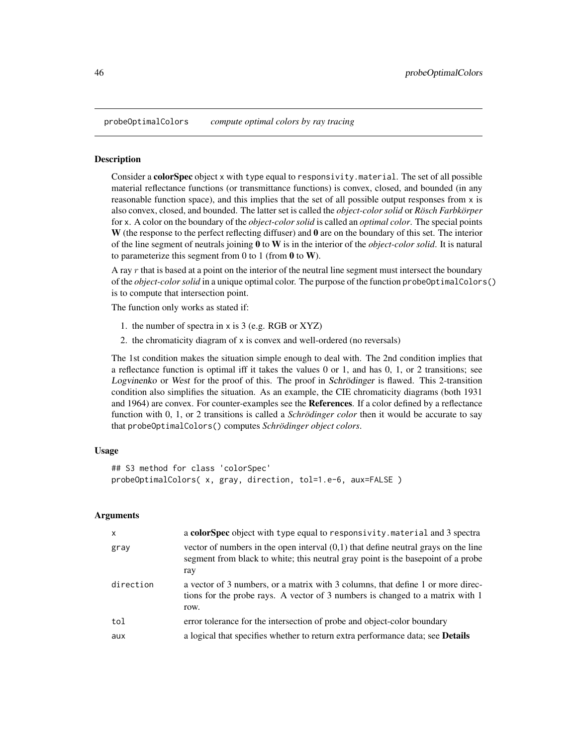probeOptimalColors *compute optimal colors by ray tracing*

## Description

Consider a **colorSpec** object x with type equal to responsivity.material. The set of all possible material reflectance functions (or transmittance functions) is convex, closed, and bounded (in any reasonable function space), and this implies that the set of all possible output responses from x is also convex, closed, and bounded. The latter set is called the *object-color solid* or *Rösch Farbkörper* for x. A color on the boundary of the *object-color solid* is called an *optimal color*. The special points **W** (the response to the perfect reflecting diffuser) and **0** are on the boundary of this set. The interior of the line segment of neutrals joining **0** to **W** is in the interior of the *object-color solid*. It is natural to parameterize this segment from 0 to 1 (from **0** to **W**).

A ray $r$ that is based at a point on the interior of the neutral line segment must intersect the boundary of the *object-color solid* in a unique optimal color. The purpose of the function probeOptimalColors() is to compute that intersection point.

The function only works as stated if:

1. the number of spectra in x is 3 (e.g. RGB or XYZ)
2. the chromaticity diagram of x is convex and well-ordered (no reversals)

The 1st condition makes the situation simple enough to deal with. The 2nd condition implies that a reflectance function is optimal iff it takes the values 0 or 1, and has 0, 1, or 2 transitions; see Logvinenko or West for the proof of this. The proof in Schrödinger is flawed. This 2-transition condition also simplifies the situation. As an example, the CIE chromaticity diagrams (both 1931 and 1964) are convex. For counter-examples see the **References**. If a color defined by a reflectance function with 0, 1, or 2 transitions is called a *Schrödinger color* then it would be accurate to say that probeOptimalColors() computes *Schrödinger object colors*.

## Usage

```
## S3 method for class 'colorSpec'
probeOptimalColors( x, gray, direction, tol=1.e-6, aux=FALSE )
```

## Arguments

| | |
|---|---|
| x | a **colorSpec** object with type equal to responsivity.material and 3 spectra |
| gray | vector of numbers in the open interval (0,1) that define neutral grays on the line segment from black to white; this neutral gray point is the basepoint of a probe ray |
| direction | a vector of 3 numbers, or a matrix with 3 columns, that define 1 or more directions for the probe rays. A vector of 3 numbers is changed to a matrix with 1 row. |
| tol | error tolerance for the intersection of probe and object-color boundary |
| aux | a logical that specifies whether to return extra performance data; see **Details** |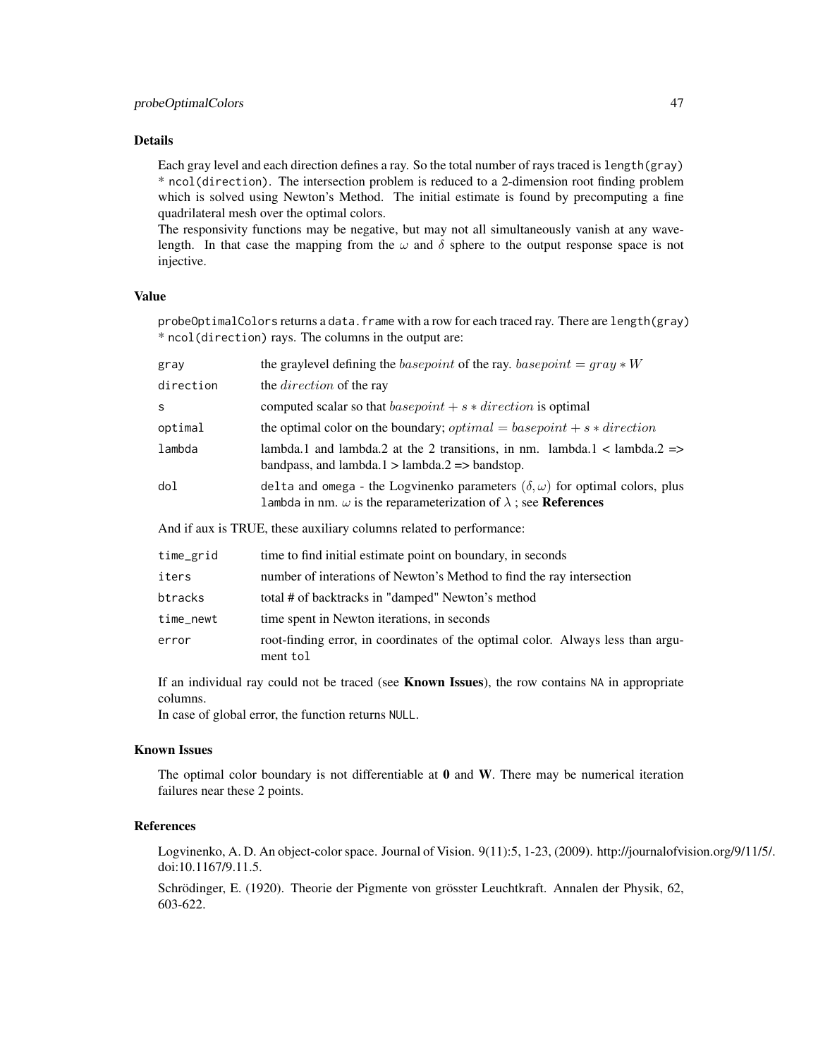### Details

Each gray level and each direction defines a ray. So the total number of rays traced is `length(gray) * ncol(direction)`. The intersection problem is reduced to a 2-dimension root finding problem which is solved using Newton's Method. The initial estimate is found by precomputing a fine quadrilateral mesh over the optimal colors.

The responsivity functions may be negative, but may not all simultaneously vanish at any wavelength. In that case the mapping from the $\omega$ and $\delta$ sphere to the output response space is not injective.

### Value

`probeOptimalColors` returns a `data.frame` with a row for each traced ray. There are `length(gray) * ncol(direction)` rays. The columns in the output are:

| | |
|---|---|
| `gray` | the graylevel defining the $basepoint$ of the ray. $basepoint = gray * W$ |
| `direction` | the $direction$ of the ray |
| `s` | computed scalar so that $basepoint + s * direction$ is optimal |
| `optimal` | the optimal color on the boundary; $optimal = basepoint + s * direction$ |
| `lambda` | lambda.1 and lambda.2 at the 2 transitions, in nm. lambda.1 < lambda.2 => bandpass, and lambda.1 > lambda.2 => bandstop. |
| `dol` | `delta` and `omega` - the Logvinenko parameters $(\delta, \omega)$ for optimal colors, plus `lambda` in nm. $\omega$ is the reparameterization of $\lambda$ ; see **References** |

And if aux is TRUE, these auxiliary columns related to performance:

| | |
|---|---|
| `time_grid` | time to find initial estimate point on boundary, in seconds |
| `iters` | number of interations of Newton's Method to find the ray intersection |
| `btracks` | total # of backtracks in "damped" Newton's method |
| `time_newt` | time spent in Newton iterations, in seconds |
| `error` | root-finding error, in coordinates of the optimal color. Always less than argument `tol` |

If an individual ray could not be traced (see **Known Issues**), the row contains `NA` in appropriate columns.

In case of global error, the function returns `NULL`.

### Known Issues

The optimal color boundary is not differentiable at **0** and **W**. There may be numerical iteration failures near these 2 points.

### References

Logvinenko, A. D. An object-color space. Journal of Vision. 9(11):5, 1-23, (2009). http://journalofvision.org/9/11/5/. doi:10.1167/9.11.5.

Schrödinger, E. (1920). Theorie der Pigmente von grösster Leuchtkraft. Annalen der Physik, 62, 603-622.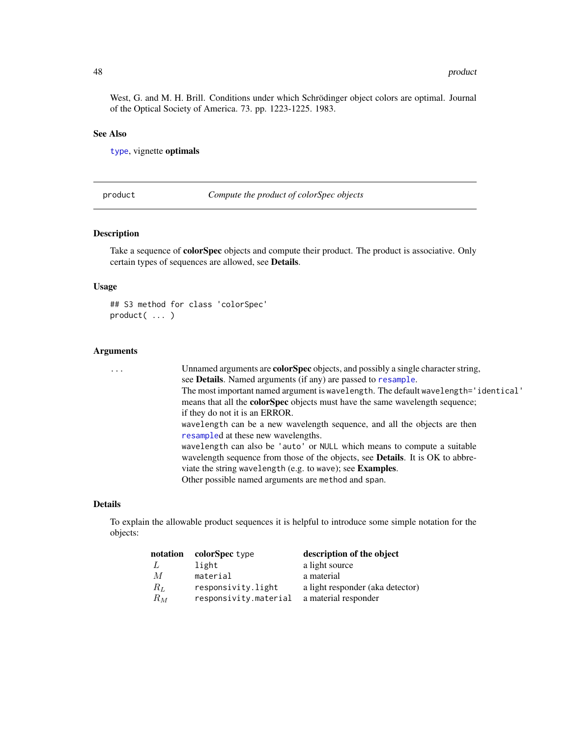West, G. and M. H. Brill. Conditions under which Schrödinger object colors are optimal. Journal of the Optical Society of America. 73. pp. 1223-1225. 1983.

### See Also

`type`, vignette **optimals**

---

## product — *Compute the product of colorSpec objects*

---

### Description

Take a sequence of **colorSpec** objects and compute their product. The product is associative. Only certain types of sequences are allowed, see **Details**.

### Usage

```
## S3 method for class 'colorSpec'
product( ... )
```

### Arguments

| | |
|---|---|
| `...` | Unnamed arguments are **colorSpec** objects, and possibly a single character string, see **Details**. Named arguments (if any) are passed to `resample`. The most important named argument is `wavelength`. The default `wavelength='identical'` means that all the **colorSpec** objects must have the same wavelength sequence; if they do not it is an ERROR. `wavelength` can be a new wavelength sequence, and all the objects are then `resample`d at these new wavelengths. `wavelength` can also be `'auto'` or `NULL` which means to compute a suitable wavelength sequence from those of the objects, see **Details**. It is OK to abbreviate the string `wavelength` (e.g. to `wave`); see **Examples**. Other possible named arguments are `method` and `span`. |

### Details

To explain the allowable product sequences it is helpful to introduce some simple notation for the objects:

| **notation** | **colorSpec** `type` | **description of the object** |
|---|---|---|
| $L$ | `light` | a light source |
| $M$ | `material` | a material |
| $R_L$ | `responsivity.light` | a light responder (aka detector) |
| $R_M$ | `responsivity.material` | a material responder |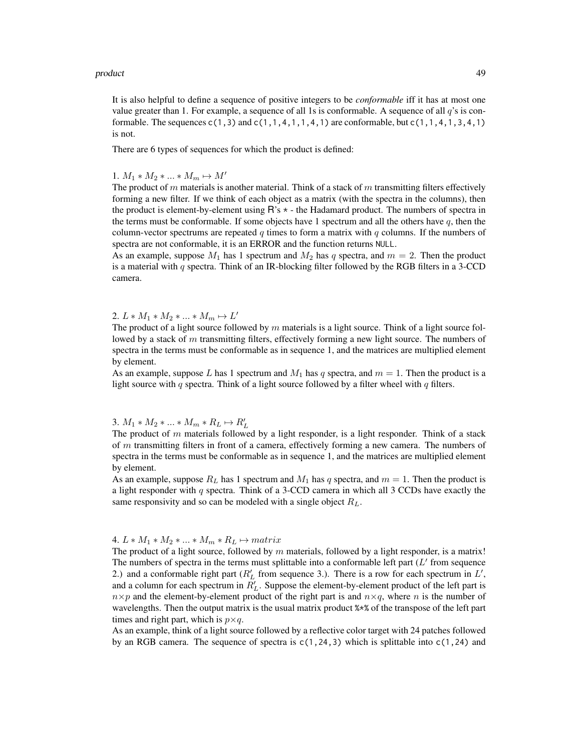It is also helpful to define a sequence of positive integers to be *conformable* iff it has at most one value greater than 1. For example, a sequence of all 1s is conformable. A sequence of all $q$'s is conformable. The sequences `c(1,3)` and `c(1,1,4,1,1,4,1)` are conformable, but `c(1,1,4,1,3,4,1)` is not.

There are 6 types of sequences for which the product is defined:

1. $M_1 * M_2 * ... * M_m \mapsto M'$

The product of $m$ materials is another material. Think of a stack of $m$ transmitting filters effectively forming a new filter. If we think of each object as a matrix (with the spectra in the columns), then the product is element-by-element using R's `*` - the Hadamard product. The numbers of spectra in the terms must be conformable. If some objects have 1 spectrum and all the others have $q$, then the column-vector spectrums are repeated $q$ times to form a matrix with $q$ columns. If the numbers of spectra are not conformable, it is an ERROR and the function returns `NULL`.

As an example, suppose $M_1$ has 1 spectrum and $M_2$ has $q$ spectra, and $m = 2$. Then the product is a material with $q$ spectra. Think of an IR-blocking filter followed by the RGB filters in a 3-CCD camera.

2. $L * M_1 * M_2 * ... * M_m \mapsto L'$

The product of a light source followed by $m$ materials is a light source. Think of a light source followed by a stack of $m$ transmitting filters, effectively forming a new light source. The numbers of spectra in the terms must be conformable as in sequence 1, and the matrices are multiplied element by element.

As an example, suppose $L$ has 1 spectrum and $M_1$ has $q$ spectra, and $m = 1$. Then the product is a light source with $q$ spectra. Think of a light source followed by a filter wheel with $q$ filters.

3. $M_1 * M_2 * ... * M_m * R_L \mapsto R'_L$

The product of $m$ materials followed by a light responder, is a light responder. Think of a stack of $m$ transmitting filters in front of a camera, effectively forming a new camera. The numbers of spectra in the terms must be conformable as in sequence 1, and the matrices are multiplied element by element.

As an example, suppose $R_L$ has 1 spectrum and $M_1$ has $q$ spectra, and $m = 1$. Then the product is a light responder with $q$ spectra. Think of a 3-CCD camera in which all 3 CCDs have exactly the same responsivity and so can be modeled with a single object $R_L$.

4. $L * M_1 * M_2 * ... * M_m * R_L \mapsto matrix$

The product of a light source, followed by $m$ materials, followed by a light responder, is a matrix! The numbers of spectra in the terms must splittable into a conformable left part ($L'$ from sequence 2.) and a conformable right part ($R'_L$ from sequence 3.). There is a row for each spectrum in $L'$, and a column for each spectrum in $R'_L$. Suppose the element-by-element product of the left part is $n \times p$ and the element-by-element product of the right part is and $n \times q$, where $n$ is the number of wavelengths. Then the output matrix is the usual matrix product `%*%` of the transpose of the left part times and right part, which is $p \times q$.

As an example, think of a light source followed by a reflective color target with 24 patches followed by an RGB camera. The sequence of spectra is `c(1,24,3)` which is splittable into `c(1,24)` and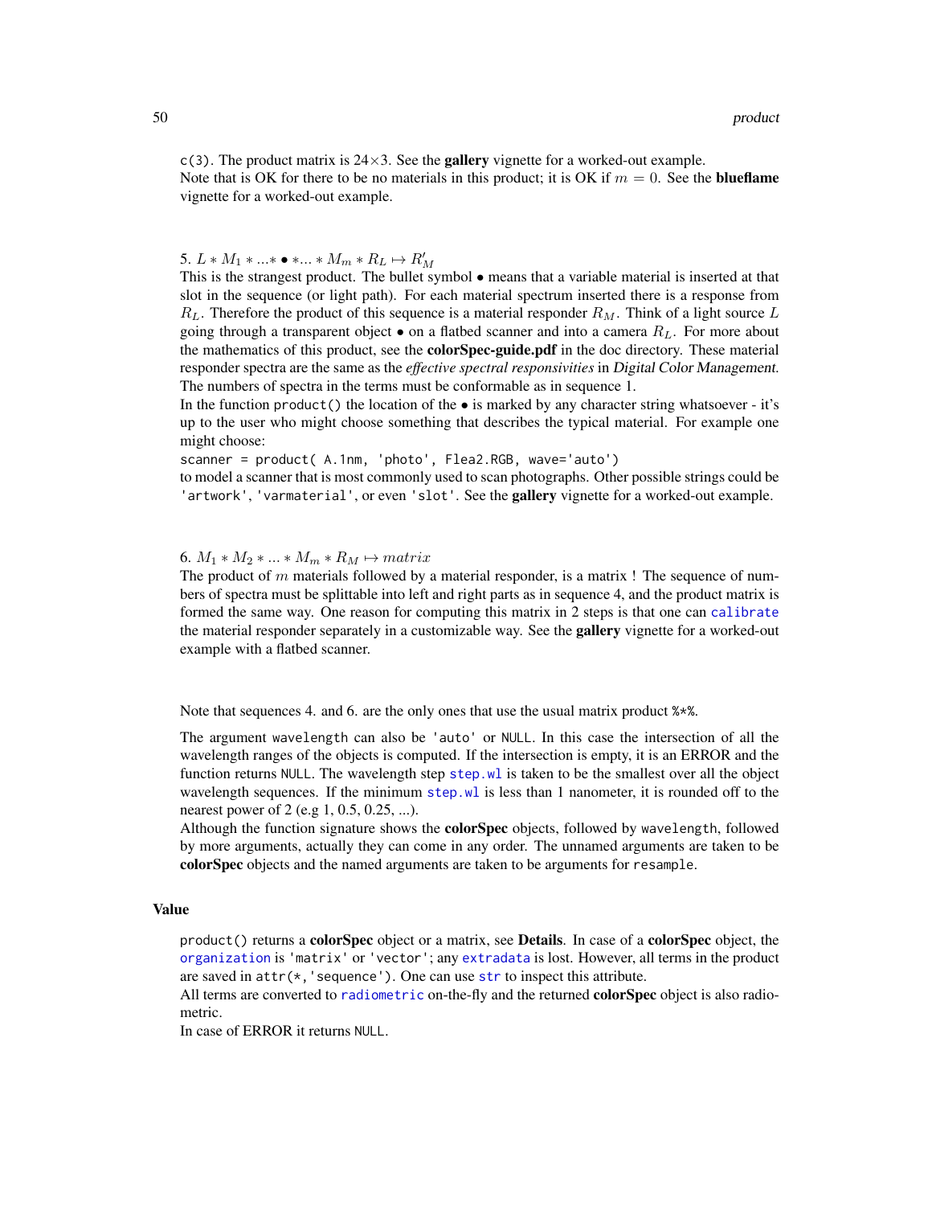c(3). The product matrix is $24 \times 3$. See the **gallery** vignette for a worked-out example.
Note that is OK for there to be no materials in this product; it is OK if $m = 0$. See the **blueflame** vignette for a worked-out example.

5. $L * M_1 * ... * \bullet * ... * M_m * R_L \mapsto R'_M$
This is the strangest product. The bullet symbol • means that a variable material is inserted at that slot in the sequence (or light path). For each material spectrum inserted there is a response from $R_L$. Therefore the product of this sequence is a material responder $R_M$. Think of a light source $L$ going through a transparent object • on a flatbed scanner and into a camera $R_L$. For more about the mathematics of this product, see the **colorSpec-guide.pdf** in the doc directory. These material responder spectra are the same as the *effective spectral responsivities* in Digital Color Management. The numbers of spectra in the terms must be conformable as in sequence 1.
In the function `product()` the location of the • is marked by any character string whatsoever - it's up to the user who might choose something that describes the typical material. For example one might choose:
`scanner = product( A.1nm, 'photo', Flea2.RGB, wave='auto')`
to model a scanner that is most commonly used to scan photographs. Other possible strings could be `'artwork'`, `'varmaterial'`, or even `'slot'`. See the **gallery** vignette for a worked-out example.

6. $M_1 * M_2 * ... * M_m * R_M \mapsto matrix$
The product of $m$ materials followed by a material responder, is a matrix ! The sequence of numbers of spectra must be splittable into left and right parts as in sequence 4, and the product matrix is formed the same way. One reason for computing this matrix in 2 steps is that one can `calibrate` the material responder separately in a customizable way. See the **gallery** vignette for a worked-out example with a flatbed scanner.

Note that sequences 4. and 6. are the only ones that use the usual matrix product `%*%`.

The argument `wavelength` can also be `'auto'` or `NULL`. In this case the intersection of all the wavelength ranges of the objects is computed. If the intersection is empty, it is an ERROR and the function returns `NULL`. The wavelength step `step.wl` is taken to be the smallest over all the object wavelength sequences. If the minimum `step.wl` is less than 1 nanometer, it is rounded off to the nearest power of 2 (e.g 1, 0.5, 0.25, ...).
Although the function signature shows the **colorSpec** objects, followed by `wavelength`, followed by more arguments, actually they can come in any order. The unnamed arguments are taken to be **colorSpec** objects and the named arguments are taken to be arguments for `resample`.

## Value

`product()` returns a **colorSpec** object or a matrix, see **Details**. In case of a **colorSpec** object, the `organization` is `'matrix'` or `'vector'`; any `extradata` is lost. However, all terms in the product are saved in `attr(*,'sequence')`. One can use `str` to inspect this attribute.
All terms are converted to `radiometric` on-the-fly and the returned **colorSpec** object is also radiometric.
In case of ERROR it returns `NULL`.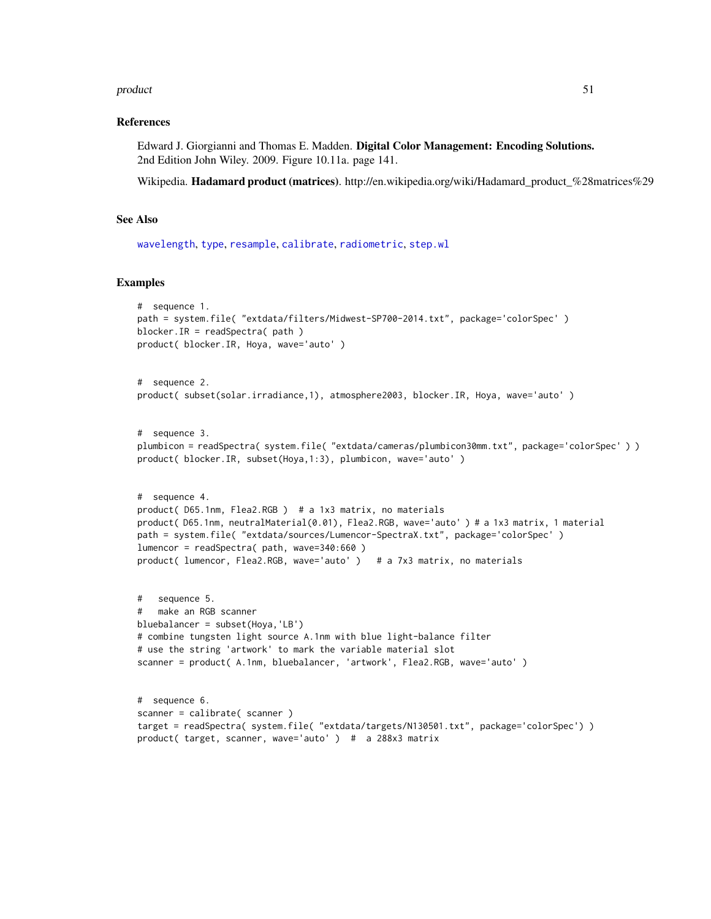## References

Edward J. Giorgianni and Thomas E. Madden. **Digital Color Management: Encoding Solutions.** 2nd Edition John Wiley. 2009. Figure 10.11a. page 141.

Wikipedia. **Hadamard product (matrices)**. http://en.wikipedia.org/wiki/Hadamard_product_%28matrices%29

## See Also

wavelength, type, resample, calibrate, radiometric, step.wl

## Examples

```
#  sequence 1.
path = system.file( "extdata/filters/Midwest-SP700-2014.txt", package='colorSpec' )
blocker.IR = readSpectra( path )
product( blocker.IR, Hoya, wave='auto' )


#  sequence 2.
product( subset(solar.irradiance,1), atmosphere2003, blocker.IR, Hoya, wave='auto' )


#  sequence 3.
plumbicon = readSpectra( system.file( "extdata/cameras/plumbicon30mm.txt", package='colorSpec' ) )
product( blocker.IR, subset(Hoya,1:3), plumbicon, wave='auto' )


#  sequence 4.
product( D65.1nm, Flea2.RGB )  # a 1x3 matrix, no materials
product( D65.1nm, neutralMaterial(0.01), Flea2.RGB, wave='auto' ) # a 1x3 matrix, 1 material
path = system.file( "extdata/sources/Lumencor-SpectraX.txt", package='colorSpec' )
lumencor = readSpectra( path, wave=340:660 )
product( lumencor, Flea2.RGB, wave='auto' )   # a 7x3 matrix, no materials


#   sequence 5.
#   make an RGB scanner
bluebalancer = subset(Hoya,'LB')
# combine tungsten light source A.1nm with blue light-balance filter
# use the string 'artwork' to mark the variable material slot
scanner = product( A.1nm, bluebalancer, 'artwork', Flea2.RGB, wave='auto' )


#  sequence 6.
scanner = calibrate( scanner )
target = readSpectra( system.file( "extdata/targets/N130501.txt", package='colorSpec') )
product( target, scanner, wave='auto' )  #  a 288x3 matrix
```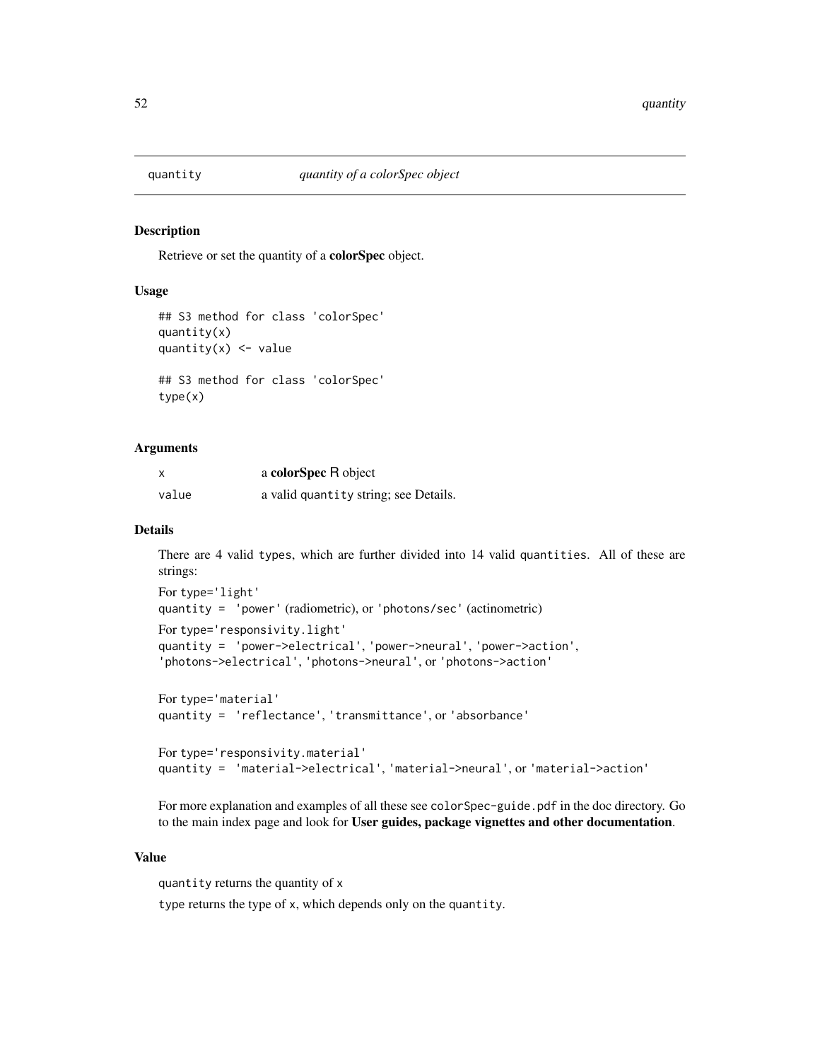# quantity — *quantity of a colorSpec object*

## Description

Retrieve or set the quantity of a **colorSpec** object.

## Usage

```
## S3 method for class 'colorSpec'
quantity(x)
quantity(x) <- value

## S3 method for class 'colorSpec'
type(x)
```

## Arguments

| | |
|---|---|
| x | a **colorSpec** R object |
| value | a valid quantity string; see Details. |

## Details

There are 4 valid types, which are further divided into 14 valid quantities. All of these are strings:

For type='light'
quantity = 'power' (radiometric), or 'photons/sec' (actinometric)

For type='responsivity.light'
quantity = 'power->electrical', 'power->neural', 'power->action', 'photons->electrical', 'photons->neural', or 'photons->action'

For type='material'
quantity = 'reflectance', 'transmittance', or 'absorbance'

For type='responsivity.material'
quantity = 'material->electrical', 'material->neural', or 'material->action'

For more explanation and examples of all these see colorSpec-guide.pdf in the doc directory. Go to the main index page and look for **User guides, package vignettes and other documentation**.

## Value

quantity returns the quantity of x

type returns the type of x, which depends only on the quantity.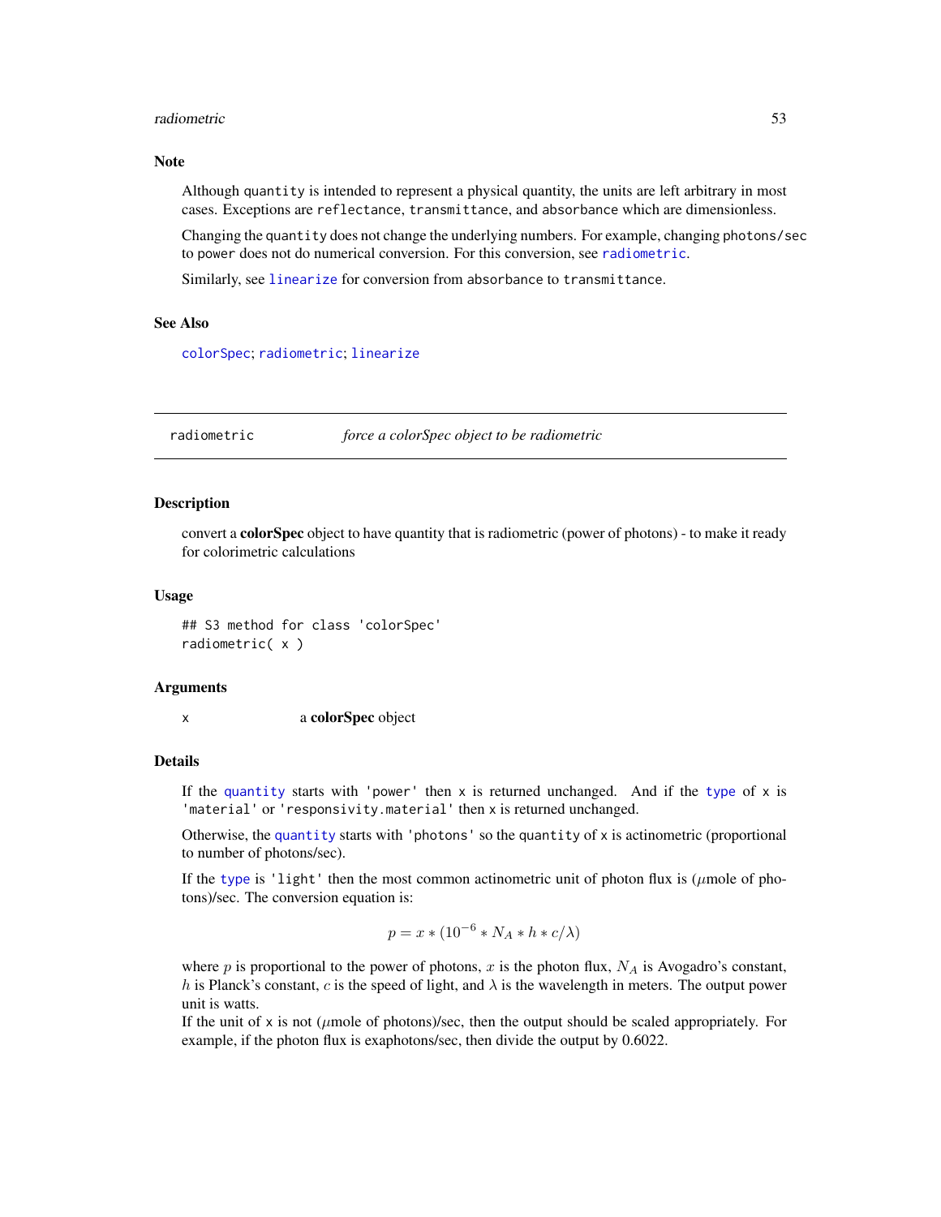## Note

Although `quantity` is intended to represent a physical quantity, the units are left arbitrary in most cases. Exceptions are `reflectance`, `transmittance`, and `absorbance` which are dimensionless.

Changing the `quantity` does not change the underlying numbers. For example, changing `photons/sec` to `power` does not do numerical conversion. For this conversion, see `radiometric`.

Similarly, see `linearize` for conversion from `absorbance` to `transmittance`.

## See Also

`colorSpec`; `radiometric`; `linearize`

---

# radiometric — *force a colorSpec object to be radiometric*

## Description

convert a **colorSpec** object to have quantity that is radiometric (power of photons) - to make it ready for colorimetric calculations

## Usage

```
## S3 method for class 'colorSpec'
radiometric( x )
```

## Arguments

| | |
|---|---|
| `x` | a **colorSpec** object |

## Details

If the `quantity` starts with `'power'` then `x` is returned unchanged. And if the `type` of `x` is `'material'` or `'responsivity.material'` then `x` is returned unchanged.

Otherwise, the `quantity` starts with `'photons'` so the `quantity` of `x` is actinometric (proportional to number of photons/sec).

If the `type` is `'light'` then the most common actinometric unit of photon flux is ($\mu$mole of photons)/sec. The conversion equation is:

$$p = x * (10^{-6} * N_A * h * c/\lambda)$$

where $p$ is proportional to the power of photons, $x$ is the photon flux, $N_A$ is Avogadro's constant, $h$ is Planck's constant, $c$ is the speed of light, and $\lambda$ is the wavelength in meters. The output power unit is watts.
If the unit of `x` is not ($\mu$mole of photons)/sec, then the output should be scaled appropriately. For example, if the photon flux is exaphotons/sec, then divide the output by 0.6022.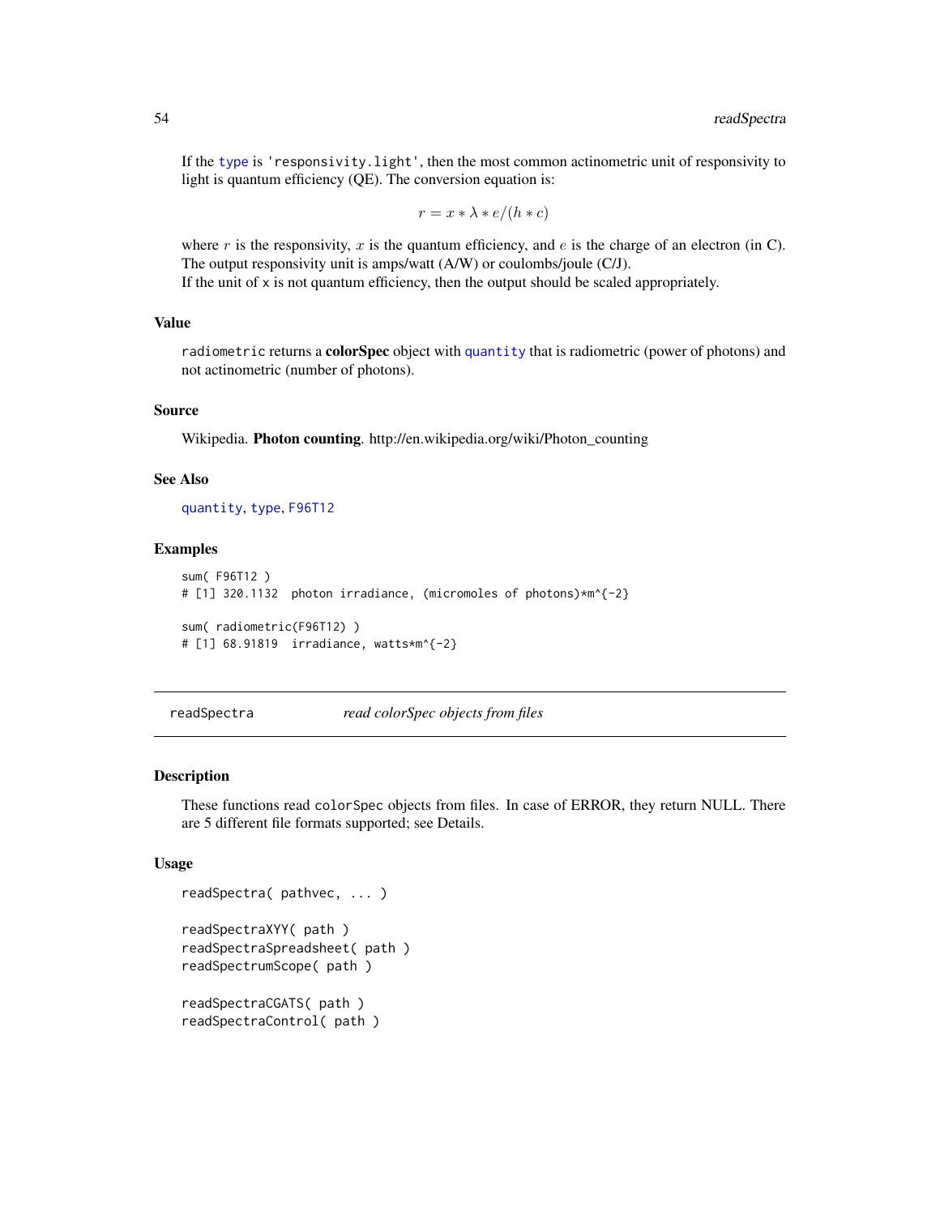If the type is 'responsivity.light', then the most common actinometric unit of responsivity to light is quantum efficiency (QE). The conversion equation is:

$$r = x * \lambda * e/(h * c)$$

where $r$ is the responsivity, $x$ is the quantum efficiency, and $e$ is the charge of an electron (in C). The output responsivity unit is amps/watt (A/W) or coulombs/joule (C/J).
If the unit of x is not quantum efficiency, then the output should be scaled appropriately.

## Value

radiometric returns a **colorSpec** object with quantity that is radiometric (power of photons) and not actinometric (number of photons).

## Source

Wikipedia. **Photon counting**. http://en.wikipedia.org/wiki/Photon_counting

## See Also

quantity, type, F96T12

## Examples

```
sum( F96T12 )
# [1] 320.1132  photon irradiance, (micromoles of photons)*m^{-2}

sum( radiometric(F96T12) )
# [1] 68.91819  irradiance, watts*m^{-2}
```

---

# readSpectra — *read colorSpec objects from files*

## Description

These functions read colorSpec objects from files. In case of ERROR, they return NULL. There are 5 different file formats supported; see Details.

## Usage

```
readSpectra( pathvec, ... )

readSpectraXYY( path )
readSpectraSpreadsheet( path )
readSpectrumScope( path )

readSpectraCGATS( path )
readSpectraControl( path )
```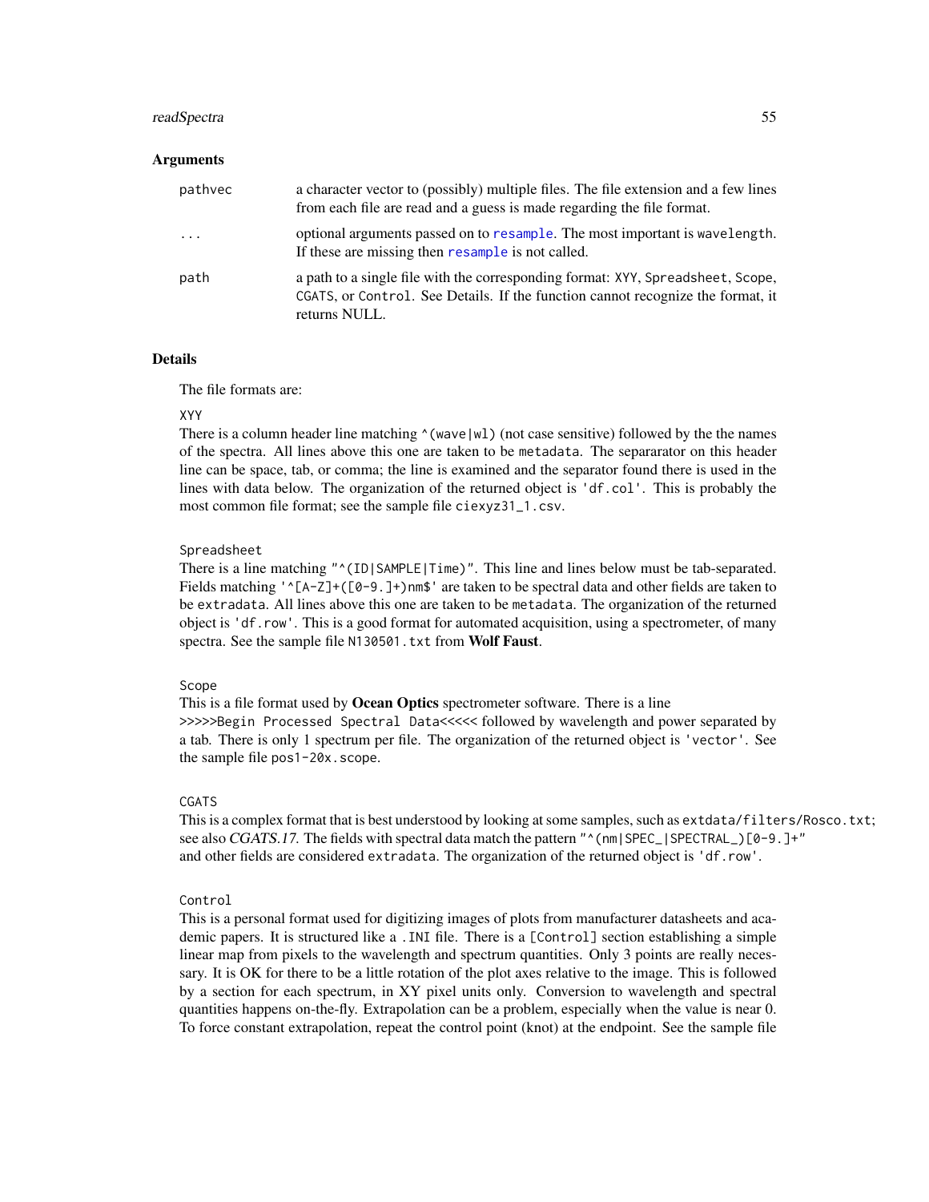### Arguments

| | |
|---|---|
| `pathvec` | a character vector to (possibly) multiple files. The file extension and a few lines from each file are read and a guess is made regarding the file format. |
| `...` | optional arguments passed on to `resample`. The most important is `wavelength`. If these are missing then `resample` is not called. |
| `path` | a path to a single file with the corresponding format: `XYY`, `Spreadsheet`, `Scope`, `CGATS`, or `Control`. See Details. If the function cannot recognize the format, it returns NULL. |

### Details

The file formats are:

`XYY`
There is a column header line matching `^(wave|wl)` (not case sensitive) followed by the the names of the spectra. All lines above this one are taken to be `metadata`. The separarator on this header line can be space, tab, or comma; the line is examined and the separator found there is used in the lines with data below. The organization of the returned object is `'df.col'`. This is probably the most common file format; see the sample file `ciexyz31_1.csv`.

`Spreadsheet`
There is a line matching `"^(ID|SAMPLE|Time)"`. This line and lines below must be tab-separated. Fields matching `'^[A-Z]+([0-9.]+)nm$'` are taken to be spectral data and other fields are taken to be `extradata`. All lines above this one are taken to be `metadata`. The organization of the returned object is `'df.row'`. This is a good format for automated acquisition, using a spectrometer, of many spectra. See the sample file `N130501.txt` from **Wolf Faust**.

`Scope`
This is a file format used by **Ocean Optics** spectrometer software. There is a line `>>>>>Begin Processed Spectral Data<<<<<` followed by wavelength and power separated by a tab. There is only 1 spectrum per file. The organization of the returned object is `'vector'`. See the sample file `pos1-20x.scope`.

`CGATS`
This is a complex format that is best understood by looking at some samples, such as `extdata/filters/Rosco.txt`; see also *CGATS.17*. The fields with spectral data match the pattern `"^(nm|SPEC_|SPECTRAL_)[0-9.]+"` and other fields are considered `extradata`. The organization of the returned object is `'df.row'`.

`Control`
This is a personal format used for digitizing images of plots from manufacturer datasheets and academic papers. It is structured like a `.INI` file. There is a `[Control]` section establishing a simple linear map from pixels to the wavelength and spectrum quantities. Only 3 points are really necessary. It is OK for there to be a little rotation of the plot axes relative to the image. This is followed by a section for each spectrum, in XY pixel units only. Conversion to wavelength and spectral quantities happens on-the-fly. Extrapolation can be a problem, especially when the value is near 0. To force constant extrapolation, repeat the control point (knot) at the endpoint. See the sample file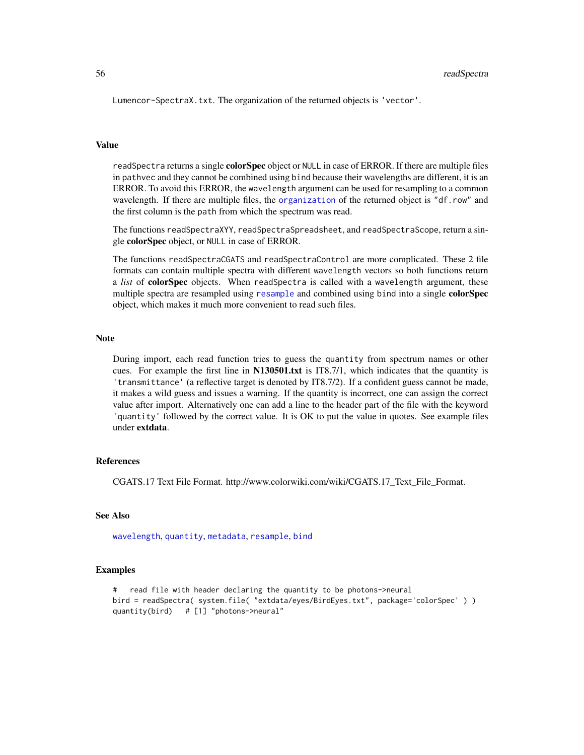Lumencor-SpectraX.txt. The organization of the returned objects is 'vector'.

## Value

readSpectra returns a single **colorSpec** object or NULL in case of ERROR. If there are multiple files in pathvec and they cannot be combined using bind because their wavelengths are different, it is an ERROR. To avoid this ERROR, the wavelength argument can be used for resampling to a common wavelength. If there are multiple files, the organization of the returned object is "df.row" and the first column is the path from which the spectrum was read.

The functions readSpectraXYY, readSpectraSpreadsheet, and readSpectraScope, return a single **colorSpec** object, or NULL in case of ERROR.

The functions readSpectraCGATS and readSpectraControl are more complicated. These 2 file formats can contain multiple spectra with different wavelength vectors so both functions return a *list* of **colorSpec** objects. When readSpectra is called with a wavelength argument, these multiple spectra are resampled using resample and combined using bind into a single **colorSpec** object, which makes it much more convenient to read such files.

## Note

During import, each read function tries to guess the quantity from spectrum names or other cues. For example the first line in **N130501.txt** is IT8.7/1, which indicates that the quantity is 'transmittance' (a reflective target is denoted by IT8.7/2). If a confident guess cannot be made, it makes a wild guess and issues a warning. If the quantity is incorrect, one can assign the correct value after import. Alternatively one can add a line to the header part of the file with the keyword 'quantity' followed by the correct value. It is OK to put the value in quotes. See example files under **extdata**.

## References

CGATS.17 Text File Format. http://www.colorwiki.com/wiki/CGATS.17_Text_File_Format.

## See Also

wavelength, quantity, metadata, resample, bind

## Examples

```
#   read file with header declaring the quantity to be photons->neural
bird = readSpectra( system.file( "extdata/eyes/BirdEyes.txt", package='colorSpec' ) )
quantity(bird)   # [1] "photons->neural"
```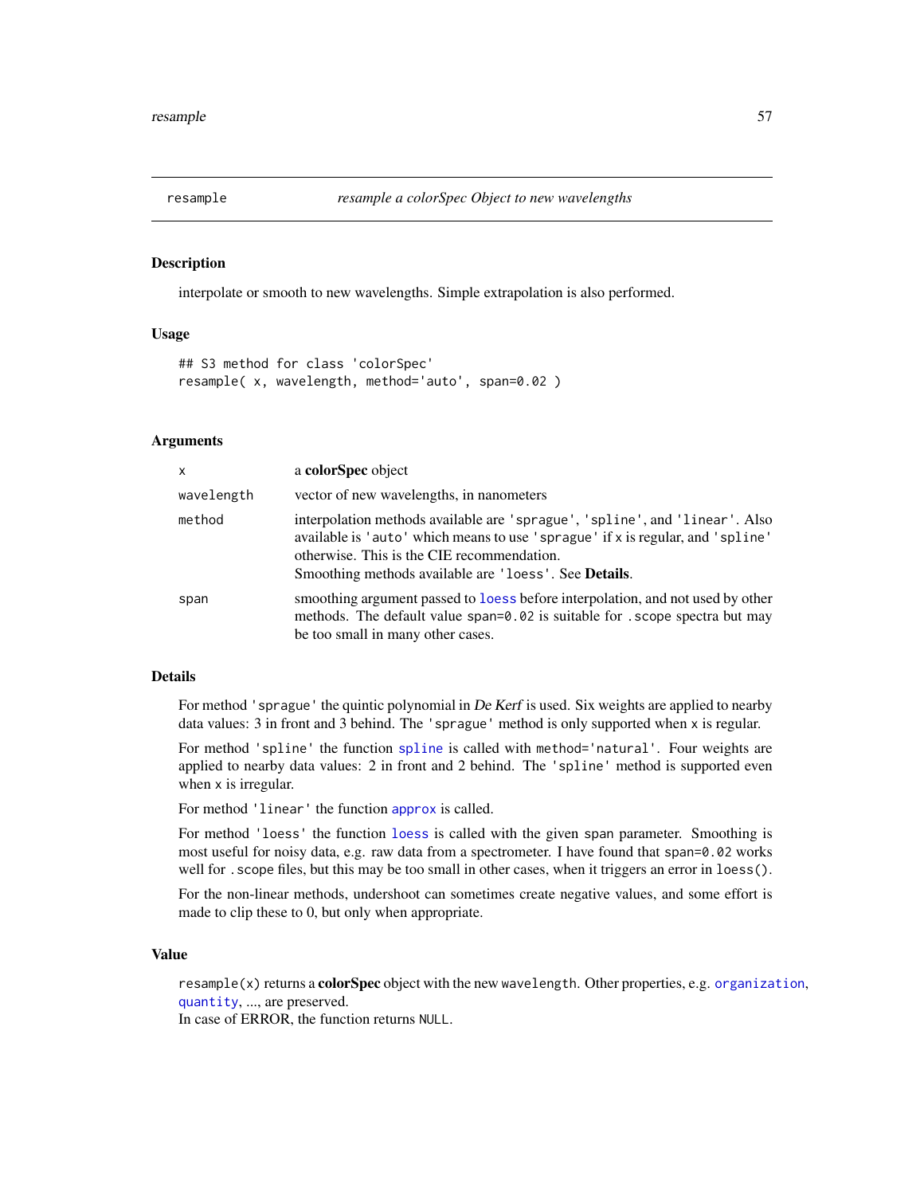# resample — *resample a colorSpec Object to new wavelengths*

## Description

interpolate or smooth to new wavelengths. Simple extrapolation is also performed.

## Usage

```
## S3 method for class 'colorSpec'
resample( x, wavelength, method='auto', span=0.02 )
```

## Arguments

| | |
|---|---|
| `x` | a **colorSpec** object |
| `wavelength` | vector of new wavelengths, in nanometers |
| `method` | interpolation methods available are `'sprague'`, `'spline'`, and `'linear'`. Also available is `'auto'` which means to use `'sprague'` if `x` is regular, and `'spline'` otherwise. This is the CIE recommendation.<br>Smoothing methods available are `'loess'`. See **Details**. |
| `span` | smoothing argument passed to `loess` before interpolation, and not used by other methods. The default value `span=0.02` is suitable for `.scope` spectra but may be too small in many other cases. |

## Details

For method `'sprague'` the quintic polynomial in *De Kerf* is used. Six weights are applied to nearby data values: 3 in front and 3 behind. The `'sprague'` method is only supported when `x` is regular.

For method `'spline'` the function `spline` is called with `method='natural'`. Four weights are applied to nearby data values: 2 in front and 2 behind. The `'spline'` method is supported even when `x` is irregular.

For method `'linear'` the function `approx` is called.

For method `'loess'` the function `loess` is called with the given `span` parameter. Smoothing is most useful for noisy data, e.g. raw data from a spectrometer. I have found that `span=0.02` works well for `.scope` files, but this may be too small in other cases, when it triggers an error in `loess()`.

For the non-linear methods, undershoot can sometimes create negative values, and some effort is made to clip these to 0, but only when appropriate.

## Value

`resample(x)` returns a **colorSpec** object with the new `wavelength`. Other properties, e.g. `organization`, `quantity`, ..., are preserved.
In case of ERROR, the function returns `NULL`.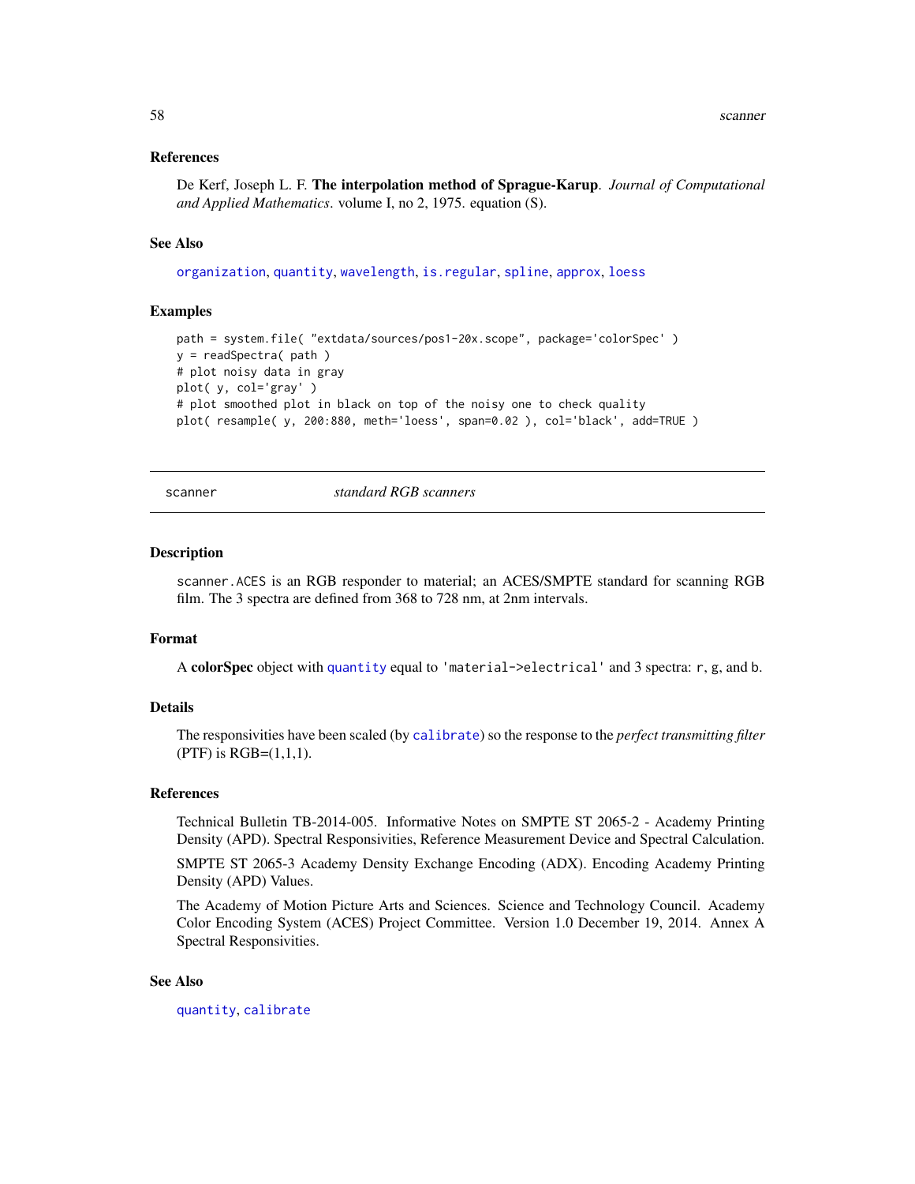### References

De Kerf, Joseph L. F. **The interpolation method of Sprague-Karup**. *Journal of Computational and Applied Mathematics*. volume I, no 2, 1975. equation (S).

### See Also

organization, quantity, wavelength, is.regular, spline, approx, loess

### Examples

```
path = system.file( "extdata/sources/pos1-20x.scope", package='colorSpec' )
y = readSpectra( path )
# plot noisy data in gray
plot( y, col='gray' )
# plot smoothed plot in black on top of the noisy one to check quality
plot( resample( y, 200:880, meth='loess', span=0.02 ), col='black', add=TRUE )
```

---

## scanner *standard RGB scanners*

### Description

scanner.ACES is an RGB responder to material; an ACES/SMPTE standard for scanning RGB film. The 3 spectra are defined from 368 to 728 nm, at 2nm intervals.

### Format

A **colorSpec** object with quantity equal to 'material->electrical' and 3 spectra: r, g, and b.

### Details

The responsivities have been scaled (by calibrate) so the response to the *perfect transmitting filter* (PTF) is RGB=(1,1,1).

### References

Technical Bulletin TB-2014-005. Informative Notes on SMPTE ST 2065-2 - Academy Printing Density (APD). Spectral Responsivities, Reference Measurement Device and Spectral Calculation.

SMPTE ST 2065-3 Academy Density Exchange Encoding (ADX). Encoding Academy Printing Density (APD) Values.

The Academy of Motion Picture Arts and Sciences. Science and Technology Council. Academy Color Encoding System (ACES) Project Committee. Version 1.0 December 19, 2014. Annex A Spectral Responsivities.

### See Also

quantity, calibrate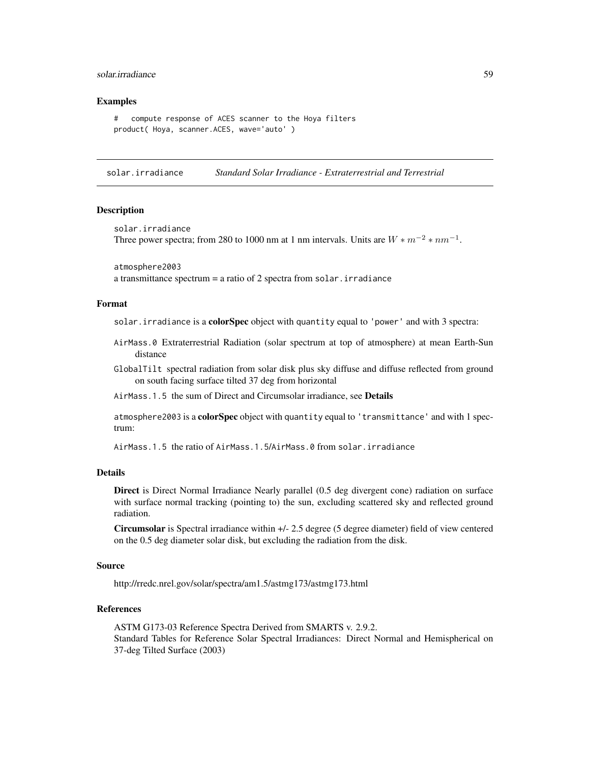### Examples

```
#   compute response of ACES scanner to the Hoya filters
product( Hoya, scanner.ACES, wave='auto' )
```

---

## solar.irradiance    *Standard Solar Irradiance - Extraterrestrial and Terrestrial*

---

### Description

`solar.irradiance`
Three power spectra; from 280 to 1000 nm at 1 nm intervals. Units are $W * m^{-2} * nm^{-1}$.

`atmosphere2003`
a transmittance spectrum = a ratio of 2 spectra from `solar.irradiance`

### Format

`solar.irradiance` is a **colorSpec** object with `quantity` equal to `'power'` and with 3 spectra:

- `AirMass.0` Extraterrestrial Radiation (solar spectrum at top of atmosphere) at mean Earth-Sun distance
- `GlobalTilt` spectral radiation from solar disk plus sky diffuse and diffuse reflected from ground on south facing surface tilted 37 deg from horizontal
- `AirMass.1.5` the sum of Direct and Circumsolar irradiance, see **Details**

`atmosphere2003` is a **colorSpec** object with `quantity` equal to `'transmittance'` and with 1 spectrum:

- `AirMass.1.5` the ratio of `AirMass.1.5/AirMass.0` from `solar.irradiance`

### Details

**Direct** is Direct Normal Irradiance Nearly parallel (0.5 deg divergent cone) radiation on surface with surface normal tracking (pointing to) the sun, excluding scattered sky and reflected ground radiation.

**Circumsolar** is Spectral irradiance within +/- 2.5 degree (5 degree diameter) field of view centered on the 0.5 deg diameter solar disk, but excluding the radiation from the disk.

### Source

http://rredc.nrel.gov/solar/spectra/am1.5/astmg173/astmg173.html

### References

ASTM G173-03 Reference Spectra Derived from SMARTS v. 2.9.2.
Standard Tables for Reference Solar Spectral Irradiances: Direct Normal and Hemispherical on 37-deg Tilted Surface (2003)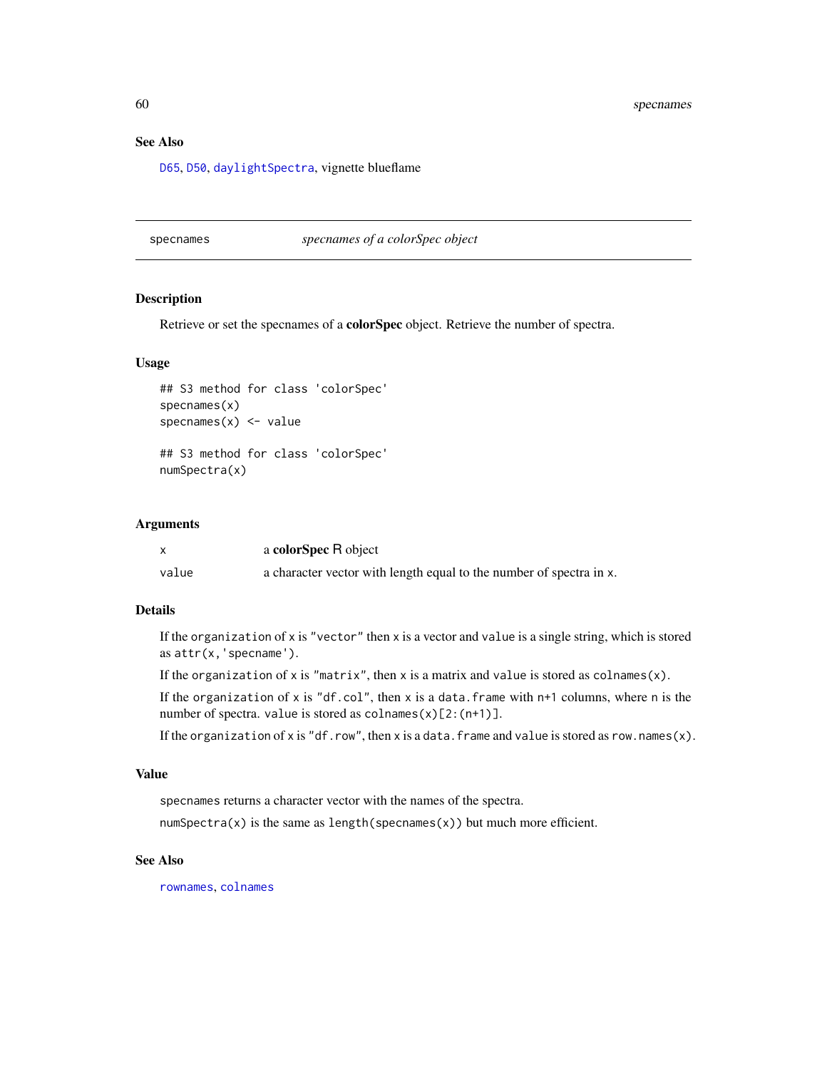## See Also

D65, D50, daylightSpectra, vignette blueflame

---

## specnames — *specnames of a colorSpec object*

### Description

Retrieve or set the specnames of a **colorSpec** object. Retrieve the number of spectra.

### Usage

```
## S3 method for class 'colorSpec'
specnames(x)
specnames(x) <- value

## S3 method for class 'colorSpec'
numSpectra(x)
```

### Arguments

| | |
|---|---|
| x | a **colorSpec** R object |
| value | a character vector with length equal to the number of spectra in x. |

### Details

If the organization of x is "vector" then x is a vector and value is a single string, which is stored as attr(x,'specname').

If the organization of x is "matrix", then x is a matrix and value is stored as colnames(x).

If the organization of x is "df.col", then x is a data.frame with n+1 columns, where n is the number of spectra. value is stored as colnames(x)[2:(n+1)].

If the organization of x is "df.row", then x is a data.frame and value is stored as row.names(x).

### Value

specnames returns a character vector with the names of the spectra.

numSpectra(x) is the same as length(specnames(x)) but much more efficient.

### See Also

rownames, colnames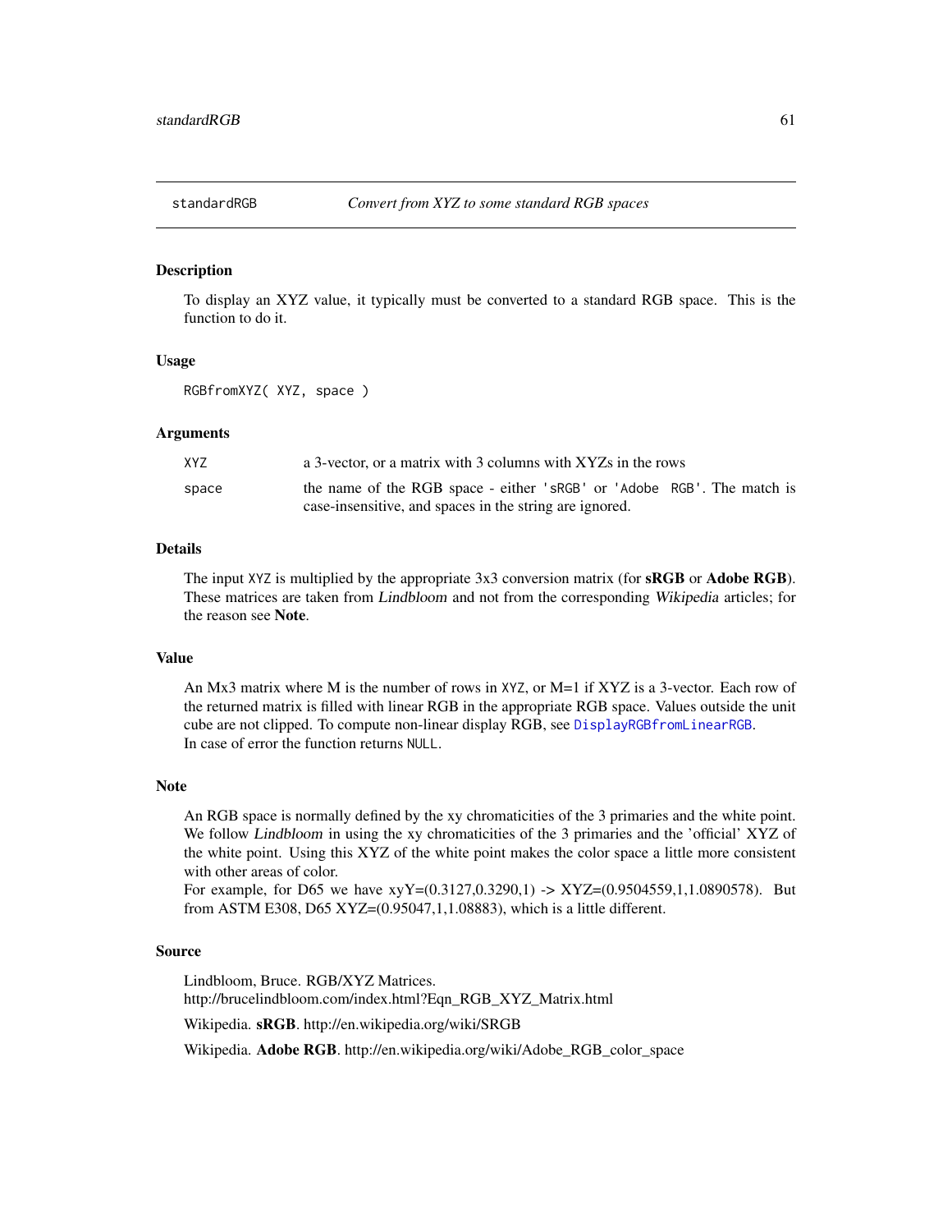## standardRGB — *Convert from XYZ to some standard RGB spaces*

### Description

To display an XYZ value, it typically must be converted to a standard RGB space. This is the function to do it.

### Usage

```
RGBfromXYZ( XYZ, space )
```

### Arguments

| | |
|---|---|
| `XYZ` | a 3-vector, or a matrix with 3 columns with XYZs in the rows |
| `space` | the name of the RGB space - either `'sRGB'` or `'Adobe RGB'`. The match is case-insensitive, and spaces in the string are ignored. |

### Details

The input `XYZ` is multiplied by the appropriate 3x3 conversion matrix (for **sRGB** or **Adobe RGB**). These matrices are taken from *Lindbloom* and not from the corresponding *Wikipedia* articles; for the reason see **Note**.

### Value

An Mx3 matrix where M is the number of rows in `XYZ`, or M=1 if XYZ is a 3-vector. Each row of the returned matrix is filled with linear RGB in the appropriate RGB space. Values outside the unit cube are not clipped. To compute non-linear display RGB, see `DisplayRGBfromLinearRGB`.
In case of error the function returns `NULL`.

### Note

An RGB space is normally defined by the xy chromaticities of the 3 primaries and the white point. We follow *Lindbloom* in using the xy chromaticities of the 3 primaries and the 'official' XYZ of the white point. Using this XYZ of the white point makes the color space a little more consistent with other areas of color.
For example, for D65 we have xyY=(0.3127,0.3290,1) -> XYZ=(0.9504559,1,1.0890578). But from ASTM E308, D65 XYZ=(0.95047,1,1.08883), which is a little different.

### Source

Lindbloom, Bruce. RGB/XYZ Matrices.
http://brucelindbloom.com/index.html?Eqn_RGB_XYZ_Matrix.html

Wikipedia. **sRGB**. http://en.wikipedia.org/wiki/SRGB

Wikipedia. **Adobe RGB**. http://en.wikipedia.org/wiki/Adobe_RGB_color_space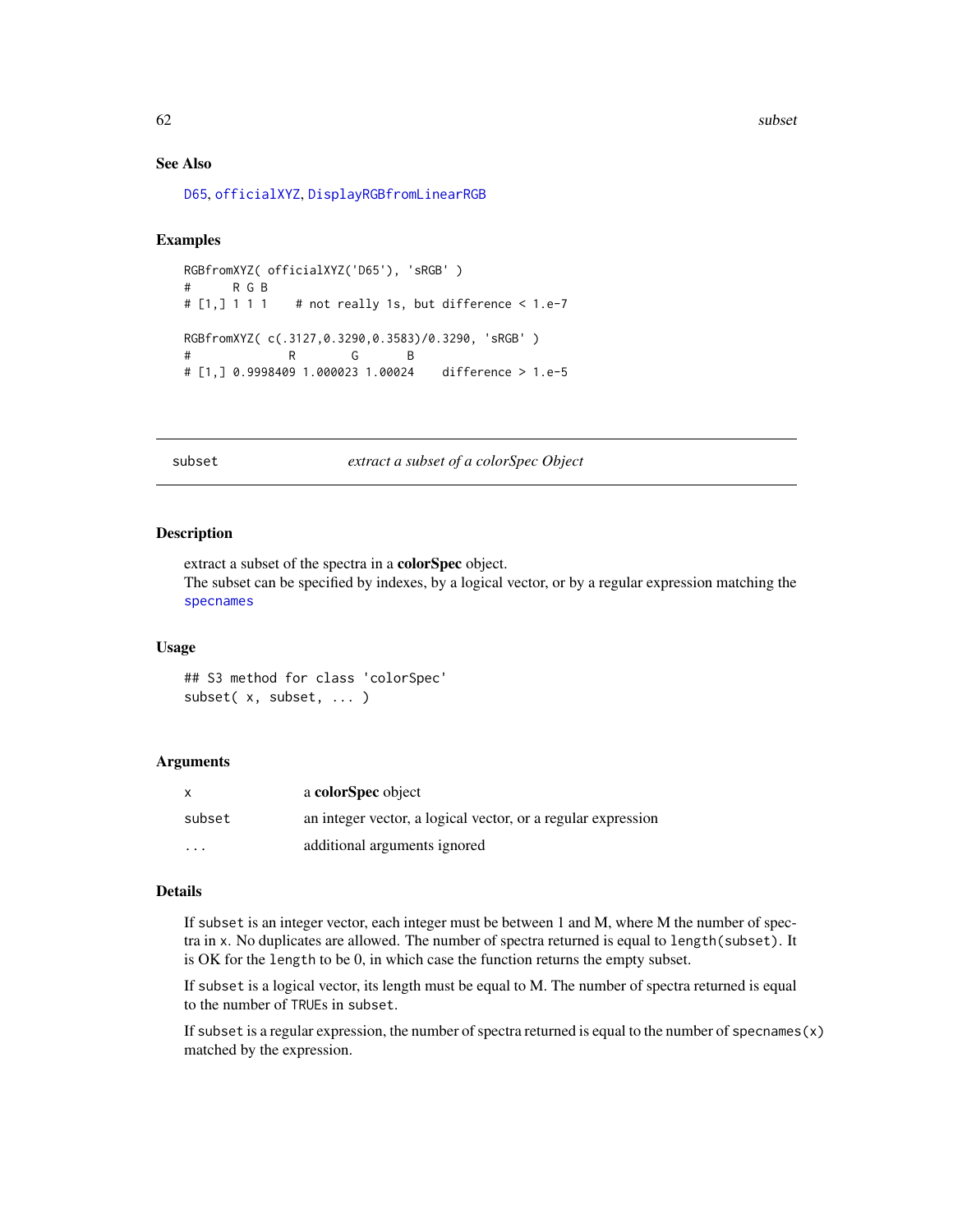## See Also

D65, officialXYZ, DisplayRGBfromLinearRGB

## Examples

```
RGBfromXYZ( officialXYZ('D65'), 'sRGB' )
#      R G B
# [1,] 1 1 1    # not really 1s, but difference < 1.e-7

RGBfromXYZ( c(.3127,0.3290,0.3583)/0.3290, 'sRGB' )
#              R        G       B
# [1,] 0.9998409 1.000023 1.00024    difference > 1.e-5
```

---

# subset — *extract a subset of a colorSpec Object*

## Description

extract a subset of the spectra in a **colorSpec** object.
The subset can be specified by indexes, by a logical vector, or by a regular expression matching the specnames

## Usage

```
## S3 method for class 'colorSpec'
subset( x, subset, ... )
```

## Arguments

| | |
|---|---|
| x | a **colorSpec** object |
| subset | an integer vector, a logical vector, or a regular expression |
| ... | additional arguments ignored |

## Details

If `subset` is an integer vector, each integer must be between 1 and M, where M the number of spectra in `x`. No duplicates are allowed. The number of spectra returned is equal to `length(subset)`. It is OK for the `length` to be 0, in which case the function returns the empty subset.

If `subset` is a logical vector, its length must be equal to M. The number of spectra returned is equal to the number of `TRUE`s in `subset`.

If `subset` is a regular expression, the number of spectra returned is equal to the number of `specnames(x)` matched by the expression.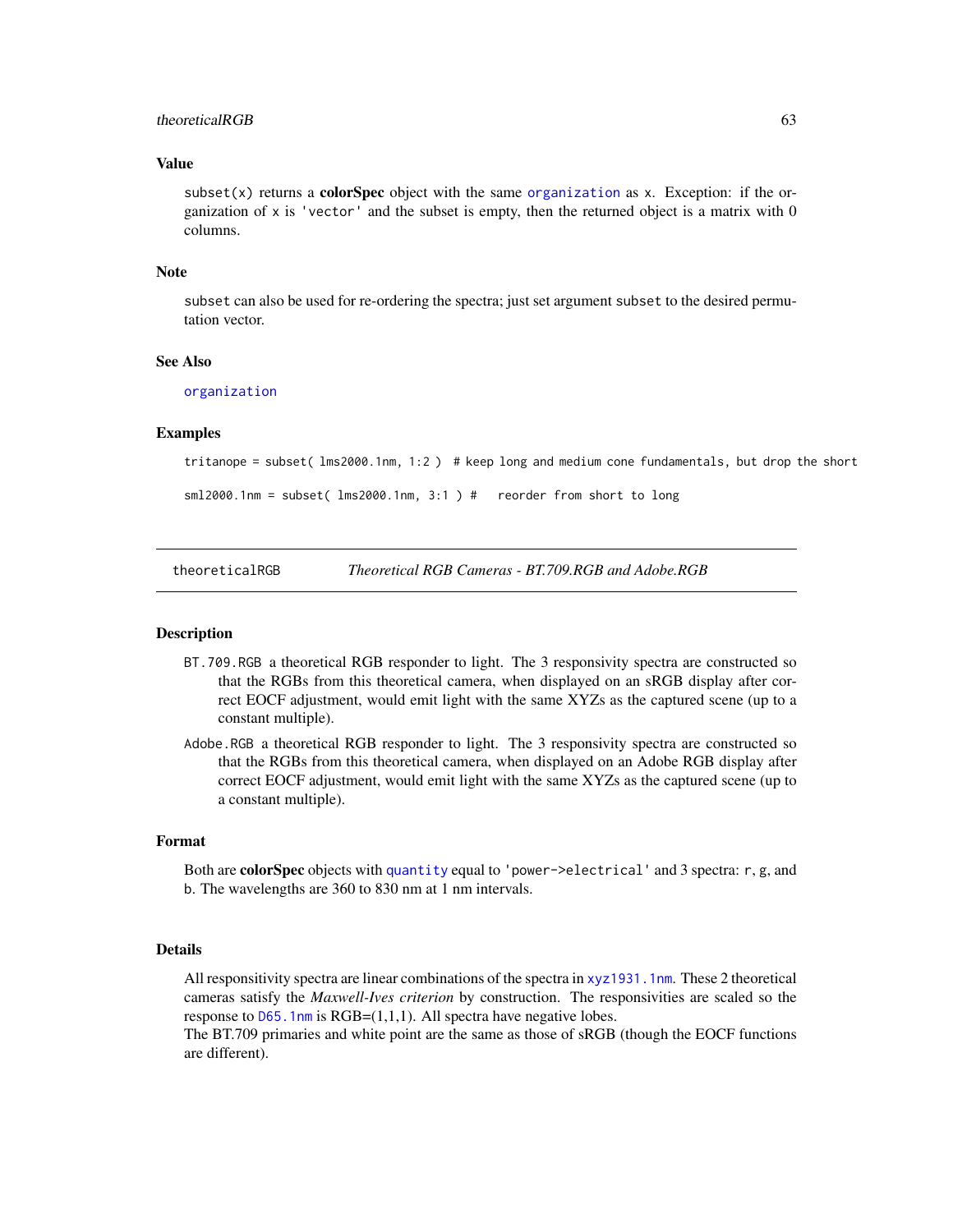### Value

`subset(x)` returns a **colorSpec** object with the same `organization` as `x`. Exception: if the organization of `x` is `'vector'` and the subset is empty, then the returned object is a matrix with 0 columns.

### Note

`subset` can also be used for re-ordering the spectra; just set argument `subset` to the desired permutation vector.

### See Also

`organization`

### Examples

```
tritanope = subset( lms2000.1nm, 1:2 )  # keep long and medium cone fundamentals, but drop the short

sml2000.1nm = subset( lms2000.1nm, 3:1 ) #   reorder from short to long
```

---

## theoreticalRGB — *Theoretical RGB Cameras - BT.709.RGB and Adobe.RGB*

---

### Description

`BT.709.RGB` a theoretical RGB responder to light. The 3 responsivity spectra are constructed so that the RGBs from this theoretical camera, when displayed on an sRGB display after correct EOCF adjustment, would emit light with the same XYZs as the captured scene (up to a constant multiple).

`Adobe.RGB` a theoretical RGB responder to light. The 3 responsivity spectra are constructed so that the RGBs from this theoretical camera, when displayed on an Adobe RGB display after correct EOCF adjustment, would emit light with the same XYZs as the captured scene (up to a constant multiple).

### Format

Both are **colorSpec** objects with `quantity` equal to `'power->electrical'` and 3 spectra: `r`, `g`, and `b`. The wavelengths are 360 to 830 nm at 1 nm intervals.

### Details

All responsitivity spectra are linear combinations of the spectra in `xyz1931.1nm`. These 2 theoretical cameras satisfy the *Maxwell-Ives criterion* by construction. The responsivities are scaled so the response to `D65.1nm` is RGB=(1,1,1). All spectra have negative lobes.
The BT.709 primaries and white point are the same as those of sRGB (though the EOCF functions are different).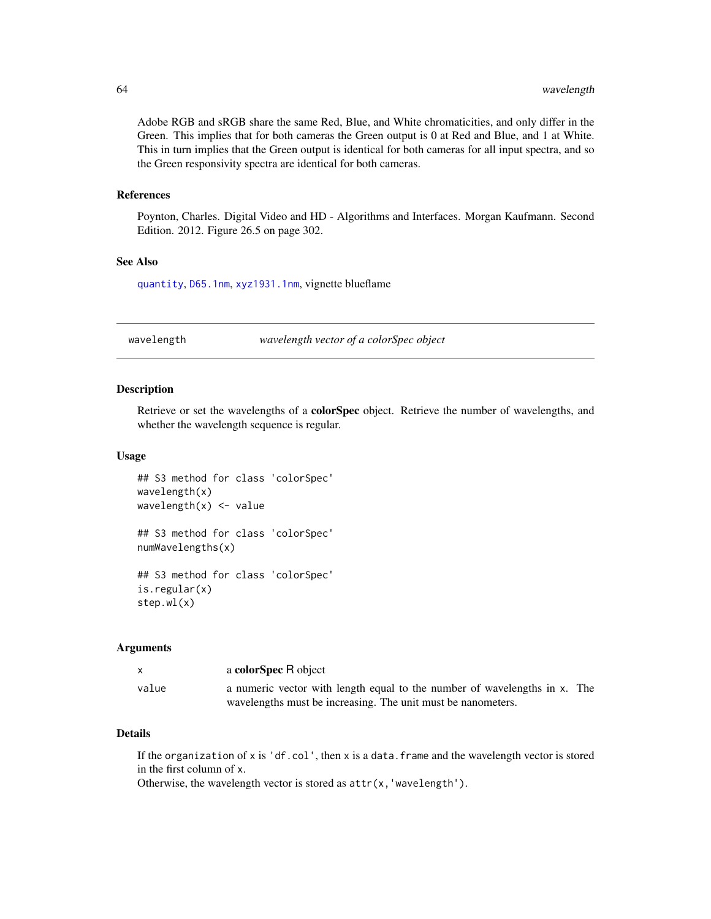Adobe RGB and sRGB share the same Red, Blue, and White chromaticities, and only differ in the Green. This implies that for both cameras the Green output is 0 at Red and Blue, and 1 at White. This in turn implies that the Green output is identical for both cameras for all input spectra, and so the Green responsivity spectra are identical for both cameras.

### References

Poynton, Charles. Digital Video and HD - Algorithms and Interfaces. Morgan Kaufmann. Second Edition. 2012. Figure 26.5 on page 302.

### See Also

`quantity`, `D65.1nm`, `xyz1931.1nm`, vignette blueflame

---

## wavelength — *wavelength vector of a colorSpec object*

### Description

Retrieve or set the wavelengths of a **colorSpec** object. Retrieve the number of wavelengths, and whether the wavelength sequence is regular.

### Usage

```
## S3 method for class 'colorSpec'
wavelength(x)
wavelength(x) <- value

## S3 method for class 'colorSpec'
numWavelengths(x)

## S3 method for class 'colorSpec'
is.regular(x)
step.wl(x)
```

### Arguments

| | |
|---|---|
| `x` | a **colorSpec** R object |
| `value` | a numeric vector with length equal to the number of wavelengths in `x`. The wavelengths must be increasing. The unit must be nanometers. |

### Details

If the `organization` of `x` is `'df.col'`, then `x` is a `data.frame` and the wavelength vector is stored in the first column of `x`.
Otherwise, the wavelength vector is stored as `attr(x,'wavelength')`.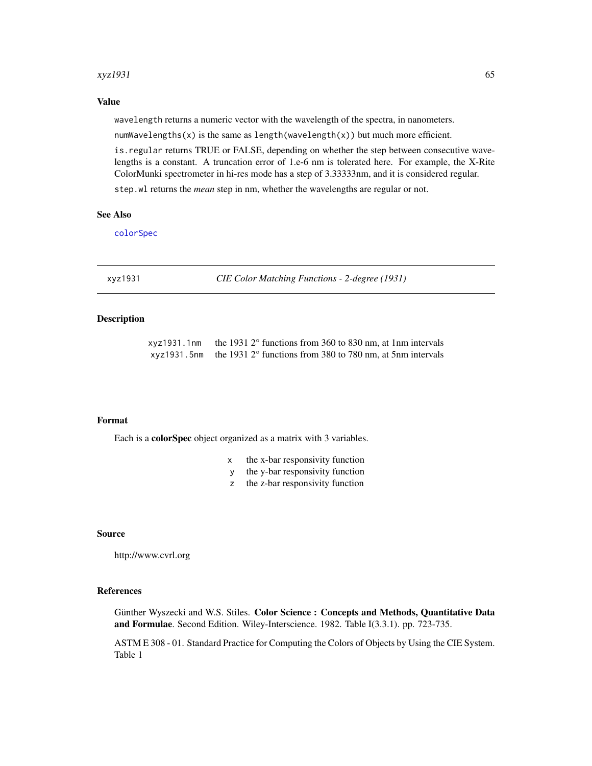## Value

`wavelength` returns a numeric vector with the wavelength of the spectra, in nanometers.

`numWavelengths(x)` is the same as `length(wavelength(x))` but much more efficient.

`is.regular` returns TRUE or FALSE, depending on whether the step between consecutive wavelengths is a constant. A truncation error of 1.e-6 nm is tolerated here. For example, the X-Rite ColorMunki spectrometer in hi-res mode has a step of 3.33333nm, and it is considered regular.

`step.wl` returns the *mean* step in nm, whether the wavelengths are regular or not.

## See Also

`colorSpec`

---

# xyz1931 — *CIE Color Matching Functions - 2-degree (1931)*

## Description

| | |
|---|---|
| `xyz1931.1nm` | the 1931 2° functions from 360 to 830 nm, at 1nm intervals |
| `xyz1931.5nm` | the 1931 2° functions from 380 to 780 nm, at 5nm intervals |

## Format

Each is a **colorSpec** object organized as a matrix with 3 variables.

| | |
|---|---|
| `x` | the x-bar responsivity function |
| `y` | the y-bar responsivity function |
| `z` | the z-bar responsivity function |

## Source

http://www.cvrl.org

## References

Günther Wyszecki and W.S. Stiles. **Color Science : Concepts and Methods, Quantitative Data and Formulae**. Second Edition. Wiley-Interscience. 1982. Table I(3.3.1). pp. 723-735.

ASTM E 308 - 01. Standard Practice for Computing the Colors of Objects by Using the CIE System. Table 1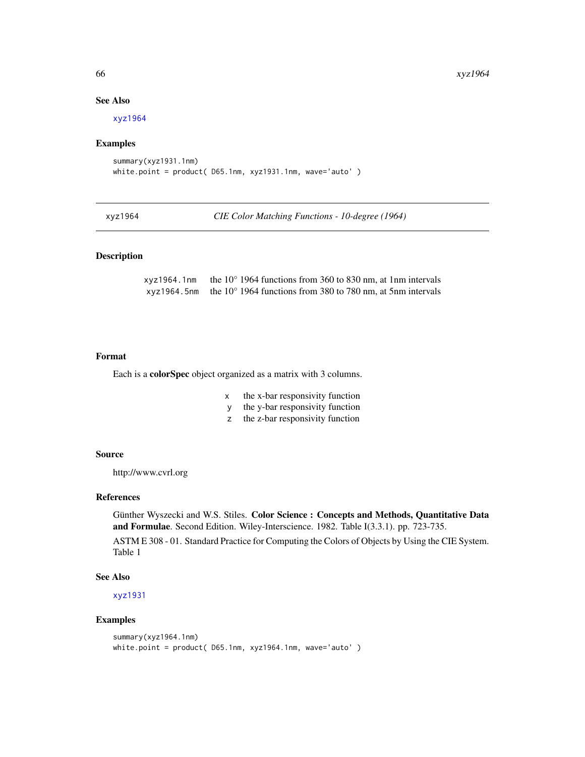## See Also

xyz1964

## Examples

```
summary(xyz1931.1nm)
white.point = product( D65.1nm, xyz1931.1nm, wave='auto' )
```

---

# xyz1964 *CIE Color Matching Functions - 10-degree (1964)*

## Description

| | |
|---|---|
| xyz1964.1nm | the 10° 1964 functions from 360 to 830 nm, at 1nm intervals |
| xyz1964.5nm | the 10° 1964 functions from 380 to 780 nm, at 5nm intervals |

## Format

Each is a **colorSpec** object organized as a matrix with 3 columns.

| | |
|---|---|
| x | the x-bar responsivity function |
| y | the y-bar responsivity function |
| z | the z-bar responsivity function |

## Source

http://www.cvrl.org

## References

Günther Wyszecki and W.S. Stiles. **Color Science : Concepts and Methods, Quantitative Data and Formulae**. Second Edition. Wiley-Interscience. 1982. Table I(3.3.1). pp. 723-735.

ASTM E 308 - 01. Standard Practice for Computing the Colors of Objects by Using the CIE System. Table 1

## See Also

xyz1931

## Examples

```
summary(xyz1964.1nm)
white.point = product( D65.1nm, xyz1964.1nm, wave='auto' )
```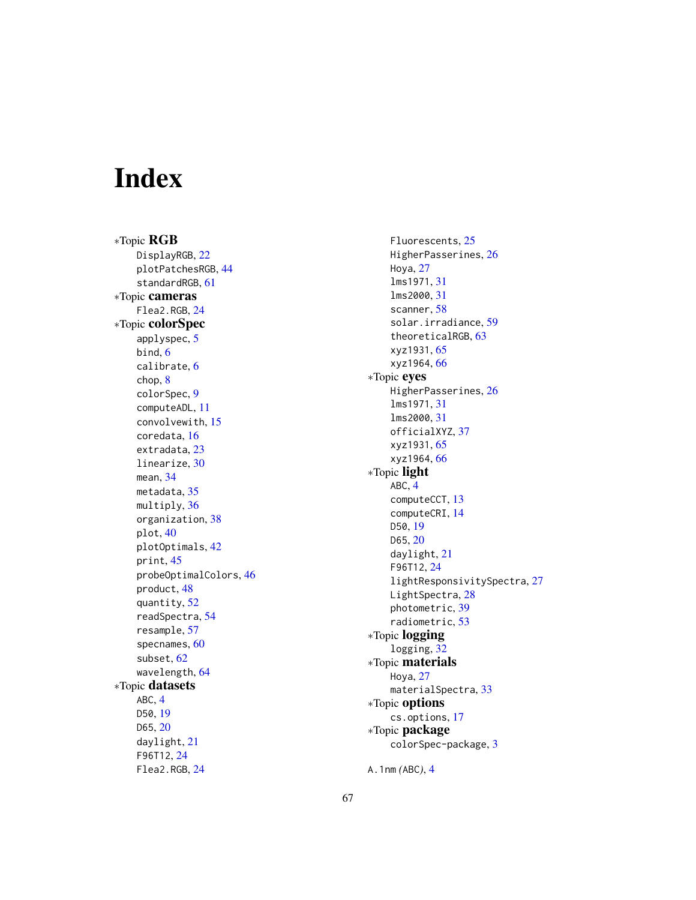# Index

*Topic **RGB**
- DisplayRGB, 22
- plotPatchesRGB, 44
- standardRGB, 61

*Topic **cameras**
- Flea2.RGB, 24

*Topic **colorSpec**
- applyspec, 5
- bind, 6
- calibrate, 6
- chop, 8
- colorSpec, 9
- computeADL, 11
- convolvewith, 15
- coredata, 16
- extradata, 23
- linearize, 30
- mean, 34
- metadata, 35
- multiply, 36
- organization, 38
- plot, 40
- plotOptimals, 42
- print, 45
- probeOptimalColors, 46
- product, 48
- quantity, 52
- readSpectra, 54
- resample, 57
- specnames, 60
- subset, 62
- wavelength, 64

*Topic **datasets**
- ABC, 4
- D50, 19
- D65, 20
- daylight, 21
- F96T12, 24
- Flea2.RGB, 24
- Fluorescents, 25
- HigherPasserines, 26
- Hoya, 27
- lms1971, 31
- lms2000, 31
- scanner, 58
- solar.irradiance, 59
- theoreticalRGB, 63
- xyz1931, 65
- xyz1964, 66

*Topic **eyes**
- HigherPasserines, 26
- lms1971, 31
- lms2000, 31
- officialXYZ, 37
- xyz1931, 65
- xyz1964, 66

*Topic **light**
- ABC, 4
- computeCCT, 13
- computeCRI, 14
- D50, 19
- D65, 20
- daylight, 21
- F96T12, 24
- lightResponsivitySpectra, 27
- LightSpectra, 28
- photometric, 39
- radiometric, 53

*Topic **logging**
- logging, 32

*Topic **materials**
- Hoya, 27
- materialSpectra, 33

*Topic **options**
- cs.options, 17

*Topic **package**
- colorSpec-package, 3

A.1nm *(ABC)*, 4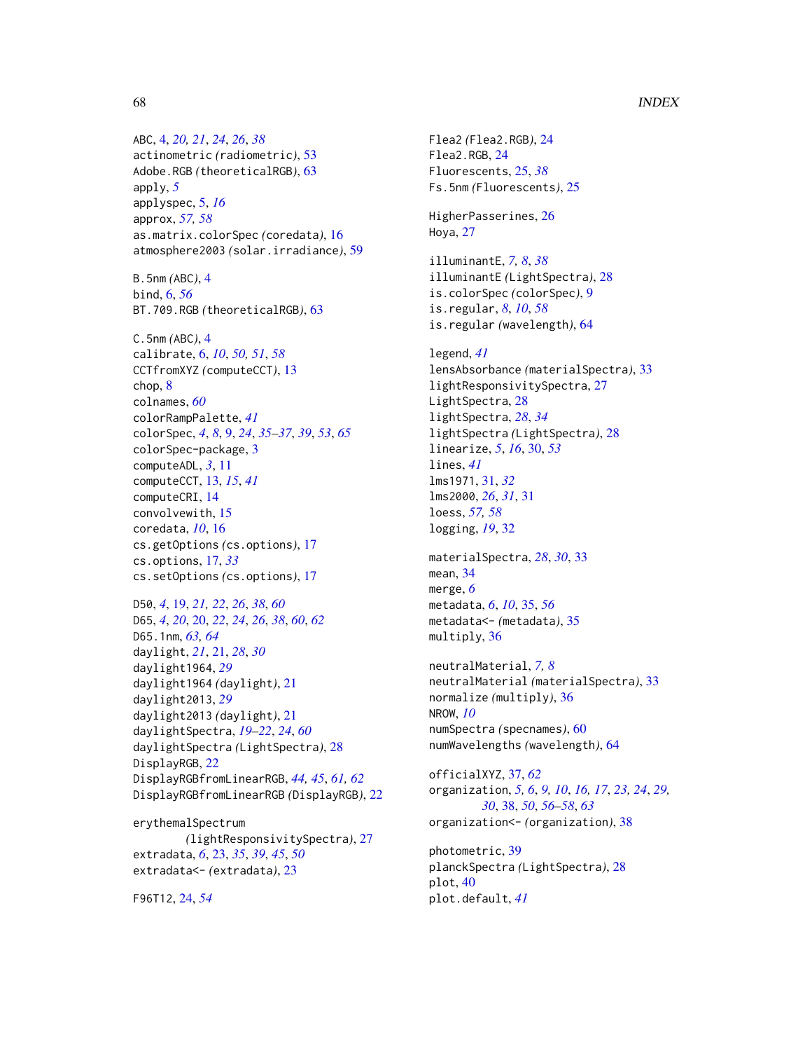ABC, 4, *20, 21*, *24*, *26*, *38*
actinometric *(radiometric)*, 53
Adobe.RGB *(theoreticalRGB)*, 63
apply, *5*
applyspec, 5, *16*
approx, *57, 58*
as.matrix.colorSpec *(coredata)*, 16
atmosphere2003 *(solar.irradiance)*, 59

B.5nm *(ABC)*, 4
bind, 6, *56*
BT.709.RGB *(theoreticalRGB)*, 63

C.5nm *(ABC)*, 4
calibrate, 6, *10*, *50, 51*, *58*
CCTfromXYZ *(computeCCT)*, 13
chop, 8
colnames, *60*
colorRampPalette, *41*
colorSpec, *4*, *8*, 9, *24*, *35–37*, *39*, *53*, *65*
colorSpec-package, 3
computeADL, *3*, 11
computeCCT, 13, *15*, *41*
computeCRI, 14
convolvewith, 15
coredata, *10*, 16
cs.getOptions *(cs.options)*, 17
cs.options, 17, *33*
cs.setOptions *(cs.options)*, 17

D50, *4*, 19, *21, 22*, *26*, *38*, *60*
D65, *4*, *20*, 20, *22*, *24*, *26*, *38*, *60*, *62*
D65.1nm, *63, 64*
daylight, *21*, 21, *28*, *30*
daylight1964, *29*
daylight1964 *(daylight)*, 21
daylight2013, *29*
daylight2013 *(daylight)*, 21
daylightSpectra, *19–22*, *24*, *60*
daylightSpectra *(LightSpectra)*, 28
DisplayRGB, 22
DisplayRGBfromLinearRGB, *44, 45*, *61, 62*
DisplayRGBfromLinearRGB *(DisplayRGB)*, 22

erythemalSpectrum *(lightResponsivitySpectra)*, 27
extradata, *6*, 23, *35*, *39*, *45*, *50*
extradata<- *(extradata)*, 23

F96T12, 24, *54*

Flea2 *(Flea2.RGB)*, 24
Flea2.RGB, 24
Fluorescents, 25, *38*
Fs.5nm *(Fluorescents)*, 25

HigherPasserines, 26
Hoya, 27

illuminantE, *7, 8*, *38*
illuminantE *(LightSpectra)*, 28
is.colorSpec *(colorSpec)*, 9
is.regular, *8*, *10*, *58*
is.regular *(wavelength)*, 64

legend, *41*
lensAbsorbance *(materialSpectra)*, 33
lightResponsivitySpectra, 27
LightSpectra, 28
lightSpectra, *28*, *34*
lightSpectra *(LightSpectra)*, 28
linearize, *5*, *16*, 30, *53*
lines, *41*
lms1971, 31, *32*
lms2000, *26*, *31*, 31
loess, *57, 58*
logging, *19*, 32

materialSpectra, *28*, *30*, 33
mean, 34
merge, *6*
metadata, *6*, *10*, 35, *56*
metadata<- *(metadata)*, 35
multiply, 36

neutralMaterial, *7, 8*
neutralMaterial *(materialSpectra)*, 33
normalize *(multiply)*, 36
NROW, *10*
numSpectra *(specnames)*, 60
numWavelengths *(wavelength)*, 64

officialXYZ, 37, *62*
organization, *5, 6*, *9, 10*, *16, 17*, *23, 24*, *29, 30*, 38, *50*, *56–58*, *63*
organization<- *(organization)*, 38

photometric, 39
planckSpectra *(LightSpectra)*, 28
plot, 40
plot.default, *41*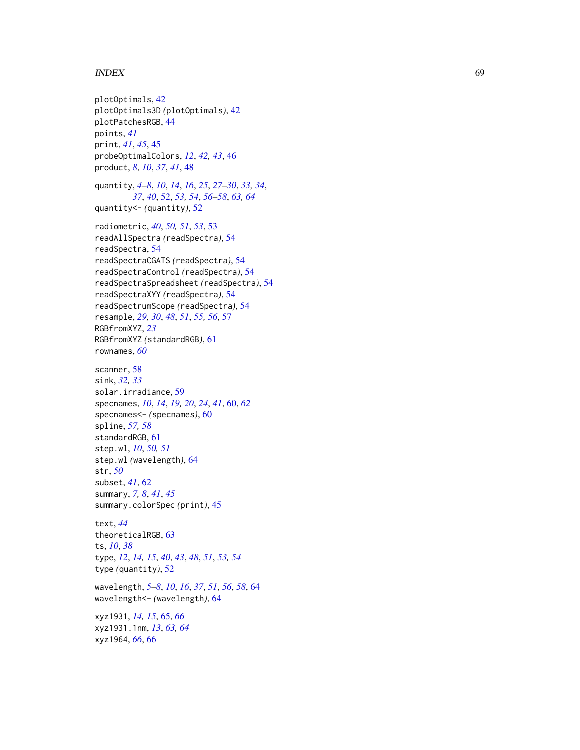plotOptimals, 42
plotOptimals3D (plotOptimals), 42
plotPatchesRGB, 44
points, *41*
print, *41*, *45*, 45
probeOptimalColors, *12*, *42, 43*, 46
product, *8*, *10*, *37*, *41*, 48

quantity, *4–8*, *10*, *14*, *16*, *25*, *27–30*, *33, 34*, *37*, *40*, 52, *53, 54*, *56–58*, *63, 64*
quantity<- (quantity), 52

radiometric, *40*, *50, 51*, *53*, 53
readAllSpectra (readSpectra), 54
readSpectra, 54
readSpectraCGATS (readSpectra), 54
readSpectraControl (readSpectra), 54
readSpectraSpreadsheet (readSpectra), 54
readSpectraXYY (readSpectra), 54
readSpectrumScope (readSpectra), 54
resample, *29, 30*, *48*, *51*, *55, 56*, 57
RGBfromXYZ, *23*
RGBfromXYZ (standardRGB), 61
rownames, *60*

scanner, 58
sink, *32, 33*
solar.irradiance, 59
specnames, *10*, *14*, *19, 20*, *24*, *41*, 60, *62*
specnames<- (specnames), 60
spline, *57, 58*
standardRGB, 61
step.wl, *10*, *50, 51*
step.wl (wavelength), 64
str, *50*
subset, *41*, 62
summary, *7, 8*, *41*, *45*
summary.colorSpec (print), 45

text, *44*
theoreticalRGB, 63
ts, *10*, *38*
type, *12*, *14, 15*, *40*, *43*, *48*, *51*, *53, 54*
type (quantity), 52

wavelength, *5–8*, *10*, *16*, *37*, *51*, *56*, *58*, 64
wavelength<- (wavelength), 64

xyz1931, *14, 15*, 65, *66*
xyz1931.1nm, *13*, *63, 64*
xyz1964, *66*, 66